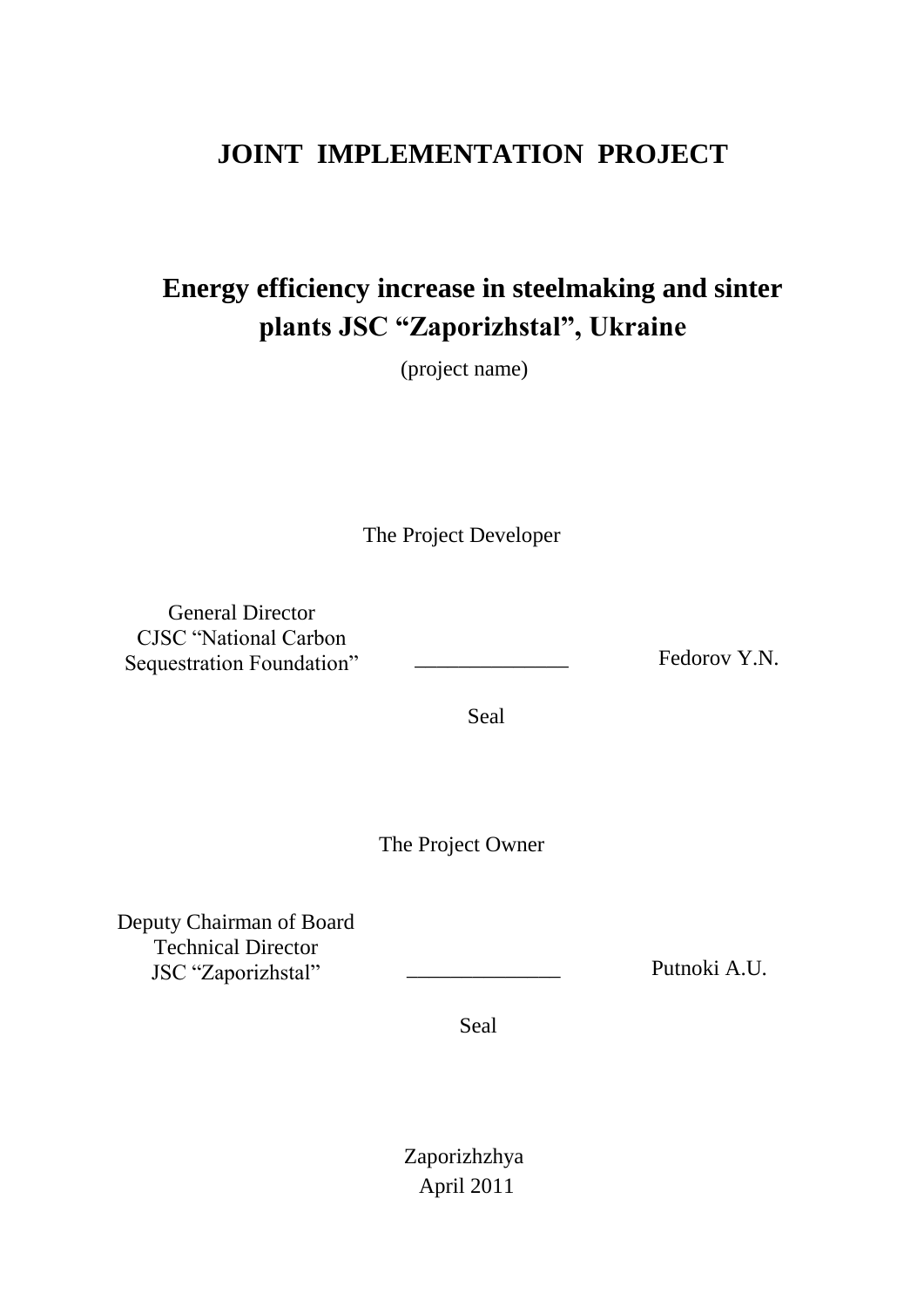# JOINT IMPLEMENTATION PROJECT

## Energy efficiency increase in steelmaking and sinter plants JSC "Zaporizhstal", Ukraine

(project name)

The Project Developer

General Director
CJSC "National Carbon Sequestration Foundation" ______________ Fedorov Y.N.

Seal

The Project Owner

Deputy Chairman of Board
Technical Director
JSC "Zaporizhstal" ______________ Putnoki A.U.

Seal

Zaporizhzhya
April 2011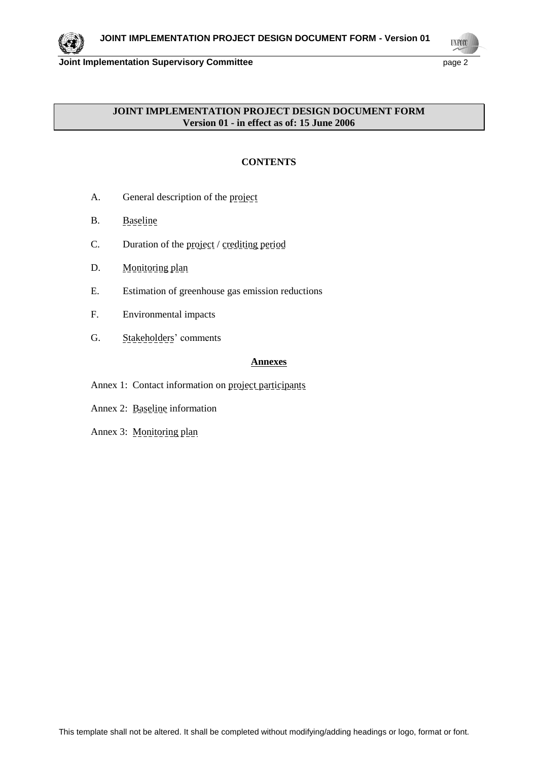**JOINT IMPLEMENTATION PROJECT DESIGN DOCUMENT FORM**
**Version 01 - in effect as of: 15 June 2006**

## CONTENTS

A. General description of the project

B. Baseline

C. Duration of the project / crediting period

D. Monitoring plan

E. Estimation of greenhouse gas emission reductions

F. Environmental impacts

G. Stakeholders' comments

**Annexes**

Annex 1: Contact information on project participants

Annex 2: Baseline information

Annex 3: Monitoring plan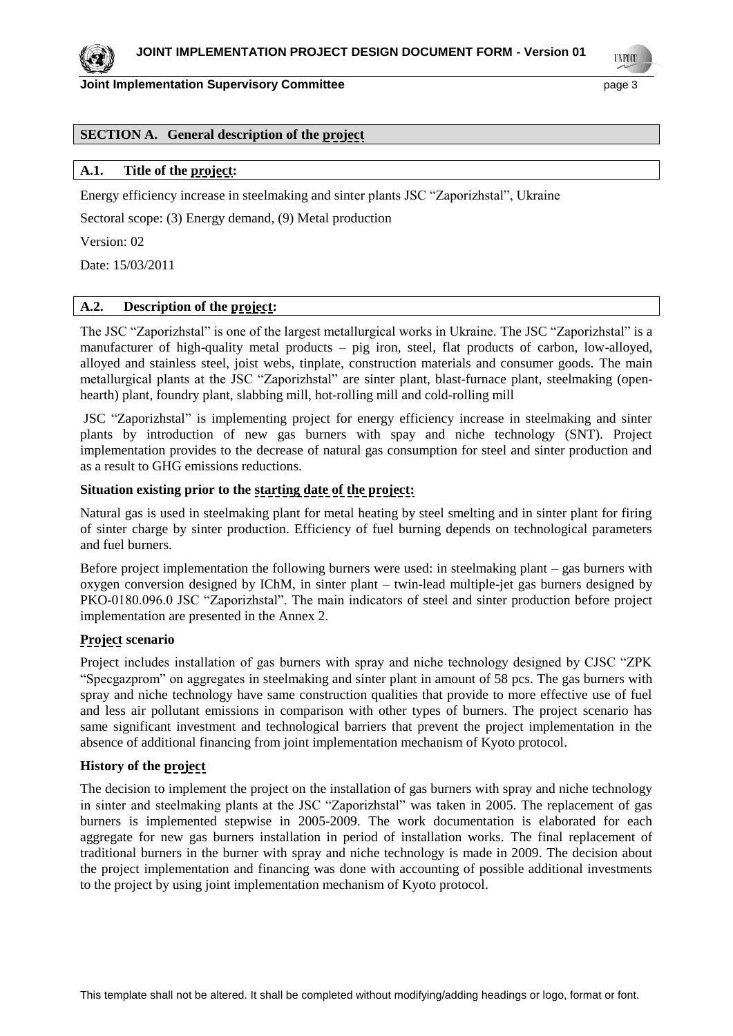## SECTION A. General description of the project

### A.1. Title of the project:

Energy efficiency increase in steelmaking and sinter plants JSC "Zaporizhstal", Ukraine

Sectoral scope: (3) Energy demand, (9) Metal production

Version: 02

Date: 15/03/2011

### A.2. Description of the project:

The JSC "Zaporizhstal" is one of the largest metallurgical works in Ukraine. The JSC "Zaporizhstal" is a manufacturer of high-quality metal products – pig iron, steel, flat products of carbon, low-alloyed, alloyed and stainless steel, joist webs, tinplate, construction materials and consumer goods. The main metallurgical plants at the JSC "Zaporizhstal" are sinter plant, blast-furnace plant, steelmaking (open-hearth) plant, foundry plant, slabbing mill, hot-rolling mill and cold-rolling mill

JSC "Zaporizhstal" is implementing project for energy efficiency increase in steelmaking and sinter plants by introduction of new gas burners with spay and niche technology (SNT). Project implementation provides to the decrease of natural gas consumption for steel and sinter production and as a result to GHG emissions reductions.

**Situation existing prior to the starting date of the project:**

Natural gas is used in steelmaking plant for metal heating by steel smelting and in sinter plant for firing of sinter charge by sinter production. Efficiency of fuel burning depends on technological parameters and fuel burners.

Before project implementation the following burners were used: in steelmaking plant – gas burners with oxygen conversion designed by IChM, in sinter plant – twin-lead multiple-jet gas burners designed by PKO-0180.096.0 JSC "Zaporizhstal". The main indicators of steel and sinter production before project implementation are presented in the Annex 2.

**Project scenario**

Project includes installation of gas burners with spray and niche technology designed by CJSC "ZPK "Specgazprom" on aggregates in steelmaking and sinter plant in amount of 58 pcs. The gas burners with spray and niche technology have same construction qualities that provide to more effective use of fuel and less air pollutant emissions in comparison with other types of burners. The project scenario has same significant investment and technological barriers that prevent the project implementation in the absence of additional financing from joint implementation mechanism of Kyoto protocol.

**History of the project**

The decision to implement the project on the installation of gas burners with spray and niche technology in sinter and steelmaking plants at the JSC "Zaporizhstal" was taken in 2005. The replacement of gas burners is implemented stepwise in 2005-2009. The work documentation is elaborated for each aggregate for new gas burners installation in period of installation works. The final replacement of traditional burners in the burner with spray and niche technology is made in 2009. The decision about the project implementation and financing was done with accounting of possible additional investments to the project by using joint implementation mechanism of Kyoto protocol.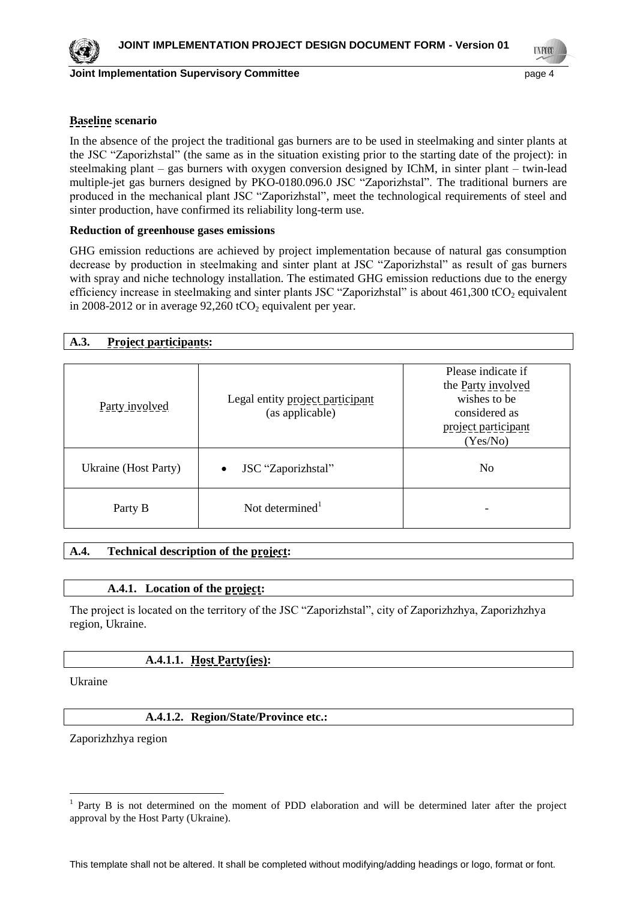**Baseline scenario**

In the absence of the project the traditional gas burners are to be used in steelmaking and sinter plants at the JSC "Zaporizhstal" (the same as in the situation existing prior to the starting date of the project): in steelmaking plant – gas burners with oxygen conversion designed by IChM, in sinter plant – twin-lead multiple-jet gas burners designed by PKO-0180.096.0 JSC "Zaporizhstal". The traditional burners are produced in the mechanical plant JSC "Zaporizhstal", meet the technological requirements of steel and sinter production, have confirmed its reliability long-term use.

**Reduction of greenhouse gases emissions**

GHG emission reductions are achieved by project implementation because of natural gas consumption decrease by production in steelmaking and sinter plant at JSC "Zaporizhstal" as result of gas burners with spray and niche technology installation. The estimated GHG emission reductions due to the energy efficiency increase in steelmaking and sinter plants JSC "Zaporizhstal" is about 461,300 $tCO_2$ equivalent in 2008-2012 or in average 92,260 $tCO_2$ equivalent per year.

## A.3. Project participants:

| Party involved | Legal entity project participant (as applicable) | Please indicate if the Party involved wishes to be considered as project participant (Yes/No) |
|---|---|---|
| Ukraine (Host Party) | • JSC "Zaporizhstal" | No |
| Party B | Not determined[1] | - |

## A.4. Technical description of the project:

### A.4.1. Location of the project:

The project is located on the territory of the JSC "Zaporizhstal", city of Zaporizhzhya, Zaporizhzhya region, Ukraine.

#### A.4.1.1. Host Party(ies):

Ukraine

#### A.4.1.2. Region/State/Province etc.:

Zaporizhzhya region

[1] Party B is not determined on the moment of PDD elaboration and will be determined later after the project approval by the Host Party (Ukraine).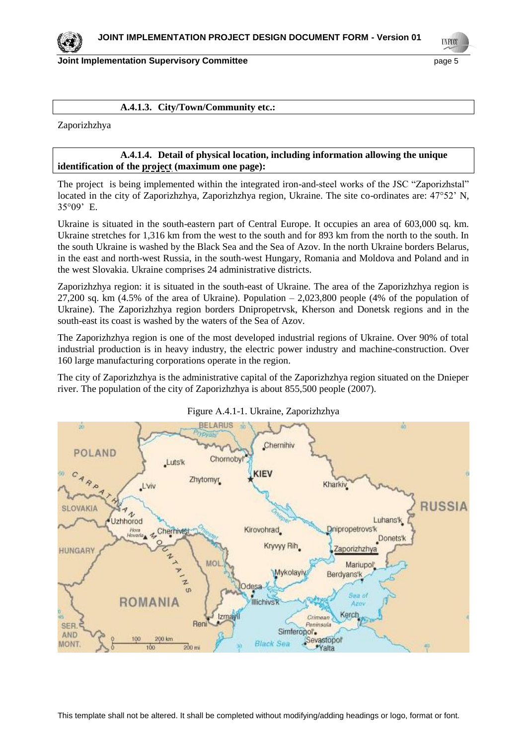#### A.4.1.3. City/Town/Community etc.:

Zaporizhzhya

#### A.4.1.4. Detail of physical location, including information allowing the unique identification of the project (maximum one page):

The project is being implemented within the integrated iron-and-steel works of the JSC "Zaporizhstal" located in the city of Zaporizhzhya, Zaporizhzhya region, Ukraine. The site co-ordinates are: 47°52' N, 35°09' E.

Ukraine is situated in the south-eastern part of Central Europe. It occupies an area of 603,000 sq. km. Ukraine stretches for 1,316 km from the west to the south and for 893 km from the north to the south. In the south Ukraine is washed by the Black Sea and the Sea of Azov. In the north Ukraine borders Belarus, in the east and north-west Russia, in the south-west Hungary, Romania and Moldova and Poland and in the west Slovakia. Ukraine comprises 24 administrative districts.

Zaporizhzhya region: it is situated in the south-east of Ukraine. The area of the Zaporizhzhya region is 27,200 sq. km (4.5% of the area of Ukraine). Population – 2,023,800 people (4% of the population of Ukraine). The Zaporizhzhya region borders Dnipropetrvsk, Kherson and Donetsk regions and in the south-east its coast is washed by the waters of the Sea of Azov.

The Zaporizhzhya region is one of the most developed industrial regions of Ukraine. Over 90% of total industrial production is in heavy industry, the electric power industry and machine-construction. Over 160 large manufacturing corporations operate in the region.

The city of Zaporizhzhya is the administrative capital of the Zaporizhzhya region situated on the Dnieper river. The population of the city of Zaporizhzhya is about 855,500 people (2007).

Figure A.4.1-1. Ukraine, Zaporizhzhya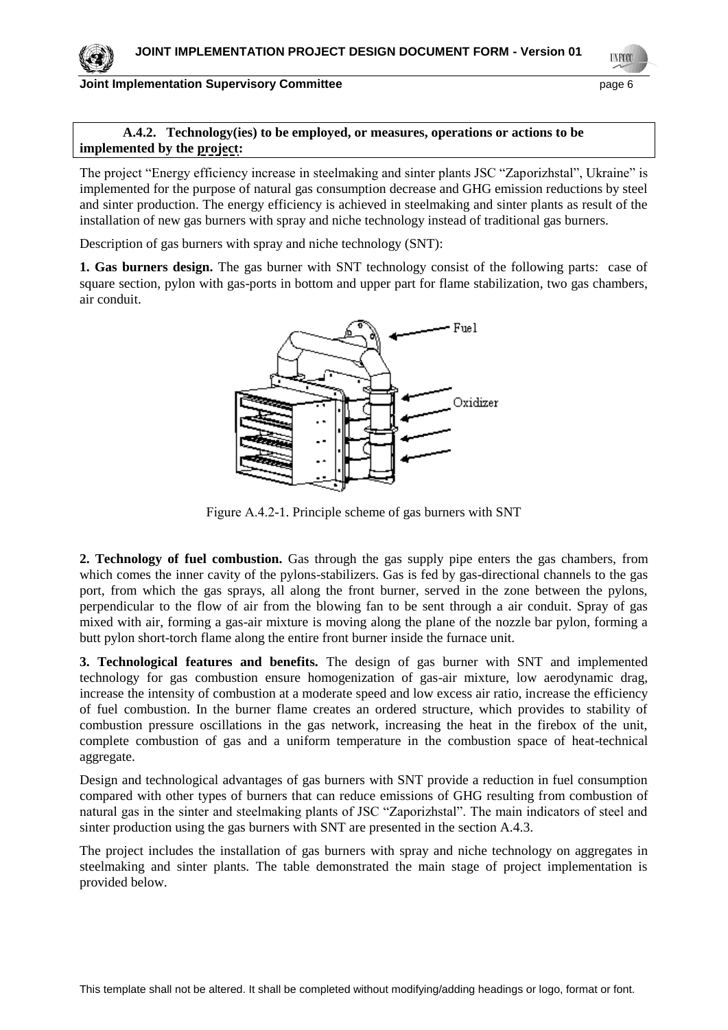**A.4.2. Technology(ies) to be employed, or measures, operations or actions to be implemented by the project:**

The project "Energy efficiency increase in steelmaking and sinter plants JSC "Zaporizhstal", Ukraine" is implemented for the purpose of natural gas consumption decrease and GHG emission reductions by steel and sinter production. The energy efficiency is achieved in steelmaking and sinter plants as result of the installation of new gas burners with spray and niche technology instead of traditional gas burners.

Description of gas burners with spray and niche technology (SNT):

**1. Gas burners design.** The gas burner with SNT technology consist of the following parts: case of square section, pylon with gas-ports in bottom and upper part for flame stabilization, two gas chambers, air conduit.

Figure A.4.2-1. Principle scheme of gas burners with SNT

**2. Technology of fuel combustion.** Gas through the gas supply pipe enters the gas chambers, from which comes the inner cavity of the pylons-stabilizers. Gas is fed by gas-directional channels to the gas port, from which the gas sprays, all along the front burner, served in the zone between the pylons, perpendicular to the flow of air from the blowing fan to be sent through a air conduit. Spray of gas mixed with air, forming a gas-air mixture is moving along the plane of the nozzle bar pylon, forming a butt pylon short-torch flame along the entire front burner inside the furnace unit.

**3. Technological features and benefits.** The design of gas burner with SNT and implemented technology for gas combustion ensure homogenization of gas-air mixture, low aerodynamic drag, increase the intensity of combustion at a moderate speed and low excess air ratio, increase the efficiency of fuel combustion. In the burner flame creates an ordered structure, which provides to stability of combustion pressure oscillations in the gas network, increasing the heat in the firebox of the unit, complete combustion of gas and a uniform temperature in the combustion space of heat-technical aggregate.

Design and technological advantages of gas burners with SNT provide a reduction in fuel consumption compared with other types of burners that can reduce emissions of GHG resulting from combustion of natural gas in the sinter and steelmaking plants of JSC "Zaporizhstal". The main indicators of steel and sinter production using the gas burners with SNT are presented in the section A.4.3.

The project includes the installation of gas burners with spray and niche technology on aggregates in steelmaking and sinter plants. The table demonstrated the main stage of project implementation is provided below.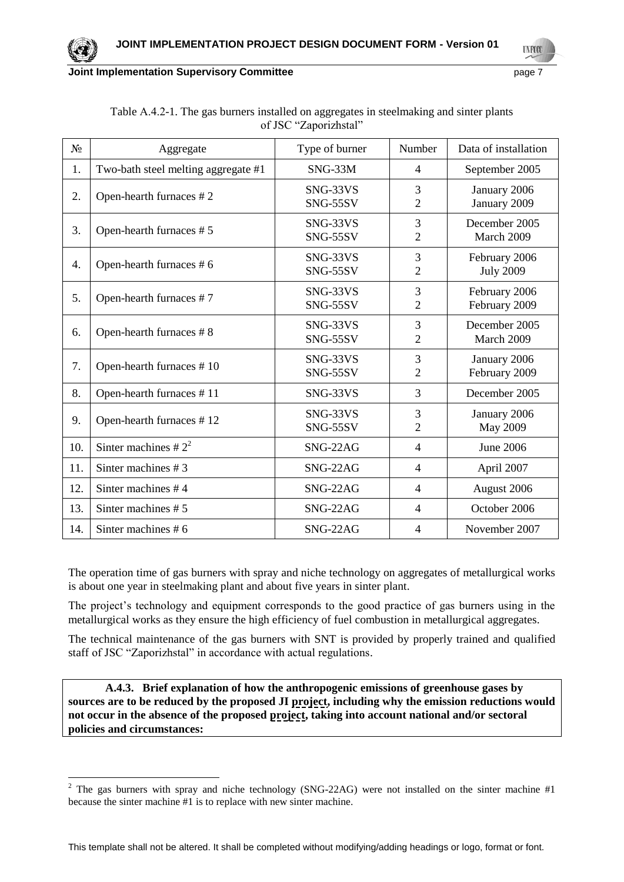Table A.4.2-1. The gas burners installed on aggregates in steelmaking and sinter plants of JSC "Zaporizhstal"

| № | Aggregate | Type of burner | Number | Data of installation |
|---|---|---|---|---|
| 1. | Two-bath steel melting aggregate #1 | SNG-33M | 4 | September 2005 |
| 2. | Open-hearth furnaces # 2 | SNG-33VS<br>SNG-55SV | 3<br>2 | January 2006<br>January 2009 |
| 3. | Open-hearth furnaces # 5 | SNG-33VS<br>SNG-55SV | 3<br>2 | December 2005<br>March 2009 |
| 4. | Open-hearth furnaces # 6 | SNG-33VS<br>SNG-55SV | 3<br>2 | February 2006<br>July 2009 |
| 5. | Open-hearth furnaces # 7 | SNG-33VS<br>SNG-55SV | 3<br>2 | February 2006<br>February 2009 |
| 6. | Open-hearth furnaces # 8 | SNG-33VS<br>SNG-55SV | 3<br>2 | December 2005<br>March 2009 |
| 7. | Open-hearth furnaces # 10 | SNG-33VS<br>SNG-55SV | 3<br>2 | January 2006<br>February 2009 |
| 8. | Open-hearth furnaces # 11 | SNG-33VS | 3 | December 2005 |
| 9. | Open-hearth furnaces # 12 | SNG-33VS<br>SNG-55SV | 3<br>2 | January 2006<br>May 2009 |
| 10. | Sinter machines # 2[2] | SNG-22AG | 4 | June 2006 |
| 11. | Sinter machines # 3 | SNG-22AG | 4 | April 2007 |
| 12. | Sinter machines # 4 | SNG-22AG | 4 | August 2006 |
| 13. | Sinter machines # 5 | SNG-22AG | 4 | October 2006 |
| 14. | Sinter machines # 6 | SNG-22AG | 4 | November 2007 |

The operation time of gas burners with spray and niche technology on aggregates of metallurgical works is about one year in steelmaking plant and about five years in sinter plant.

The project's technology and equipment corresponds to the good practice of gas burners using in the metallurgical works as they ensure the high efficiency of fuel combustion in metallurgical aggregates.

The technical maintenance of the gas burners with SNT is provided by properly trained and qualified staff of JSC "Zaporizhstal" in accordance with actual regulations.

**A.4.3. Brief explanation of how the anthropogenic emissions of greenhouse gases by sources are to be reduced by the proposed JI project, including why the emission reductions would not occur in the absence of the proposed project, taking into account national and/or sectoral policies and circumstances:**

[2] The gas burners with spray and niche technology (SNG-22AG) were not installed on the sinter machine #1 because the sinter machine #1 is to replace with new sinter machine.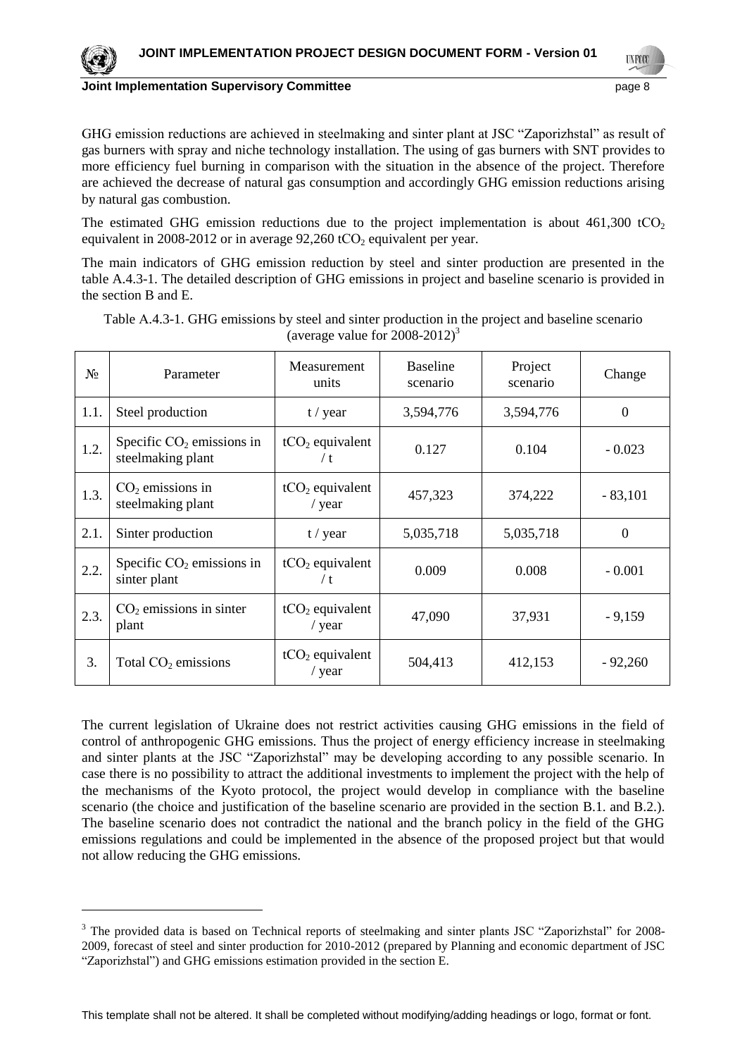GHG emission reductions are achieved in steelmaking and sinter plant at JSC "Zaporizhstal" as result of gas burners with spray and niche technology installation. The using of gas burners with SNT provides to more efficiency fuel burning in comparison with the situation in the absence of the project. Therefore are achieved the decrease of natural gas consumption and accordingly GHG emission reductions arising by natural gas combustion.

The estimated GHG emission reductions due to the project implementation is about 461,300 $tCO_2$ equivalent in 2008-2012 or in average 92,260 $tCO_2$ equivalent per year.

The main indicators of GHG emission reduction by steel and sinter production are presented in the table A.4.3-1. The detailed description of GHG emissions in project and baseline scenario is provided in the section B and E.

Table A.4.3-1. GHG emissions by steel and sinter production in the project and baseline scenario (average value for 2008-2012)[3]

| № | Parameter | Measurement units | Baseline scenario | Project scenario | Change |
|---|---|---|---|---|---|
| 1.1. | Steel production | t / year | 3,594,776 | 3,594,776 | 0 |
| 1.2. | Specific $CO_2$ emissions in steelmaking plant | $tCO_2$ equivalent / t | 0.127 | 0.104 | - 0.023 |
| 1.3. | $CO_2$ emissions in steelmaking plant | $tCO_2$ equivalent / year | 457,323 | 374,222 | - 83,101 |
| 2.1. | Sinter production | t / year | 5,035,718 | 5,035,718 | 0 |
| 2.2. | Specific $CO_2$ emissions in sinter plant | $tCO_2$ equivalent / t | 0.009 | 0.008 | - 0.001 |
| 2.3. | $CO_2$ emissions in sinter plant | $tCO_2$ equivalent / year | 47,090 | 37,931 | - 9,159 |
| 3. | Total $CO_2$ emissions | $tCO_2$ equivalent / year | 504,413 | 412,153 | - 92,260 |

The current legislation of Ukraine does not restrict activities causing GHG emissions in the field of control of anthropogenic GHG emissions. Thus the project of energy efficiency increase in steelmaking and sinter plants at the JSC "Zaporizhstal" may be developing according to any possible scenario. In case there is no possibility to attract the additional investments to implement the project with the help of the mechanisms of the Kyoto protocol, the project would develop in compliance with the baseline scenario (the choice and justification of the baseline scenario are provided in the section B.1. and B.2.). The baseline scenario does not contradict the national and the branch policy in the field of the GHG emissions regulations and could be implemented in the absence of the proposed project but that would not allow reducing the GHG emissions.

[3] The provided data is based on Technical reports of steelmaking and sinter plants JSC "Zaporizhstal" for 2008-2009, forecast of steel and sinter production for 2010-2012 (prepared by Planning and economic department of JSC "Zaporizhstal") and GHG emissions estimation provided in the section E.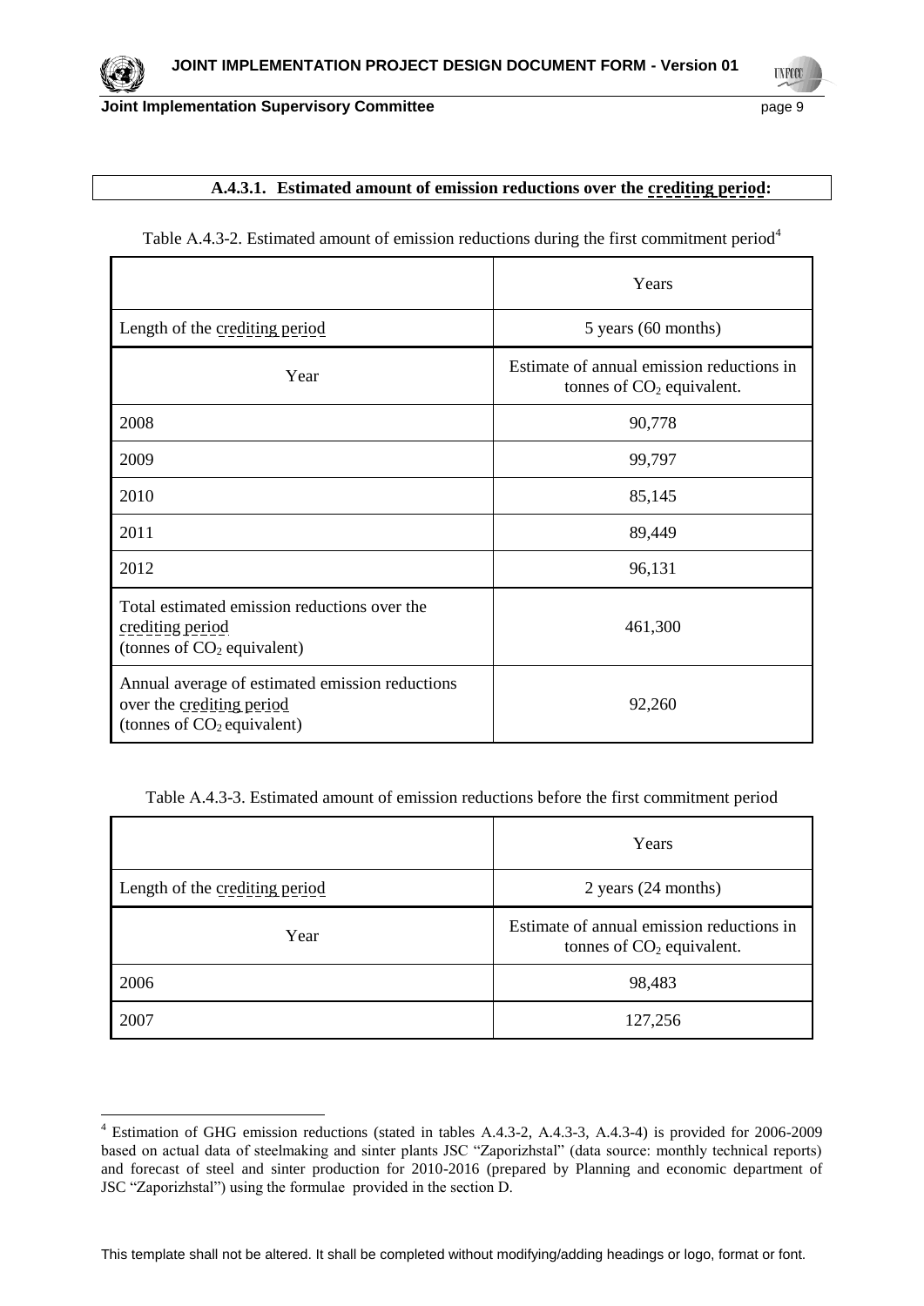**A.4.3.1. Estimated amount of emission reductions over the crediting period:**

Table A.4.3-2. Estimated amount of emission reductions during the first commitment period[4]

| | Years |
|---|---|
| Length of the crediting period | 5 years (60 months) |
| Year | Estimate of annual emission reductions in tonnes of $CO_2$ equivalent. |
| 2008 | 90,778 |
| 2009 | 99,797 |
| 2010 | 85,145 |
| 2011 | 89,449 |
| 2012 | 96,131 |
| Total estimated emission reductions over the crediting period (tonnes of $CO_2$ equivalent) | 461,300 |
| Annual average of estimated emission reductions over the crediting period (tonnes of $CO_2$ equivalent) | 92,260 |

Table A.4.3-3. Estimated amount of emission reductions before the first commitment period

| | Years |
|---|---|
| Length of the crediting period | 2 years (24 months) |
| Year | Estimate of annual emission reductions in tonnes of $CO_2$ equivalent. |
| 2006 | 98,483 |
| 2007 | 127,256 |

[4] Estimation of GHG emission reductions (stated in tables A.4.3-2, A.4.3-3, A.4.3-4) is provided for 2006-2009 based on actual data of steelmaking and sinter plants JSC "Zaporizhstal" (data source: monthly technical reports) and forecast of steel and sinter production for 2010-2016 (prepared by Planning and economic department of JSC "Zaporizhstal") using the formulae provided in the section D.

This template shall not be altered. It shall be completed without modifying/adding headings or logo, format or font.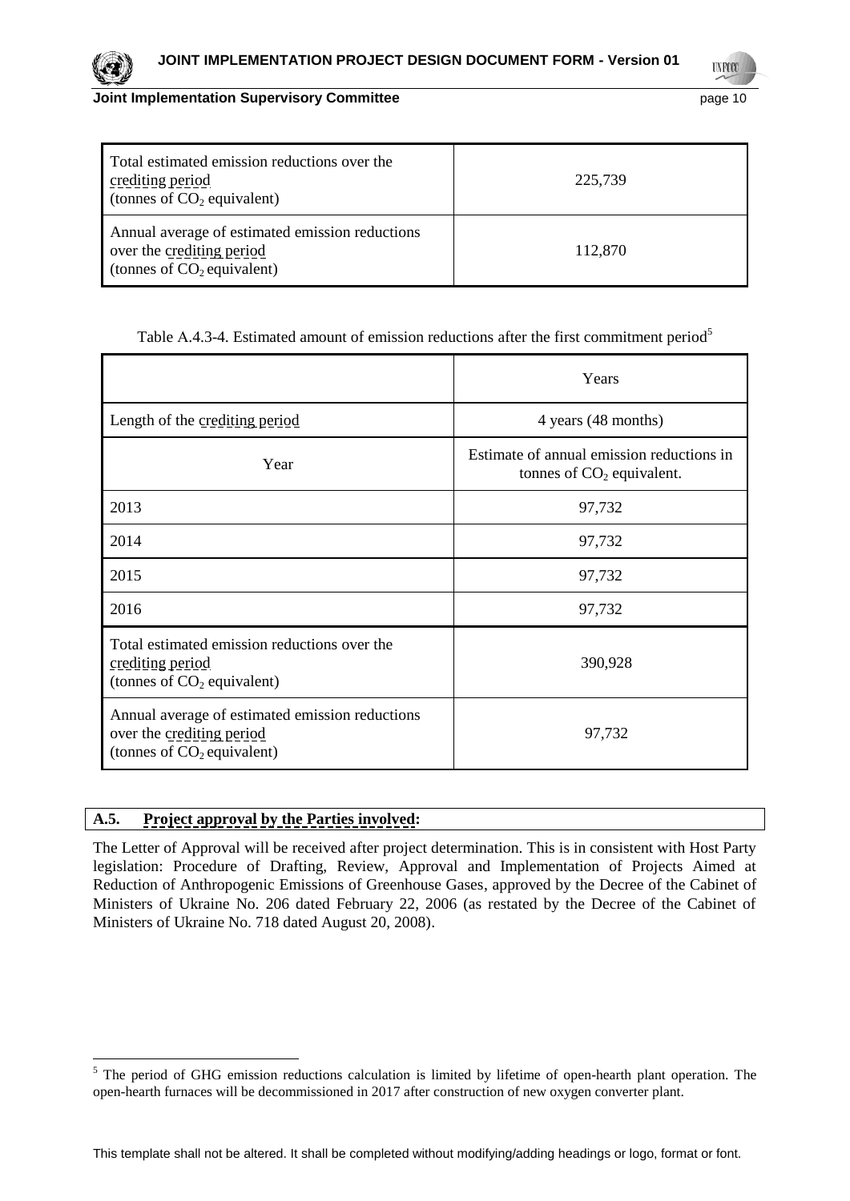| | |
|---|---|
| Total estimated emission reductions over the crediting period (tonnes of $CO_2$ equivalent) | 225,739 |
| Annual average of estimated emission reductions over the crediting period (tonnes of $CO_2$ equivalent) | 112,870 |

Table A.4.3-4. Estimated amount of emission reductions after the first commitment period[5]

| | Years |
|---|---|
| Length of the crediting period | 4 years (48 months) |
| Year | Estimate of annual emission reductions in tonnes of $CO_2$ equivalent. |
| 2013 | 97,732 |
| 2014 | 97,732 |
| 2015 | 97,732 |
| 2016 | 97,732 |
| Total estimated emission reductions over the crediting period (tonnes of $CO_2$ equivalent) | 390,928 |
| Annual average of estimated emission reductions over the crediting period (tonnes of $CO_2$ equivalent) | 97,732 |

## A.5. Project approval by the Parties involved:

The Letter of Approval will be received after project determination. This is in consistent with Host Party legislation: Procedure of Drafting, Review, Approval and Implementation of Projects Aimed at Reduction of Anthropogenic Emissions of Greenhouse Gases, approved by the Decree of the Cabinet of Ministers of Ukraine No. 206 dated February 22, 2006 (as restated by the Decree of the Cabinet of Ministers of Ukraine No. 718 dated August 20, 2008).

[5] The period of GHG emission reductions calculation is limited by lifetime of open-hearth plant operation. The open-hearth furnaces will be decommissioned in 2017 after construction of new oxygen converter plant.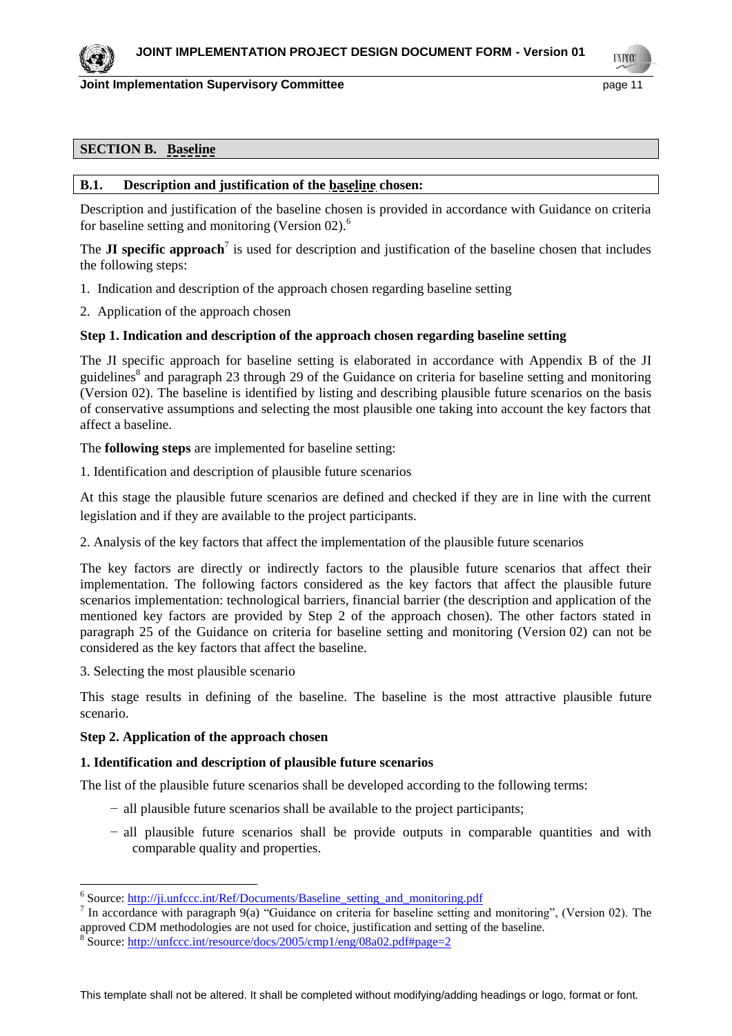## SECTION B. Baseline

### B.1. Description and justification of the baseline chosen:

Description and justification of the baseline chosen is provided in accordance with Guidance on criteria for baseline setting and monitoring (Version 02).[6]

The **JI specific approach**[7] is used for description and justification of the baseline chosen that includes the following steps:

1. Indication and description of the approach chosen regarding baseline setting
2. Application of the approach chosen

**Step 1. Indication and description of the approach chosen regarding baseline setting**

The JI specific approach for baseline setting is elaborated in accordance with Appendix B of the JI guidelines[8] and paragraph 23 through 29 of the Guidance on criteria for baseline setting and monitoring (Version 02). The baseline is identified by listing and describing plausible future scenarios on the basis of conservative assumptions and selecting the most plausible one taking into account the key factors that affect a baseline.

The **following steps** are implemented for baseline setting:

1. Identification and description of plausible future scenarios

At this stage the plausible future scenarios are defined and checked if they are in line with the current legislation and if they are available to the project participants.

2. Analysis of the key factors that affect the implementation of the plausible future scenarios

The key factors are directly or indirectly factors to the plausible future scenarios that affect their implementation. The following factors considered as the key factors that affect the plausible future scenarios implementation: technological barriers, financial barrier (the description and application of the mentioned key factors are provided by Step 2 of the approach chosen). The other factors stated in paragraph 25 of the Guidance on criteria for baseline setting and monitoring (Version 02) can not be considered as the key factors that affect the baseline.

3. Selecting the most plausible scenario

This stage results in defining of the baseline. The baseline is the most attractive plausible future scenario.

**Step 2. Application of the approach chosen**

**1. Identification and description of plausible future scenarios**

The list of the plausible future scenarios shall be developed according to the following terms:

- all plausible future scenarios shall be available to the project participants;
- all plausible future scenarios shall be provide outputs in comparable quantities and with comparable quality and properties.

---

[6] Source: http://ji.unfccc.int/Ref/Documents/Baseline_setting_and_monitoring.pdf

[7] In accordance with paragraph 9(a) "Guidance on criteria for baseline setting and monitoring", (Version 02). The approved CDM methodologies are not used for choice, justification and setting of the baseline.

[8] Source: http://unfccc.int/resource/docs/2005/cmp1/eng/08a02.pdf#page=2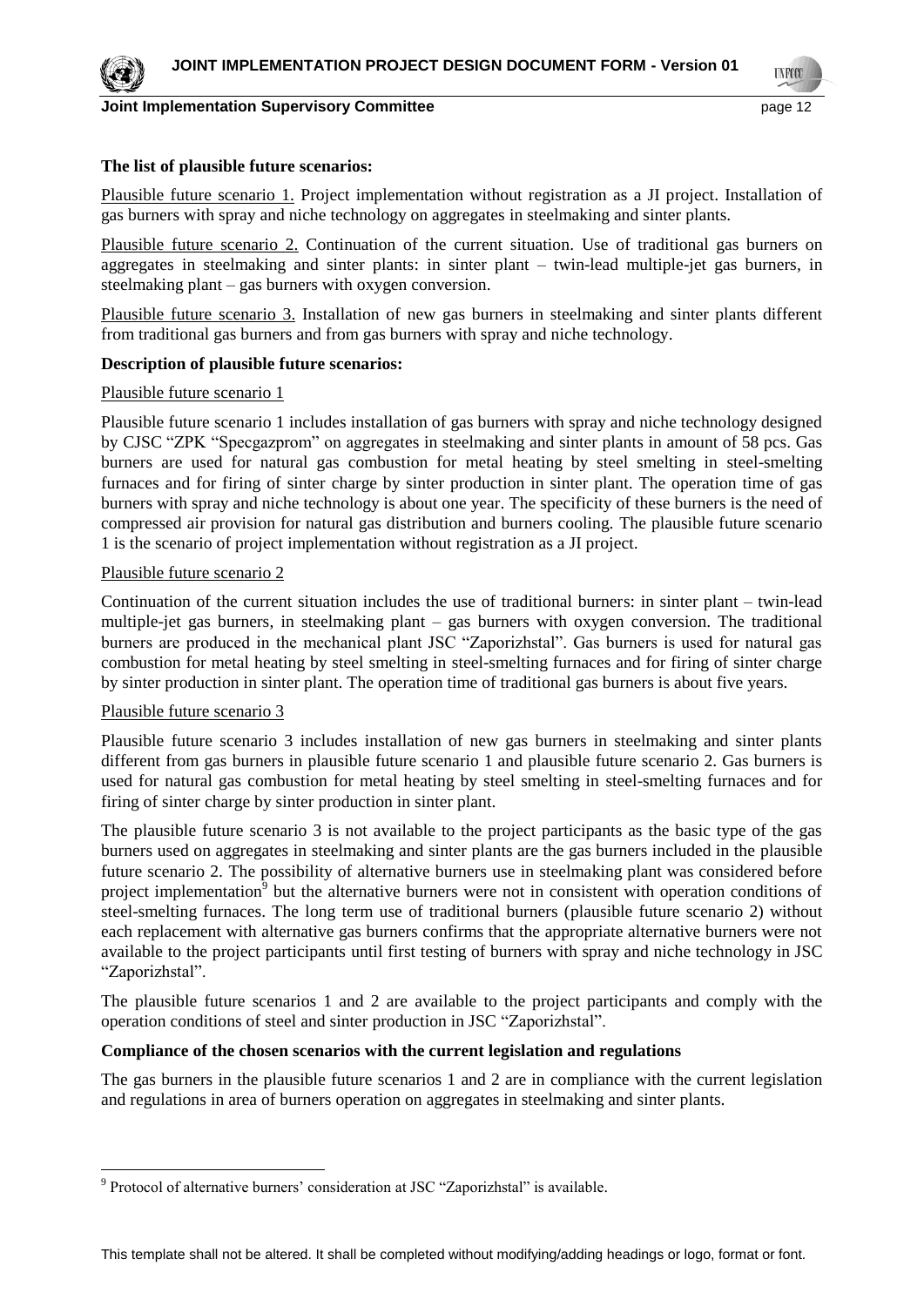**The list of plausible future scenarios:**

Plausible future scenario 1. Project implementation without registration as a JI project. Installation of gas burners with spray and niche technology on aggregates in steelmaking and sinter plants.

Plausible future scenario 2. Continuation of the current situation. Use of traditional gas burners on aggregates in steelmaking and sinter plants: in sinter plant – twin-lead multiple-jet gas burners, in steelmaking plant – gas burners with oxygen conversion.

Plausible future scenario 3. Installation of new gas burners in steelmaking and sinter plants different from traditional gas burners and from gas burners with spray and niche technology.

**Description of plausible future scenarios:**

Plausible future scenario 1

Plausible future scenario 1 includes installation of gas burners with spray and niche technology designed by CJSC "ZPK "Specgazprom" on aggregates in steelmaking and sinter plants in amount of 58 pcs. Gas burners are used for natural gas combustion for metal heating by steel smelting in steel-smelting furnaces and for firing of sinter charge by sinter production in sinter plant. The operation time of gas burners with spray and niche technology is about one year. The specificity of these burners is the need of compressed air provision for natural gas distribution and burners cooling. The plausible future scenario 1 is the scenario of project implementation without registration as a JI project.

Plausible future scenario 2

Continuation of the current situation includes the use of traditional burners: in sinter plant – twin-lead multiple-jet gas burners, in steelmaking plant – gas burners with oxygen conversion. The traditional burners are produced in the mechanical plant JSC "Zaporizhstal". Gas burners is used for natural gas combustion for metal heating by steel smelting in steel-smelting furnaces and for firing of sinter charge by sinter production in sinter plant. The operation time of traditional gas burners is about five years.

Plausible future scenario 3

Plausible future scenario 3 includes installation of new gas burners in steelmaking and sinter plants different from gas burners in plausible future scenario 1 and plausible future scenario 2. Gas burners is used for natural gas combustion for metal heating by steel smelting in steel-smelting furnaces and for firing of sinter charge by sinter production in sinter plant.

The plausible future scenario 3 is not available to the project participants as the basic type of the gas burners used on aggregates in steelmaking and sinter plants are the gas burners included in the plausible future scenario 2. The possibility of alternative burners use in steelmaking plant was considered before project implementation[9] but the alternative burners were not in consistent with operation conditions of steel-smelting furnaces. The long term use of traditional burners (plausible future scenario 2) without each replacement with alternative gas burners confirms that the appropriate alternative burners were not available to the project participants until first testing of burners with spray and niche technology in JSC "Zaporizhstal".

The plausible future scenarios 1 and 2 are available to the project participants and comply with the operation conditions of steel and sinter production in JSC "Zaporizhstal".

**Compliance of the chosen scenarios with the current legislation and regulations**

The gas burners in the plausible future scenarios 1 and 2 are in compliance with the current legislation and regulations in area of burners operation on aggregates in steelmaking and sinter plants.

---

[9] Protocol of alternative burners' consideration at JSC "Zaporizhstal" is available.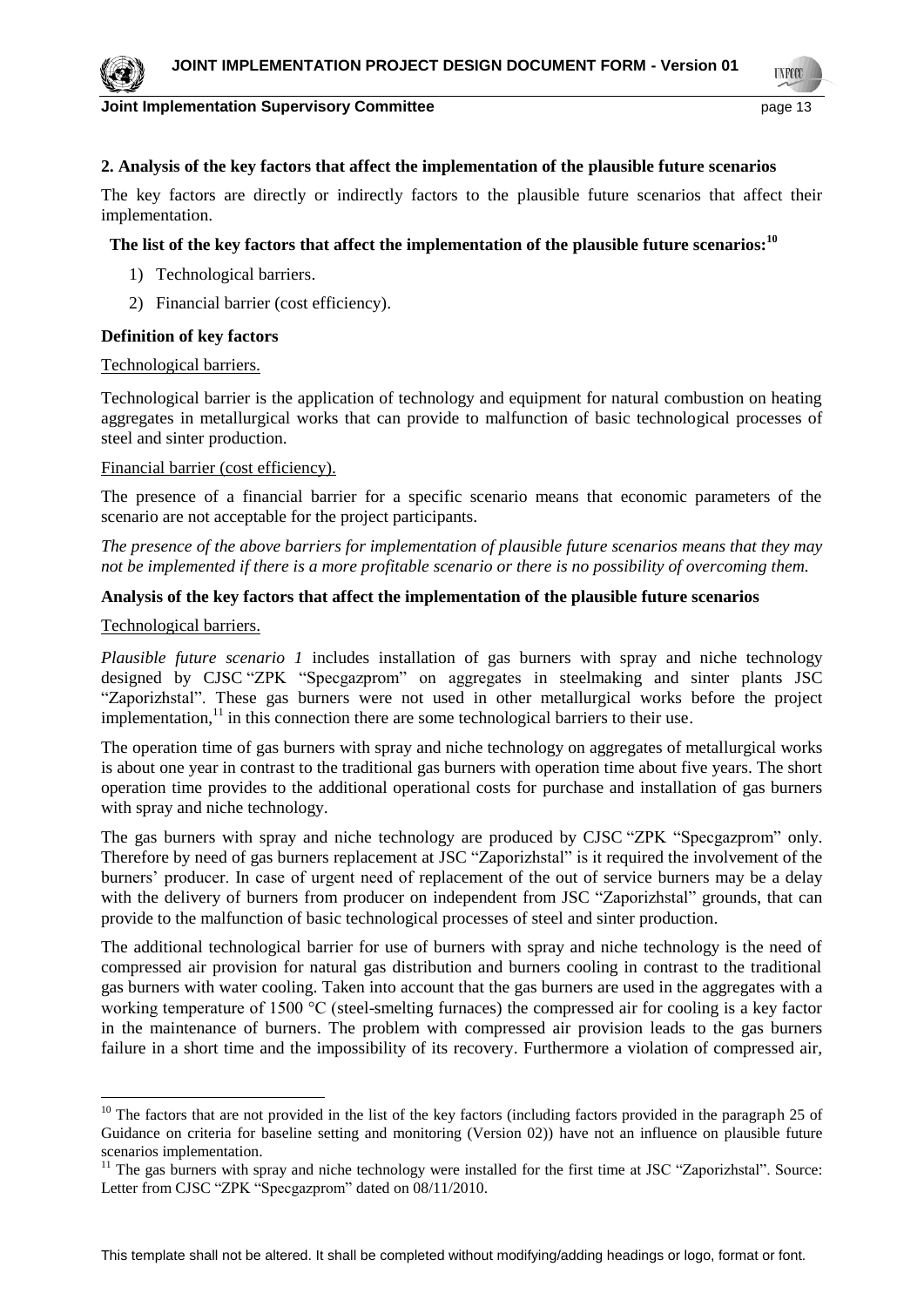**2. Analysis of the key factors that affect the implementation of the plausible future scenarios**

The key factors are directly or indirectly factors to the plausible future scenarios that affect their implementation.

**The list of the key factors that affect the implementation of the plausible future scenarios:**[10]

1) Technological barriers.
2) Financial barrier (cost efficiency).

**Definition of key factors**

Technological barriers.

Technological barrier is the application of technology and equipment for natural combustion on heating aggregates in metallurgical works that can provide to malfunction of basic technological processes of steel and sinter production.

Financial barrier (cost efficiency).

The presence of a financial barrier for a specific scenario means that economic parameters of the scenario are not acceptable for the project participants.

*The presence of the above barriers for implementation of plausible future scenarios means that they may not be implemented if there is a more profitable scenario or there is no possibility of overcoming them.*

**Analysis of the key factors that affect the implementation of the plausible future scenarios**

Technological barriers.

*Plausible future scenario 1* includes installation of gas burners with spray and niche technology designed by CJSC "ZPK "Specgazprom" on aggregates in steelmaking and sinter plants JSC "Zaporizhstal". These gas burners were not used in other metallurgical works before the project implementation,[11] in this connection there are some technological barriers to their use.

The operation time of gas burners with spray and niche technology on aggregates of metallurgical works is about one year in contrast to the traditional gas burners with operation time about five years. The short operation time provides to the additional operational costs for purchase and installation of gas burners with spray and niche technology.

The gas burners with spray and niche technology are produced by CJSC "ZPK "Specgazprom" only. Therefore by need of gas burners replacement at JSC "Zaporizhstal" is it required the involvement of the burners' producer. In case of urgent need of replacement of the out of service burners may be a delay with the delivery of burners from producer on independent from JSC "Zaporizhstal" grounds, that can provide to the malfunction of basic technological processes of steel and sinter production.

The additional technological barrier for use of burners with spray and niche technology is the need of compressed air provision for natural gas distribution and burners cooling in contrast to the traditional gas burners with water cooling. Taken into account that the gas burners are used in the aggregates with a working temperature of 1500 °C (steel-smelting furnaces) the compressed air for cooling is a key factor in the maintenance of burners. The problem with compressed air provision leads to the gas burners failure in a short time and the impossibility of its recovery. Furthermore a violation of compressed air,

---

[10] The factors that are not provided in the list of the key factors (including factors provided in the paragraph 25 of Guidance on criteria for baseline setting and monitoring (Version 02)) have not an influence on plausible future scenarios implementation.

[11] The gas burners with spray and niche technology were installed for the first time at JSC "Zaporizhstal". Source: Letter from CJSC "ZPK "Specgazprom" dated on 08/11/2010.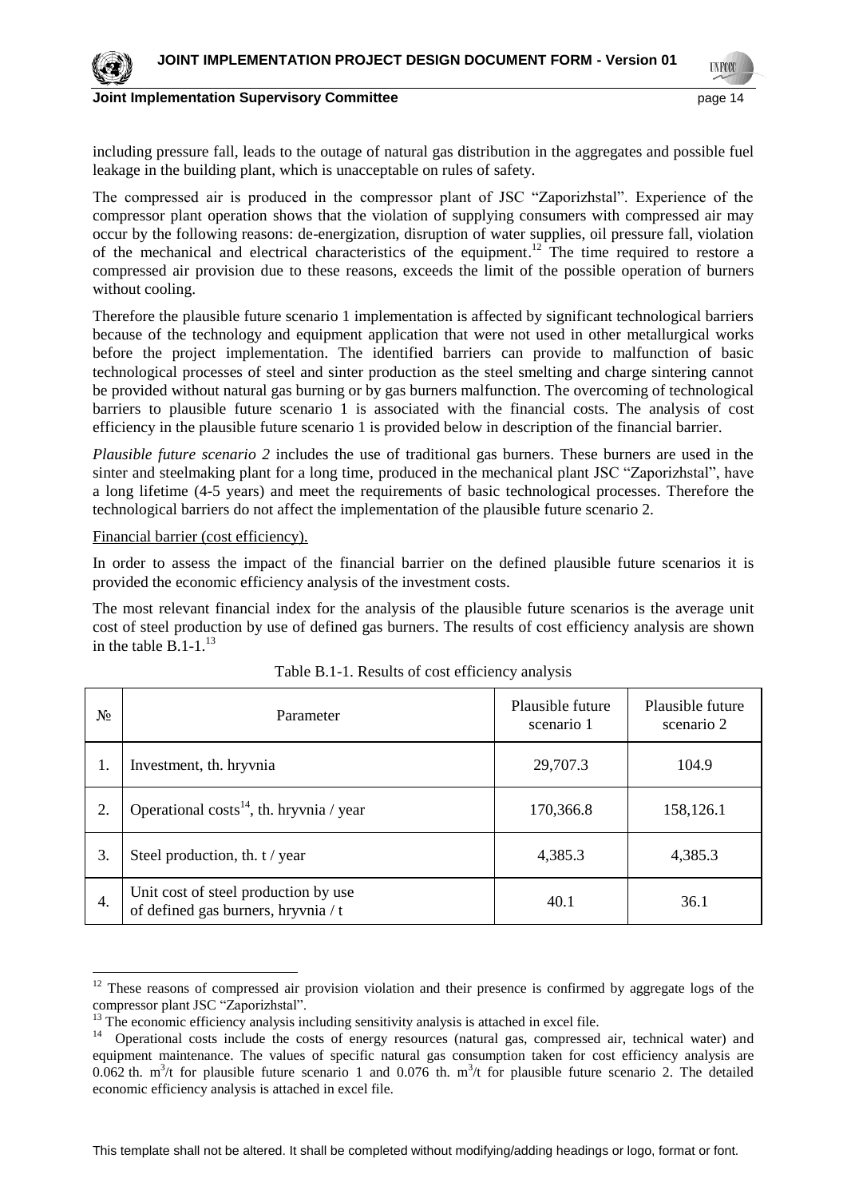including pressure fall, leads to the outage of natural gas distribution in the aggregates and possible fuel leakage in the building plant, which is unacceptable on rules of safety.

The compressed air is produced in the compressor plant of JSC "Zaporizhstal". Experience of the compressor plant operation shows that the violation of supplying consumers with compressed air may occur by the following reasons: de-energization, disruption of water supplies, oil pressure fall, violation of the mechanical and electrical characteristics of the equipment.[12] The time required to restore a compressed air provision due to these reasons, exceeds the limit of the possible operation of burners without cooling.

Therefore the plausible future scenario 1 implementation is affected by significant technological barriers because of the technology and equipment application that were not used in other metallurgical works before the project implementation. The identified barriers can provide to malfunction of basic technological processes of steel and sinter production as the steel smelting and charge sintering cannot be provided without natural gas burning or by gas burners malfunction. The overcoming of technological barriers to plausible future scenario 1 is associated with the financial costs. The analysis of cost efficiency in the plausible future scenario 1 is provided below in description of the financial barrier.

*Plausible future scenario 2* includes the use of traditional gas burners. These burners are used in the sinter and steelmaking plant for a long time, produced in the mechanical plant JSC "Zaporizhstal", have a long lifetime (4-5 years) and meet the requirements of basic technological processes. Therefore the technological barriers do not affect the implementation of the plausible future scenario 2.

Financial barrier (cost efficiency).

In order to assess the impact of the financial barrier on the defined plausible future scenarios it is provided the economic efficiency analysis of the investment costs.

The most relevant financial index for the analysis of the plausible future scenarios is the average unit cost of steel production by use of defined gas burners. The results of cost efficiency analysis are shown in the table B.1-1.[13]

Table B.1-1. Results of cost efficiency analysis

| № | Parameter | Plausible future scenario 1 | Plausible future scenario 2 |
|---|---|---|---|
| 1. | Investment, th. hryvnia | 29,707.3 | 104.9 |
| 2. | Operational costs[14], th. hryvnia / year | 170,366.8 | 158,126.1 |
| 3. | Steel production, th. t / year | 4,385.3 | 4,385.3 |
| 4. | Unit cost of steel production by use of defined gas burners, hryvnia / t | 40.1 | 36.1 |

[12] These reasons of compressed air provision violation and their presence is confirmed by aggregate logs of the compressor plant JSC "Zaporizhstal".

[13] The economic efficiency analysis including sensitivity analysis is attached in excel file.

[14] Operational costs include the costs of energy resources (natural gas, compressed air, technical water) and equipment maintenance. The values of specific natural gas consumption taken for cost efficiency analysis are 0.062 th. $m^3$/t for plausible future scenario 1 and 0.076 th. $m^3$/t for plausible future scenario 2. The detailed economic efficiency analysis is attached in excel file.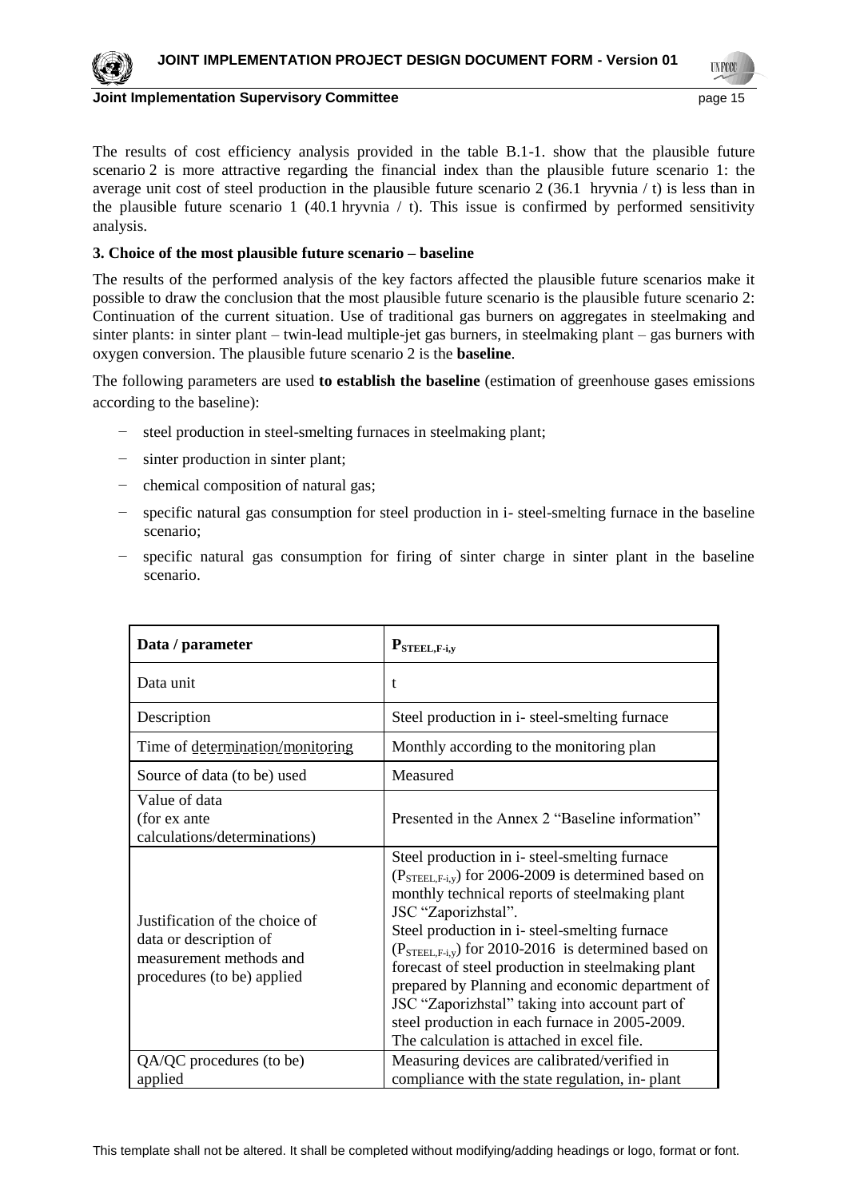The results of cost efficiency analysis provided in the table B.1-1. show that the plausible future scenario 2 is more attractive regarding the financial index than the plausible future scenario 1: the average unit cost of steel production in the plausible future scenario 2 (36.1 hryvnia / t) is less than in the plausible future scenario 1 (40.1 hryvnia / t). This issue is confirmed by performed sensitivity analysis.

**3. Choice of the most plausible future scenario – baseline**

The results of the performed analysis of the key factors affected the plausible future scenarios make it possible to draw the conclusion that the most plausible future scenario is the plausible future scenario 2: Continuation of the current situation. Use of traditional gas burners on aggregates in steelmaking and sinter plants: in sinter plant – twin-lead multiple-jet gas burners, in steelmaking plant – gas burners with oxygen conversion. The plausible future scenario 2 is the **baseline**.

The following parameters are used **to establish the baseline** (estimation of greenhouse gases emissions according to the baseline):

- steel production in steel-smelting furnaces in steelmaking plant;
- sinter production in sinter plant;
- chemical composition of natural gas;
- specific natural gas consumption for steel production in i- steel-smelting furnace in the baseline scenario;
- specific natural gas consumption for firing of sinter charge in sinter plant in the baseline scenario.

| Data / parameter | $P_{STEEL,F\text{-}i,y}$ |
|---|---|
| Data unit | t |
| Description | Steel production in i- steel-smelting furnace |
| Time of determination/monitoring | Monthly according to the monitoring plan |
| Source of data (to be) used | Measured |
| Value of data (for ex ante calculations/determinations) | Presented in the Annex 2 "Baseline information" |
| Justification of the choice of data or description of measurement methods and procedures (to be) applied | Steel production in i- steel-smelting furnace ($P_{STEEL,F\text{-}i,y}$) for 2006-2009 is determined based on monthly technical reports of steelmaking plant JSC "Zaporizhstal". Steel production in i- steel-smelting furnace ($P_{STEEL,F\text{-}i,y}$) for 2010-2016 is determined based on forecast of steel production in steelmaking plant prepared by Planning and economic department of JSC "Zaporizhstal" taking into account part of steel production in each furnace in 2005-2009. The calculation is attached in excel file. |
| QA/QC procedures (to be) applied | Measuring devices are calibrated/verified in compliance with the state regulation, in- plant |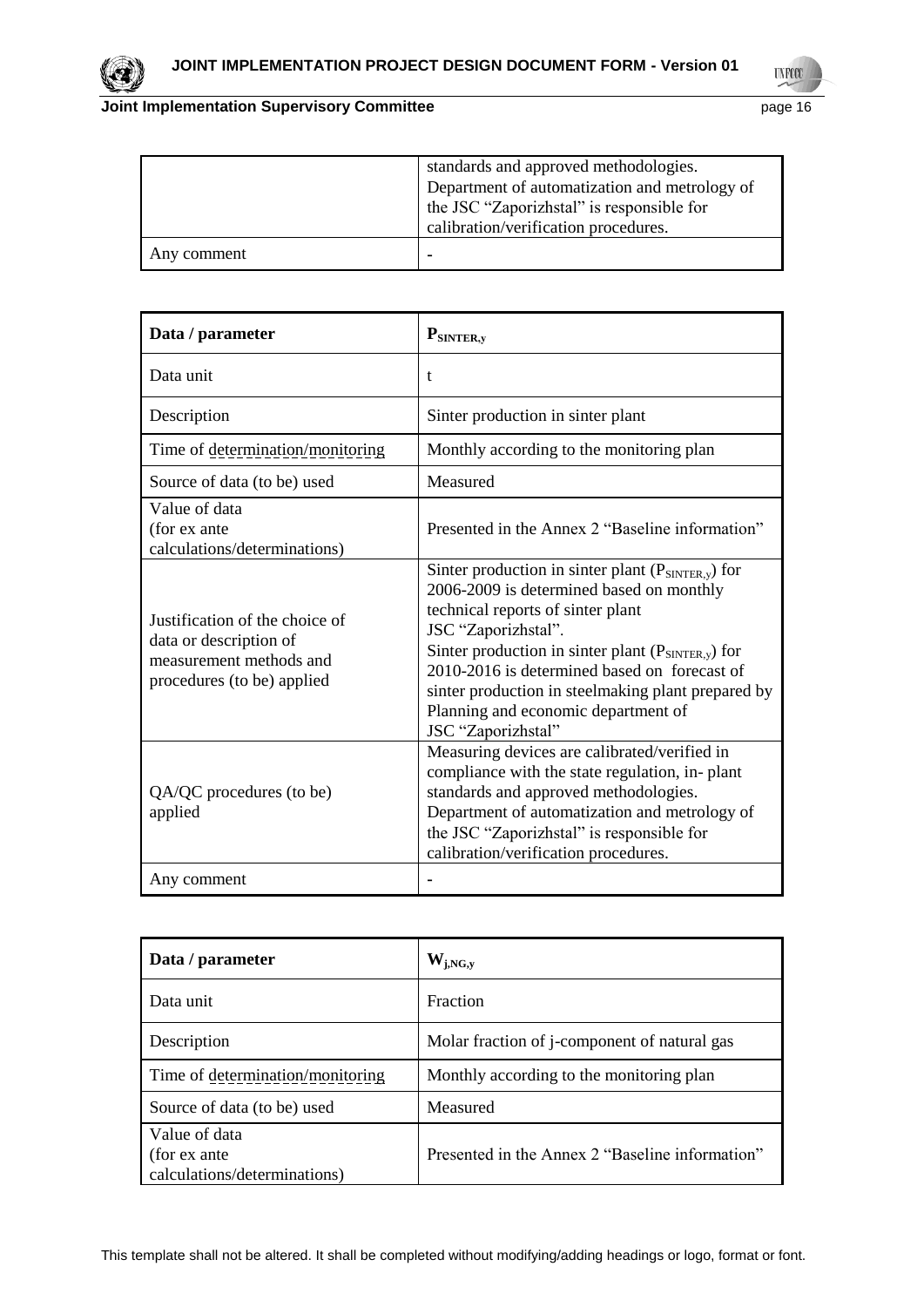| | |
|---|---|
| | standards and approved methodologies. Department of automatization and metrology of the JSC "Zaporizhstal" is responsible for calibration/verification procedures. |
| Any comment | - |

| Data / parameter | $P_{SINTER,y}$ |
|---|---|
| Data unit | t |
| Description | Sinter production in sinter plant |
| Time of determination/monitoring | Monthly according to the monitoring plan |
| Source of data (to be) used | Measured |
| Value of data (for ex ante calculations/determinations) | Presented in the Annex 2 "Baseline information" |
| Justification of the choice of data or description of measurement methods and procedures (to be) applied | Sinter production in sinter plant ($P_{SINTER,y}$) for 2006-2009 is determined based on monthly technical reports of sinter plant JSC "Zaporizhstal". Sinter production in sinter plant ($P_{SINTER,y}$) for 2010-2016 is determined based on forecast of sinter production in steelmaking plant prepared by Planning and economic department of JSC "Zaporizhstal" |
| QA/QC procedures (to be) applied | Measuring devices are calibrated/verified in compliance with the state regulation, in- plant standards and approved methodologies. Department of automatization and metrology of the JSC "Zaporizhstal" is responsible for calibration/verification procedures. |
| Any comment | - |

| Data / parameter | $W_{j,NG,y}$ |
|---|---|
| Data unit | Fraction |
| Description | Molar fraction of j-component of natural gas |
| Time of determination/monitoring | Monthly according to the monitoring plan |
| Source of data (to be) used | Measured |
| Value of data (for ex ante calculations/determinations) | Presented in the Annex 2 "Baseline information" |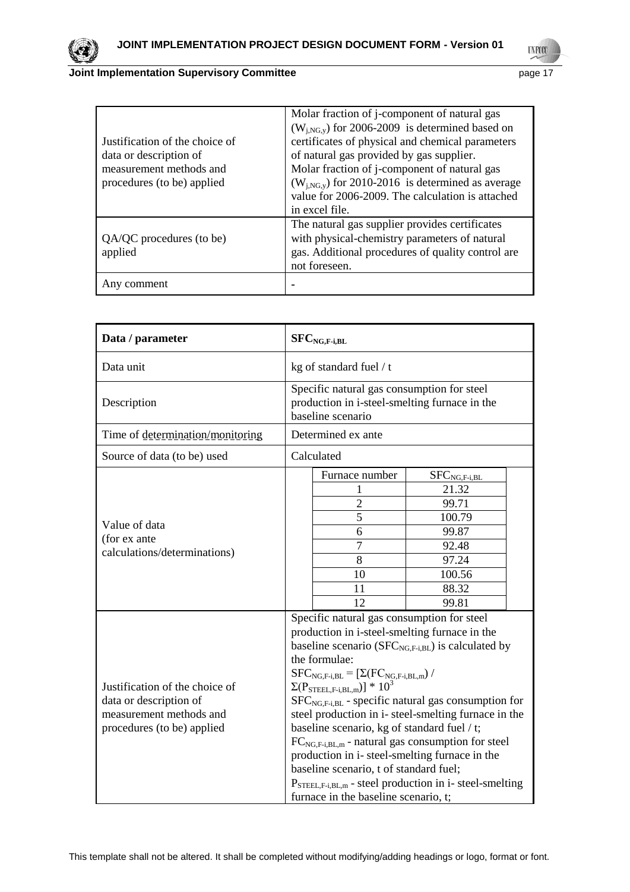| | |
|---|---|
| Justification of the choice of data or description of measurement methods and procedures (to be) applied | Molar fraction of j-component of natural gas ($W_{j,NG,y}$) for 2006-2009 is determined based on certificates of physical and chemical parameters of natural gas provided by gas supplier. Molar fraction of j-component of natural gas ($W_{j,NG,y}$) for 2010-2016 is determined as average value for 2006-2009. The calculation is attached in excel file. |
| QA/QC procedures (to be) applied | The natural gas supplier provides certificates with physical-chemistry parameters of natural gas. Additional procedures of quality control are not foreseen. |
| Any comment | - |

| Data / parameter | $SFC_{NG,F\text{-}i,BL}$ |
|---|---|
| Data unit | kg of standard fuel / t |
| Description | Specific natural gas consumption for steel production in i-steel-smelting furnace in the baseline scenario |
| Time of determination/monitoring | Determined ex ante |
| Source of data (to be) used | Calculated |
| Value of data (for ex ante calculations/determinations) | Furnace number: $SFC_{NG,F\text{-}i,BL}$<br>1: 21.32<br>2: 99.71<br>5: 100.79<br>6: 99.87<br>7: 92.48<br>8: 97.24<br>10: 100.56<br>11: 88.32<br>12: 99.81 |
| Justification of the choice of data or description of measurement methods and procedures (to be) applied | Specific natural gas consumption for steel production in i-steel-smelting furnace in the baseline scenario ($SFC_{NG,F\text{-}i,BL}$) is calculated by the formulae:<br>$SFC_{NG,F\text{-}i,BL} = [\Sigma(FC_{NG,F\text{-}i,BL,m}) / \Sigma(P_{STEEL,F\text{-}i,BL,m})] * 10^3$<br>$SFC_{NG,F\text{-}i,BL}$ - specific natural gas consumption for steel production in i- steel-smelting furnace in the baseline scenario, kg of standard fuel / t;<br>$FC_{NG,F\text{-}i,BL,m}$ - natural gas consumption for steel production in i- steel-smelting furnace in the baseline scenario, t of standard fuel;<br>$P_{STEEL,F\text{-}i,BL,m}$ - steel production in i- steel-smelting furnace in the baseline scenario, t; |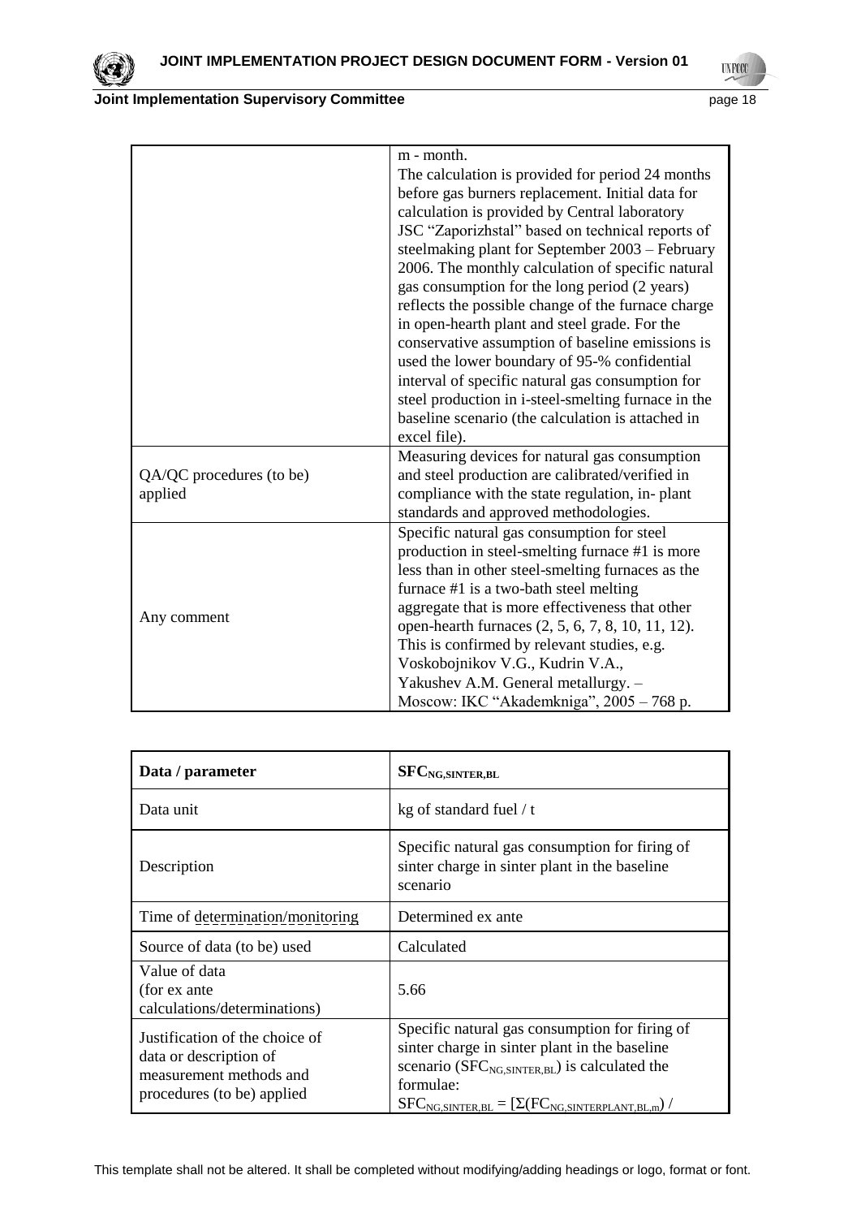| | |
|---|---|
| | m - month.<br>The calculation is provided for period 24 months before gas burners replacement. Initial data for calculation is provided by Central laboratory JSC "Zaporizhstal" based on technical reports of steelmaking plant for September 2003 – February 2006. The monthly calculation of specific natural gas consumption for the long period (2 years) reflects the possible change of the furnace charge in open-hearth plant and steel grade. For the conservative assumption of baseline emissions is used the lower boundary of 95-% confidential interval of specific natural gas consumption for steel production in i-steel-smelting furnace in the baseline scenario (the calculation is attached in excel file). |
| QA/QC procedures (to be) applied | Measuring devices for natural gas consumption and steel production are calibrated/verified in compliance with the state regulation, in- plant standards and approved methodologies. |
| Any comment | Specific natural gas consumption for steel production in steel-smelting furnace #1 is more less than in other steel-smelting furnaces as the furnace #1 is a two-bath steel melting aggregate that is more effectiveness that other open-hearth furnaces (2, 5, 6, 7, 8, 10, 11, 12). This is confirmed by relevant studies, e.g. Voskobojnikov V.G., Kudrin V.A., Yakushev A.M. General metallurgy. – Moscow: IKC "Akademkniga", 2005 – 768 p. |

| **Data / parameter** | **$SFC_{NG,SINTER,BL}$** |
|---|---|
| Data unit | kg of standard fuel / t |
| Description | Specific natural gas consumption for firing of sinter charge in sinter plant in the baseline scenario |
| Time of determination/monitoring | Determined ex ante |
| Source of data (to be) used | Calculated |
| Value of data (for ex ante calculations/determinations) | 5.66 |
| Justification of the choice of data or description of measurement methods and procedures (to be) applied | Specific natural gas consumption for firing of sinter charge in sinter plant in the baseline scenario ($SFC_{NG,SINTER,BL}$) is calculated the formulae:<br>$SFC_{NG,SINTER,BL} = [\Sigma(FC_{NG,SINTERPLANT,BL,m}) /$ |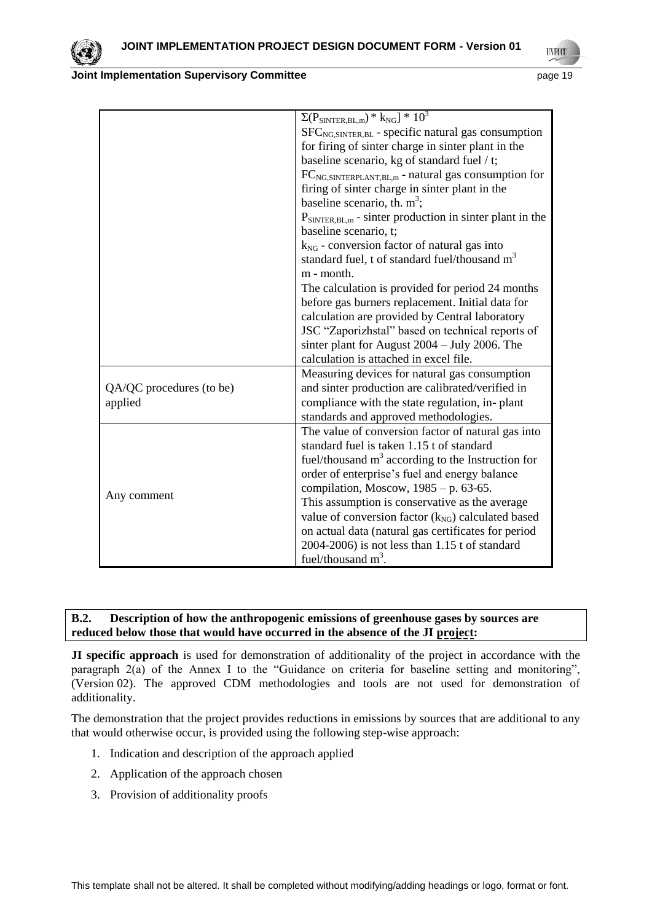| | |
|---|---|
| | $\Sigma(P_{SINTER,BL,m}) * k_{NG}] * 10^3$<br>$SFC_{NG,SINTER,BL}$ - specific natural gas consumption for firing of sinter charge in sinter plant in the baseline scenario, kg of standard fuel / t;<br>$FC_{NG,SINTERPLANT,BL,m}$ - natural gas consumption for firing of sinter charge in sinter plant in the baseline scenario, th. $m^3$;<br>$P_{SINTER,BL,m}$ - sinter production in sinter plant in the baseline scenario, t;<br>$k_{NG}$ - conversion factor of natural gas into standard fuel, t of standard fuel/thousand $m^3$<br>m - month.<br>The calculation is provided for period 24 months before gas burners replacement. Initial data for calculation are provided by Central laboratory JSC "Zaporizhstal" based on technical reports of sinter plant for August 2004 – July 2006. The calculation is attached in excel file. |
| QA/QC procedures (to be) applied | Measuring devices for natural gas consumption and sinter production are calibrated/verified in compliance with the state regulation, in- plant standards and approved methodologies. |
| Any comment | The value of conversion factor of natural gas into standard fuel is taken 1.15 t of standard fuel/thousand $m^3$ according to the Instruction for order of enterprise's fuel and energy balance compilation, Moscow, 1985 – p. 63-65.<br>This assumption is conservative as the average value of conversion factor ($k_{NG}$) calculated based on actual data (natural gas certificates for period 2004-2006) is not less than 1.15 t of standard fuel/thousand $m^3$. |

**B.2. Description of how the anthropogenic emissions of greenhouse gases by sources are reduced below those that would have occurred in the absence of the JI project:**

**JI specific approach** is used for demonstration of additionality of the project in accordance with the paragraph 2(a) of the Annex I to the "Guidance on criteria for baseline setting and monitoring", (Version 02). The approved CDM methodologies and tools are not used for demonstration of additionality.

The demonstration that the project provides reductions in emissions by sources that are additional to any that would otherwise occur, is provided using the following step-wise approach:

1. Indication and description of the approach applied
2. Application of the approach chosen
3. Provision of additionality proofs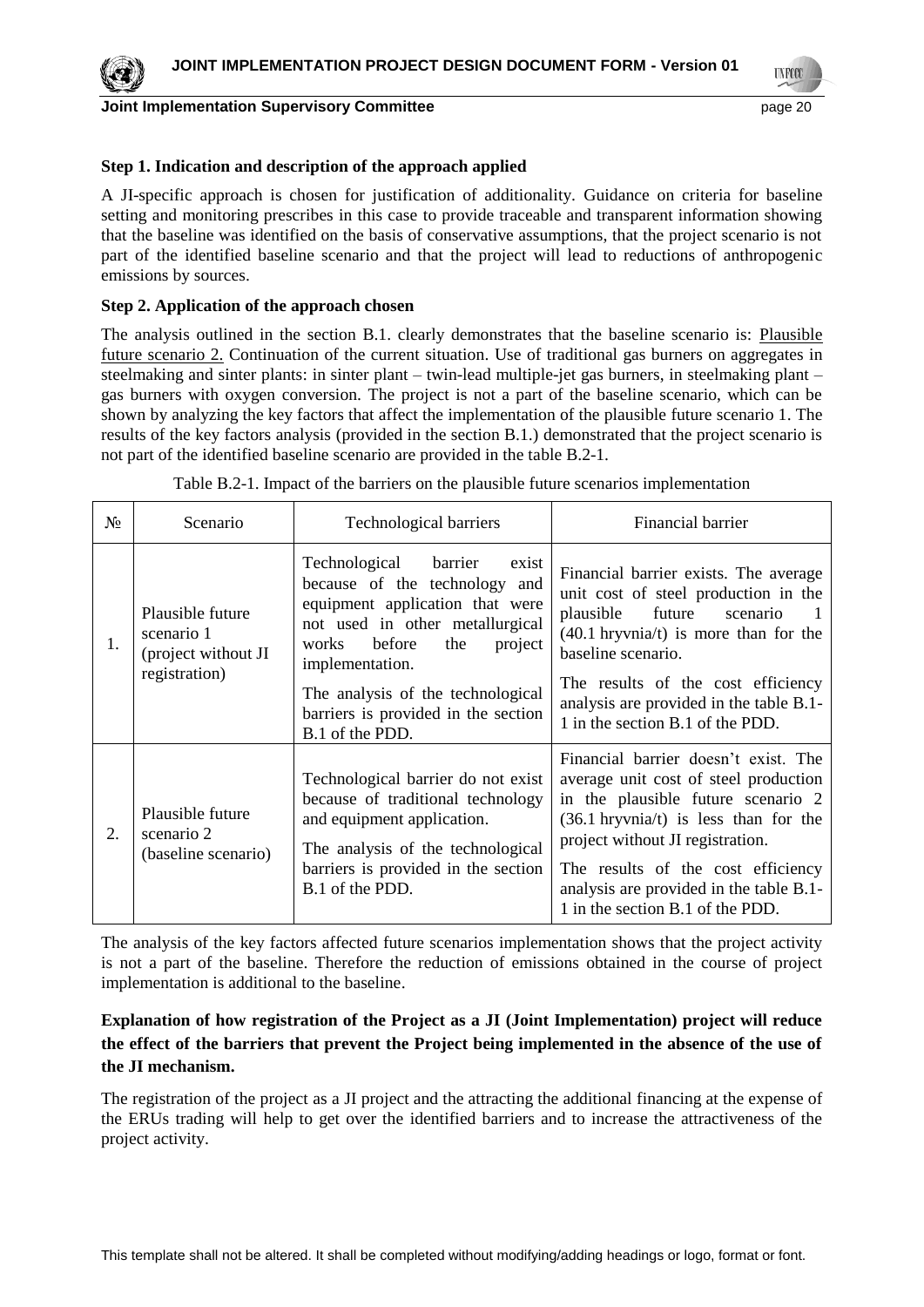**Step 1. Indication and description of the approach applied**

A JI-specific approach is chosen for justification of additionality. Guidance on criteria for baseline setting and monitoring prescribes in this case to provide traceable and transparent information showing that the baseline was identified on the basis of conservative assumptions, that the project scenario is not part of the identified baseline scenario and that the project will lead to reductions of anthropogenic emissions by sources.

**Step 2. Application of the approach chosen**

The analysis outlined in the section B.1. clearly demonstrates that the baseline scenario is: Plausible future scenario 2. Continuation of the current situation. Use of traditional gas burners on aggregates in steelmaking and sinter plants: in sinter plant – twin-lead multiple-jet gas burners, in steelmaking plant – gas burners with oxygen conversion. The project is not a part of the baseline scenario, which can be shown by analyzing the key factors that affect the implementation of the plausible future scenario 1. The results of the key factors analysis (provided in the section B.1.) demonstrated that the project scenario is not part of the identified baseline scenario are provided in the table B.2-1.

Table B.2-1. Impact of the barriers on the plausible future scenarios implementation

| № | Scenario | Technological barriers | Financial barrier |
|---|---|---|---|
| 1. | Plausible future scenario 1 (project without JI registration) | Technological barrier exist because of the technology and equipment application that were not used in other metallurgical works before the project implementation.<br>The analysis of the technological barriers is provided in the section B.1 of the PDD. | Financial barrier exists. The average unit cost of steel production in the plausible future scenario 1 (40.1 hryvnia/t) is more than for the baseline scenario.<br>The results of the cost efficiency analysis are provided in the table B.1-1 in the section B.1 of the PDD. |
| 2. | Plausible future scenario 2 (baseline scenario) | Technological barrier do not exist because of traditional technology and equipment application.<br>The analysis of the technological barriers is provided in the section B.1 of the PDD. | Financial barrier doesn't exist. The average unit cost of steel production in the plausible future scenario 2 (36.1 hryvnia/t) is less than for the project without JI registration.<br>The results of the cost efficiency analysis are provided in the table B.1-1 in the section B.1 of the PDD. |

The analysis of the key factors affected future scenarios implementation shows that the project activity is not a part of the baseline. Therefore the reduction of emissions obtained in the course of project implementation is additional to the baseline.

**Explanation of how registration of the Project as a JI (Joint Implementation) project will reduce the effect of the barriers that prevent the Project being implemented in the absence of the use of the JI mechanism.**

The registration of the project as a JI project and the attracting the additional financing at the expense of the ERUs trading will help to get over the identified barriers and to increase the attractiveness of the project activity.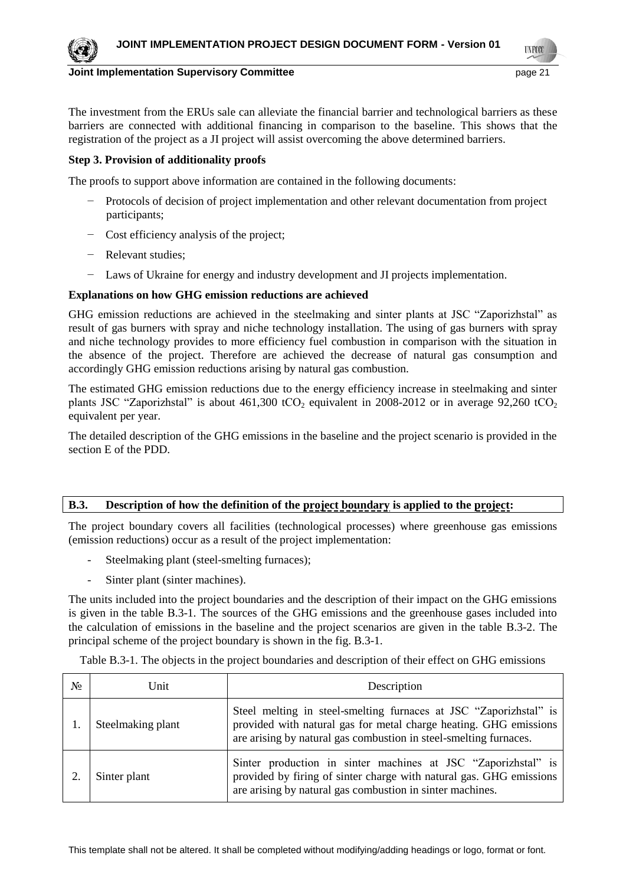The investment from the ERUs sale can alleviate the financial barrier and technological barriers as these barriers are connected with additional financing in comparison to the baseline. This shows that the registration of the project as a JI project will assist overcoming the above determined barriers.

**Step 3. Provision of additionality proofs**

The proofs to support above information are contained in the following documents:

- Protocols of decision of project implementation and other relevant documentation from project participants;
- Cost efficiency analysis of the project;
- Relevant studies;
- Laws of Ukraine for energy and industry development and JI projects implementation.

**Explanations on how GHG emission reductions are achieved**

GHG emission reductions are achieved in the steelmaking and sinter plants at JSC "Zaporizhstal" as result of gas burners with spray and niche technology installation. The using of gas burners with spray and niche technology provides to more efficiency fuel combustion in comparison with the situation in the absence of the project. Therefore are achieved the decrease of natural gas consumption and accordingly GHG emission reductions arising by natural gas combustion.

The estimated GHG emission reductions due to the energy efficiency increase in steelmaking and sinter plants JSC "Zaporizhstal" is about 461,300 $tCO_2$ equivalent in 2008-2012 or in average 92,260 $tCO_2$ equivalent per year.

The detailed description of the GHG emissions in the baseline and the project scenario is provided in the section E of the PDD.

## B.3. Description of how the definition of the project boundary is applied to the project:

The project boundary covers all facilities (technological processes) where greenhouse gas emissions (emission reductions) occur as a result of the project implementation:

- Steelmaking plant (steel-smelting furnaces);
- Sinter plant (sinter machines).

The units included into the project boundaries and the description of their impact on the GHG emissions is given in the table B.3-1. The sources of the GHG emissions and the greenhouse gases included into the calculation of emissions in the baseline and the project scenarios are given in the table B.3-2. The principal scheme of the project boundary is shown in the fig. B.3-1.

Table B.3-1. The objects in the project boundaries and description of their effect on GHG emissions

| № | Unit | Description |
|---|---|---|
| 1. | Steelmaking plant | Steel melting in steel-smelting furnaces at JSC "Zaporizhstal" is provided with natural gas for metal charge heating. GHG emissions are arising by natural gas combustion in steel-smelting furnaces. |
| 2. | Sinter plant | Sinter production in sinter machines at JSC "Zaporizhstal" is provided by firing of sinter charge with natural gas. GHG emissions are arising by natural gas combustion in sinter machines. |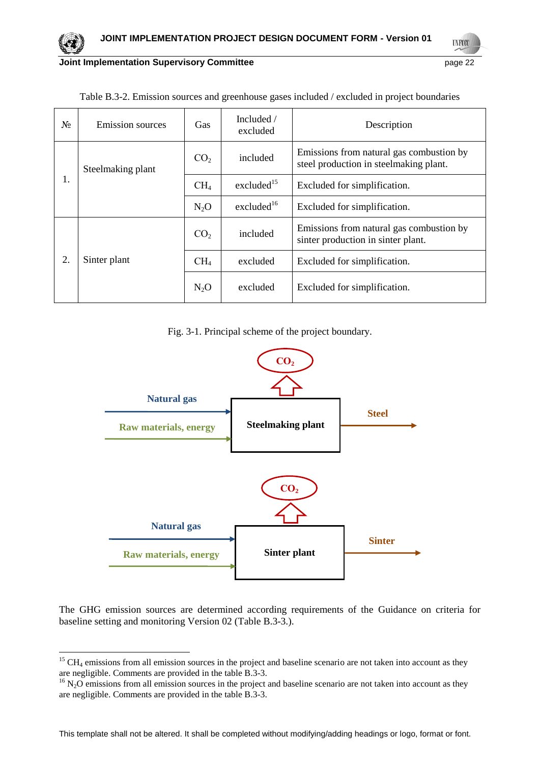Table B.3-2. Emission sources and greenhouse gases included / excluded in project boundaries

| № | Emission sources | Gas | Included / excluded | Description |
|---|---|---|---|---|
| 1. | Steelmaking plant | $CO_2$ | included | Emissions from natural gas combustion by steel production in steelmaking plant. |
| | | $CH_4$ | excluded[15] | Excluded for simplification. |
| | | $N_2O$ | excluded[16] | Excluded for simplification. |
| 2. | Sinter plant | $CO_2$ | included | Emissions from natural gas combustion by sinter production in sinter plant. |
| | | $CH_4$ | excluded | Excluded for simplification. |
| | | $N_2O$ | excluded | Excluded for simplification. |

Fig. 3-1. Principal scheme of the project boundary.

**Natural gas** → **Steelmaking plant** → **Steel**; **Raw materials, energy** → **Steelmaking plant**; **Steelmaking plant** → $CO_2$

**Natural gas** → **Sinter plant** → **Sinter**; **Raw materials, energy** → **Sinter plant**; **Sinter plant** → $CO_2$

The GHG emission sources are determined according requirements of the Guidance on criteria for baseline setting and monitoring Version 02 (Table B.3-3.).

---

[15] $CH_4$ emissions from all emission sources in the project and baseline scenario are not taken into account as they are negligible. Comments are provided in the table B.3-3.

[16] $N_2O$ emissions from all emission sources in the project and baseline scenario are not taken into account as they are negligible. Comments are provided in the table B.3-3.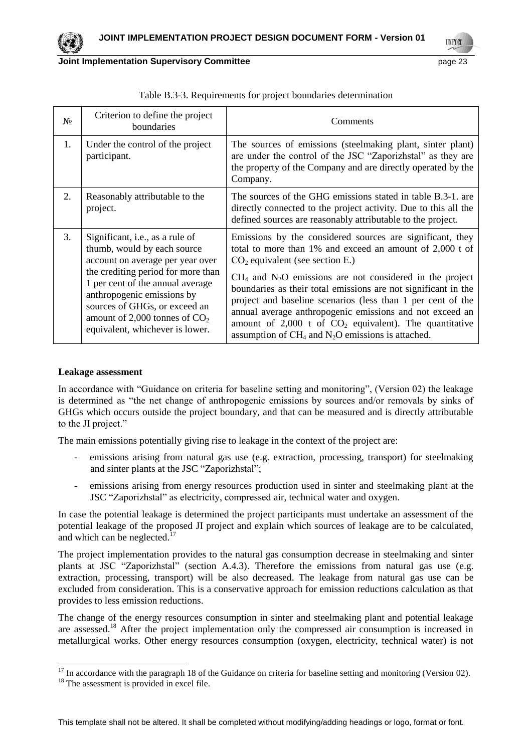Table B.3-3. Requirements for project boundaries determination

| № | Criterion to define the project boundaries | Comments |
|---|---|---|
| 1. | Under the control of the project participant. | The sources of emissions (steelmaking plant, sinter plant) are under the control of the JSC "Zaporizhstal" as they are the property of the Company and are directly operated by the Company. |
| 2. | Reasonably attributable to the project. | The sources of the GHG emissions stated in table B.3-1. are directly connected to the project activity. Due to this all the defined sources are reasonably attributable to the project. |
| 3. | Significant, i.e., as a rule of thumb, would by each source account on average per year over the crediting period for more than 1 per cent of the annual average anthropogenic emissions by sources of GHGs, or exceed an amount of 2,000 tonnes of $CO_2$ equivalent, whichever is lower. | Emissions by the considered sources are significant, they total to more than 1% and exceed an amount of 2,000 t of $CO_2$ equivalent (see section E.)<br><br>$CH_4$ and $N_2O$ emissions are not considered in the project boundaries as their total emissions are not significant in the project and baseline scenarios (less than 1 per cent of the annual average anthropogenic emissions and not exceed an amount of 2,000 t of $CO_2$ equivalent). The quantitative assumption of $CH_4$ and $N_2O$ emissions is attached. |

**Leakage assessment**

In accordance with "Guidance on criteria for baseline setting and monitoring", (Version 02) the leakage is determined as "the net change of anthropogenic emissions by sources and/or removals by sinks of GHGs which occurs outside the project boundary, and that can be measured and is directly attributable to the JI project."

The main emissions potentially giving rise to leakage in the context of the project are:

- emissions arising from natural gas use (e.g. extraction, processing, transport) for steelmaking and sinter plants at the JSC "Zaporizhstal";
- emissions arising from energy resources production used in sinter and steelmaking plant at the JSC "Zaporizhstal" as electricity, compressed air, technical water and oxygen.

In case the potential leakage is determined the project participants must undertake an assessment of the potential leakage of the proposed JI project and explain which sources of leakage are to be calculated, and which can be neglected.[17]

The project implementation provides to the natural gas consumption decrease in steelmaking and sinter plants at JSC "Zaporizhstal" (section A.4.3). Therefore the emissions from natural gas use (e.g. extraction, processing, transport) will be also decreased. The leakage from natural gas use can be excluded from consideration. This is a conservative approach for emission reductions calculation as that provides to less emission reductions.

The change of the energy resources consumption in sinter and steelmaking plant and potential leakage are assessed.[18] After the project implementation only the compressed air consumption is increased in metallurgical works. Other energy resources consumption (oxygen, electricity, technical water) is not

[17] In accordance with the paragraph 18 of the Guidance on criteria for baseline setting and monitoring (Version 02).

[18] The assessment is provided in excel file.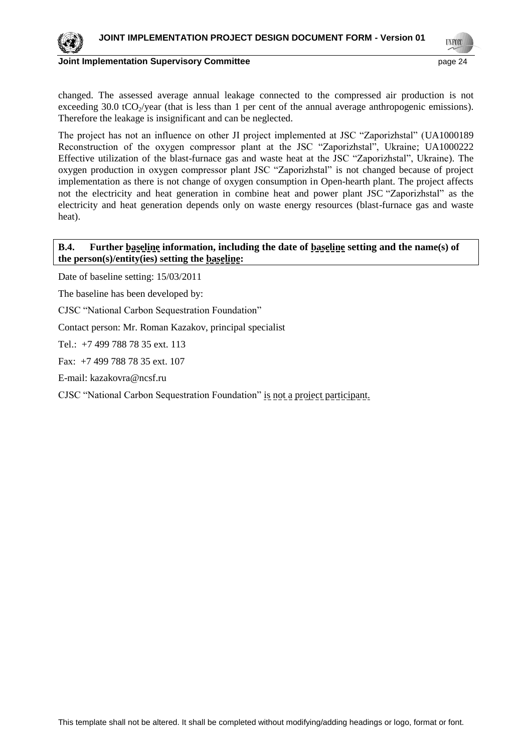changed. The assessed average annual leakage connected to the compressed air production is not exceeding 30.0 $tCO_2$/year (that is less than 1 per cent of the annual average anthropogenic emissions). Therefore the leakage is insignificant and can be neglected.

The project has not an influence on other JI project implemented at JSC "Zaporizhstal" (UA1000189 Reconstruction of the oxygen compressor plant at the JSC "Zaporizhstal", Ukraine; UA1000222 Effective utilization of the blast-furnace gas and waste heat at the JSC "Zaporizhstal", Ukraine). The oxygen production in oxygen compressor plant JSC "Zaporizhstal" is not changed because of project implementation as there is not change of oxygen consumption in Open-hearth plant. The project affects not the electricity and heat generation in combine heat and power plant JSC "Zaporizhstal" as the electricity and heat generation depends only on waste energy resources (blast-furnace gas and waste heat).

**B.4. Further baseline information, including the date of baseline setting and the name(s) of the person(s)/entity(ies) setting the baseline:**

Date of baseline setting: 15/03/2011

The baseline has been developed by:

CJSC "National Carbon Sequestration Foundation"

Contact person: Mr. Roman Kazakov, principal specialist

Tel.: +7 499 788 78 35 ext. 113

Fax: +7 499 788 78 35 ext. 107

E-mail: kazakovra@ncsf.ru

CJSC "National Carbon Sequestration Foundation" is not a project participant.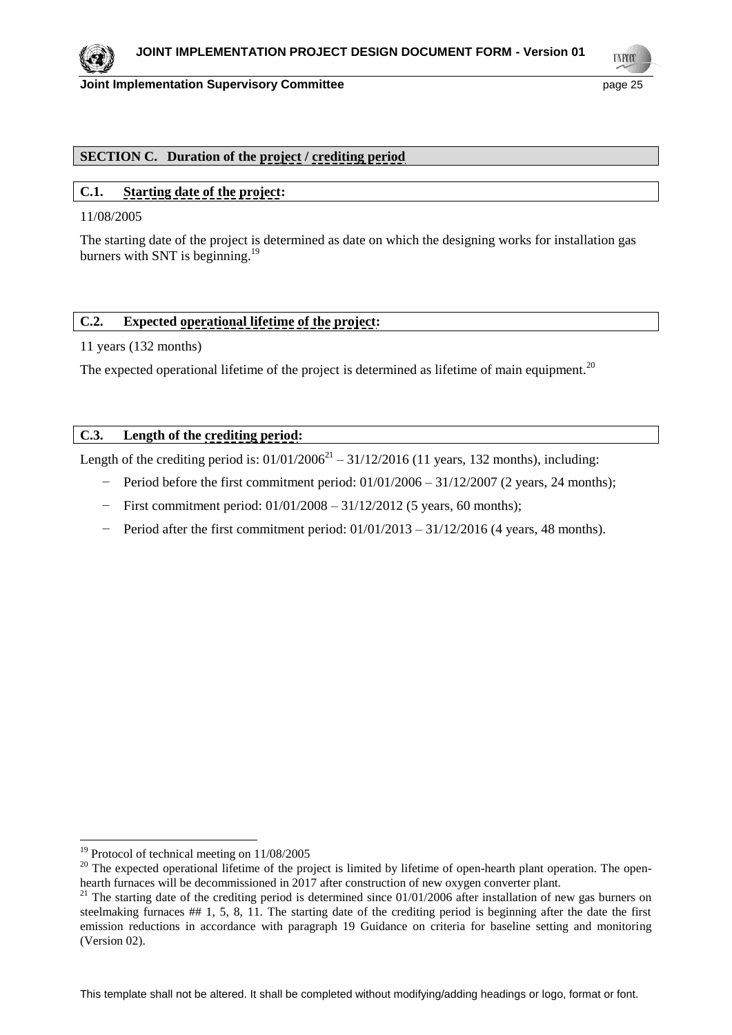## SECTION C. Duration of the project / crediting period

### C.1. Starting date of the project:

11/08/2005

The starting date of the project is determined as date on which the designing works for installation gas burners with SNT is beginning.[19]

### C.2. Expected operational lifetime of the project:

11 years (132 months)

The expected operational lifetime of the project is determined as lifetime of main equipment.[20]

### C.3. Length of the crediting period:

Length of the crediting period is: 01/01/2006[21] – 31/12/2016 (11 years, 132 months), including:

- Period before the first commitment period: 01/01/2006 – 31/12/2007 (2 years, 24 months);
- First commitment period: 01/01/2008 – 31/12/2012 (5 years, 60 months);
- Period after the first commitment period: 01/01/2013 – 31/12/2016 (4 years, 48 months).

---

[19] Protocol of technical meeting on 11/08/2005

[20] The expected operational lifetime of the project is limited by lifetime of open-hearth plant operation. The open-hearth furnaces will be decommissioned in 2017 after construction of new oxygen converter plant.

[21] The starting date of the crediting period is determined since 01/01/2006 after installation of new gas burners on steelmaking furnaces ## 1, 5, 8, 11. The starting date of the crediting period is beginning after the date the first emission reductions in accordance with paragraph 19 Guidance on criteria for baseline setting and monitoring (Version 02).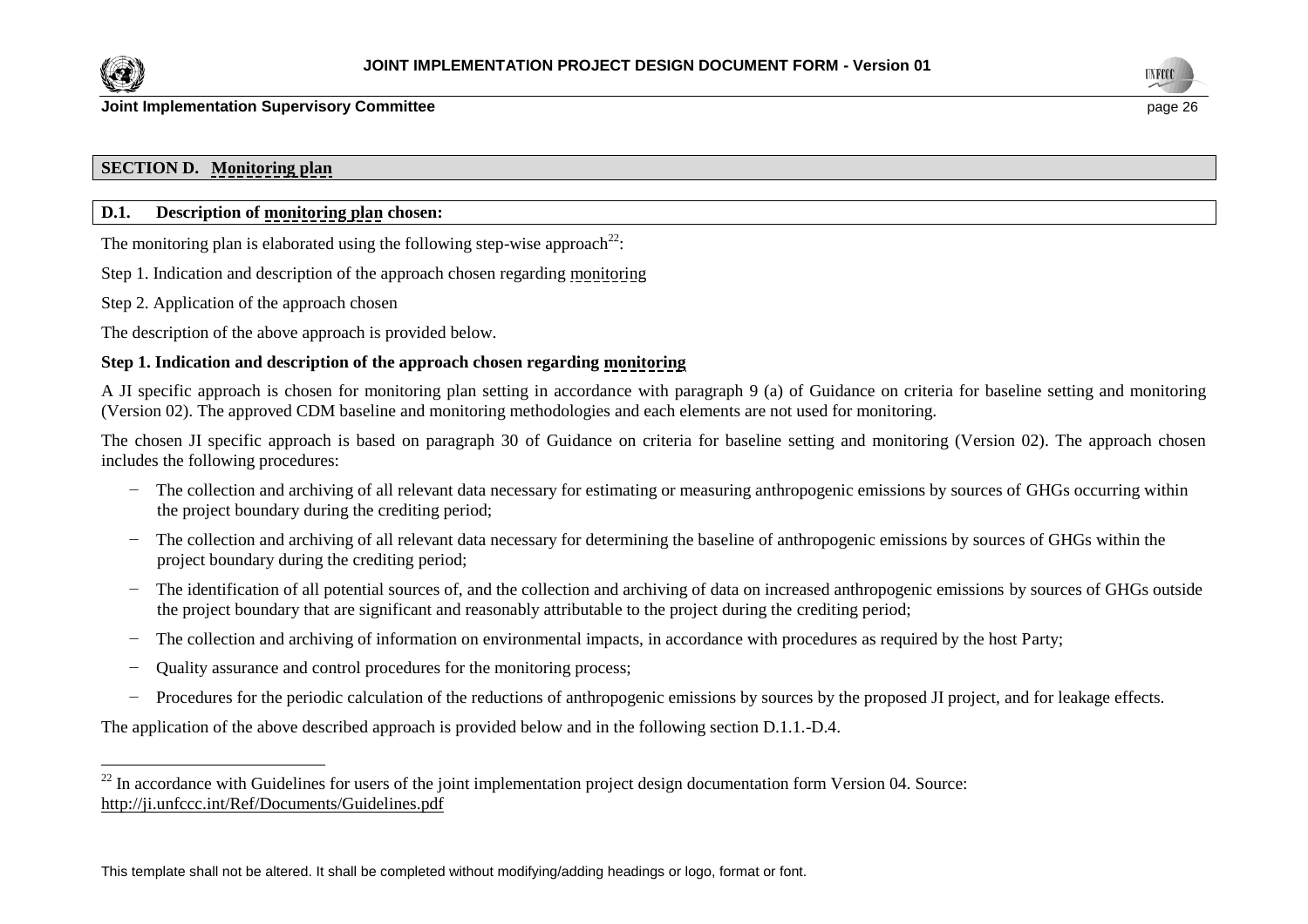## SECTION D. Monitoring plan

### D.1. Description of monitoring plan chosen:

The monitoring plan is elaborated using the following step-wise approach[22]:

Step 1. Indication and description of the approach chosen regarding monitoring

Step 2. Application of the approach chosen

The description of the above approach is provided below.

**Step 1. Indication and description of the approach chosen regarding monitoring**

A JI specific approach is chosen for monitoring plan setting in accordance with paragraph 9 (a) of Guidance on criteria for baseline setting and monitoring (Version 02). The approved CDM baseline and monitoring methodologies and each elements are not used for monitoring.

The chosen JI specific approach is based on paragraph 30 of Guidance on criteria for baseline setting and monitoring (Version 02). The approach chosen includes the following procedures:

- The collection and archiving of all relevant data necessary for estimating or measuring anthropogenic emissions by sources of GHGs occurring within the project boundary during the crediting period;
- The collection and archiving of all relevant data necessary for determining the baseline of anthropogenic emissions by sources of GHGs within the project boundary during the crediting period;
- The identification of all potential sources of, and the collection and archiving of data on increased anthropogenic emissions by sources of GHGs outside the project boundary that are significant and reasonably attributable to the project during the crediting period;
- The collection and archiving of information on environmental impacts, in accordance with procedures as required by the host Party;
- Quality assurance and control procedures for the monitoring process;
- Procedures for the periodic calculation of the reductions of anthropogenic emissions by sources by the proposed JI project, and for leakage effects.

The application of the above described approach is provided below and in the following section D.1.1.-D.4.

---

[22] In accordance with Guidelines for users of the joint implementation project design documentation form Version 04. Source: http://ji.unfccc.int/Ref/Documents/Guidelines.pdf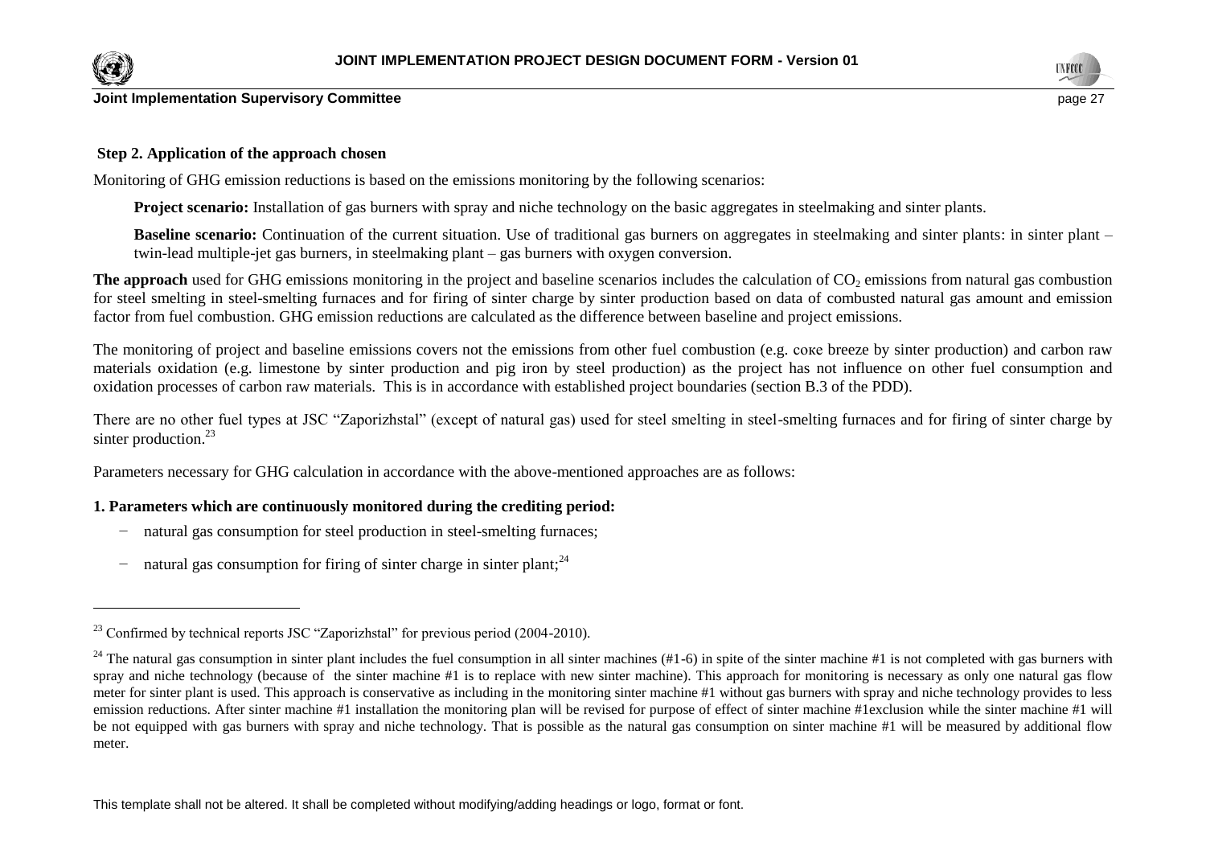**Step 2. Application of the approach chosen**

Monitoring of GHG emission reductions is based on the emissions monitoring by the following scenarios:

> **Project scenario:** Installation of gas burners with spray and niche technology on the basic aggregates in steelmaking and sinter plants.
>
> **Baseline scenario:** Continuation of the current situation. Use of traditional gas burners on aggregates in steelmaking and sinter plants: in sinter plant – twin-lead multiple-jet gas burners, in steelmaking plant – gas burners with oxygen conversion.

**The approach** used for GHG emissions monitoring in the project and baseline scenarios includes the calculation of $CO_2$ emissions from natural gas combustion for steel smelting in steel-smelting furnaces and for firing of sinter charge by sinter production based on data of combusted natural gas amount and emission factor from fuel combustion. GHG emission reductions are calculated as the difference between baseline and project emissions.

The monitoring of project and baseline emissions covers not the emissions from other fuel combustion (e.g. coке breeze by sinter production) and carbon raw materials oxidation (e.g. limestone by sinter production and pig iron by steel production) as the project has not influence on other fuel consumption and oxidation processes of carbon raw materials. This is in accordance with established project boundaries (section B.3 of the PDD).

There are no other fuel types at JSC "Zaporizhstal" (except of natural gas) used for steel smelting in steel-smelting furnaces and for firing of sinter charge by sinter production.[23]

Parameters necessary for GHG calculation in accordance with the above-mentioned approaches are as follows:

**1. Parameters which are continuously monitored during the crediting period:**

- natural gas consumption for steel production in steel-smelting furnaces;
- natural gas consumption for firing of sinter charge in sinter plant;[24]

---

[23] Confirmed by technical reports JSC "Zaporizhstal" for previous period (2004-2010).

[24] The natural gas consumption in sinter plant includes the fuel consumption in all sinter machines (#1-6) in spite of the sinter machine #1 is not completed with gas burners with spray and niche technology (because of the sinter machine #1 is to replace with new sinter machine). This approach for monitoring is necessary as only one natural gas flow meter for sinter plant is used. This approach is conservative as including in the monitoring sinter machine #1 without gas burners with spray and niche technology provides to less emission reductions. After sinter machine #1 installation the monitoring plan will be revised for purpose of effect of sinter machine #1exclusion while the sinter machine #1 will be not equipped with gas burners with spray and niche technology. That is possible as the natural gas consumption on sinter machine #1 will be measured by additional flow meter.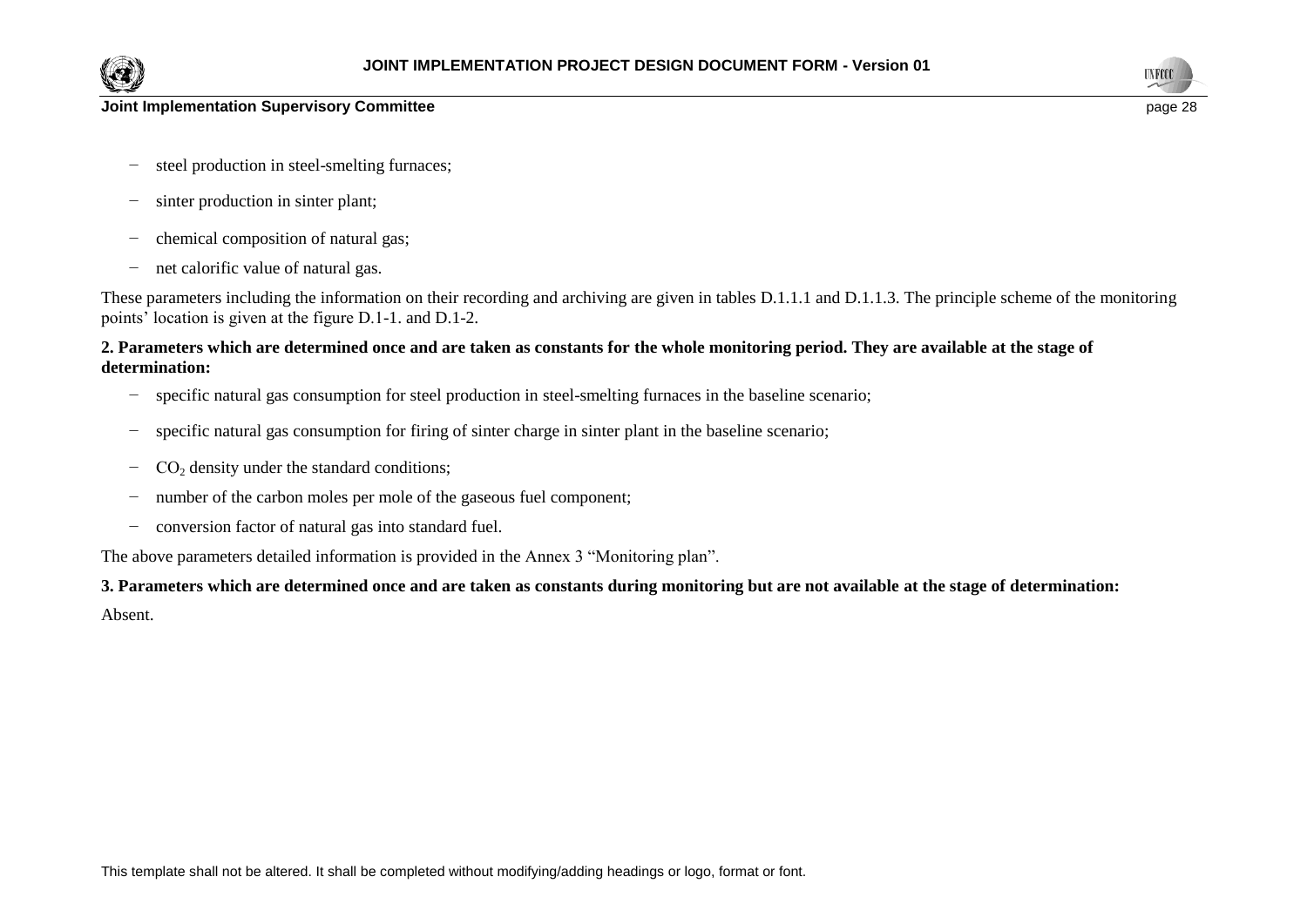- steel production in steel-smelting furnaces;
- sinter production in sinter plant;
- chemical composition of natural gas;
- net calorific value of natural gas.

These parameters including the information on their recording and archiving are given in tables D.1.1.1 and D.1.1.3. The principle scheme of the monitoring points' location is given at the figure D.1-1. and D.1-2.

**2. Parameters which are determined once and are taken as constants for the whole monitoring period. They are available at the stage of determination:**

- specific natural gas consumption for steel production in steel-smelting furnaces in the baseline scenario;
- specific natural gas consumption for firing of sinter charge in sinter plant in the baseline scenario;
- $CO_2$ density under the standard conditions;
- number of the carbon moles per mole of the gaseous fuel component;
- conversion factor of natural gas into standard fuel.

The above parameters detailed information is provided in the Annex 3 "Monitoring plan".

**3. Parameters which are determined once and are taken as constants during monitoring but are not available at the stage of determination:**

Absent.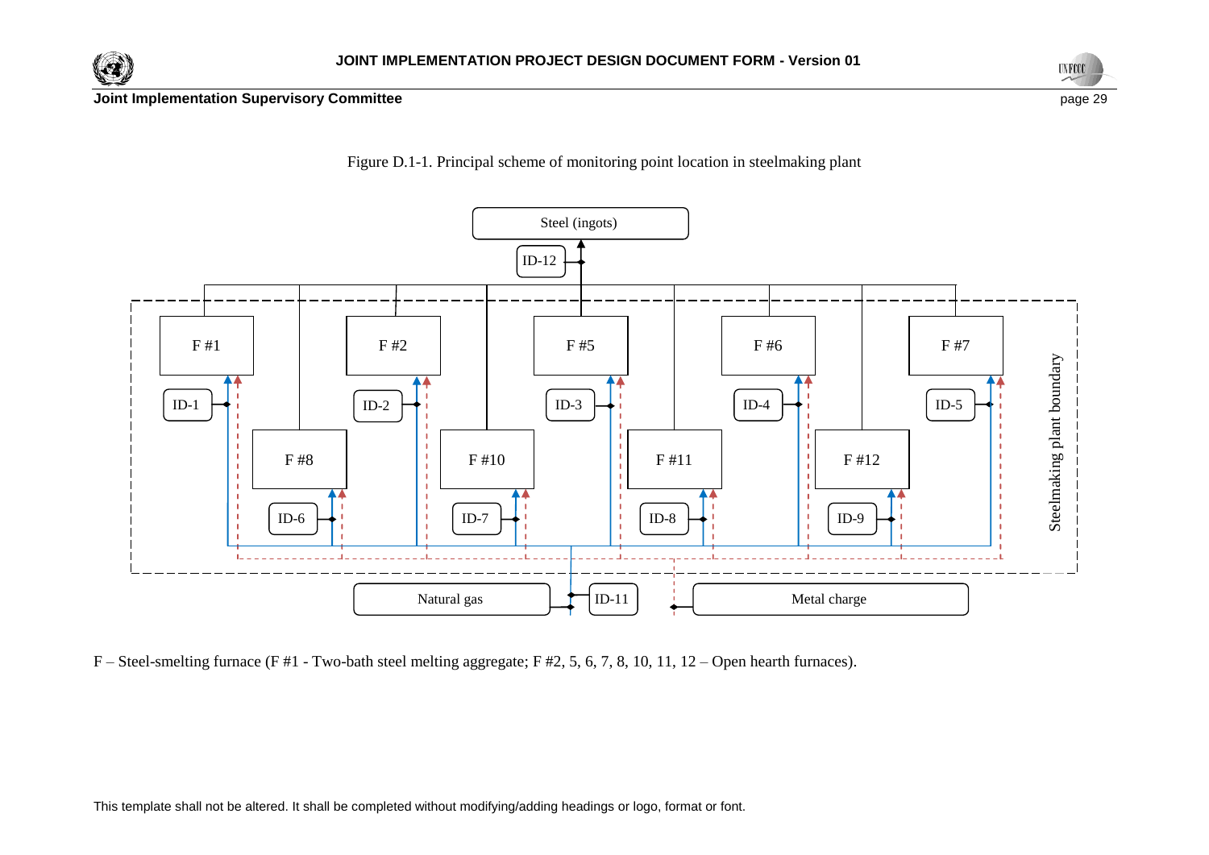Figure D.1-1. Principal scheme of monitoring point location in steelmaking plant

F – Steel-smelting furnace (F #1 - Two-bath steel melting aggregate; F #2, 5, 6, 7, 8, 10, 11, 12 – Open hearth furnaces).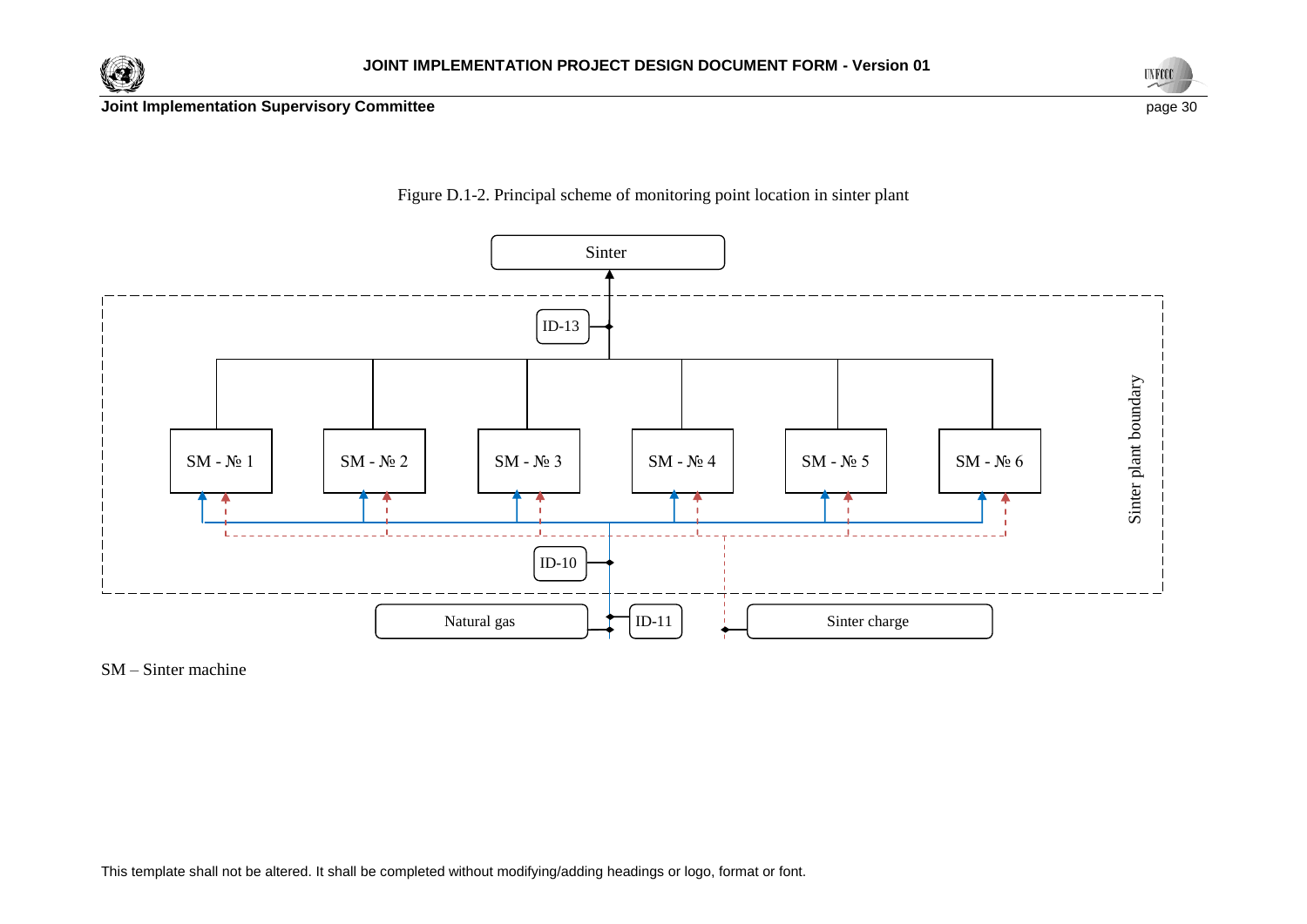Figure D.1-2. Principal scheme of monitoring point location in sinter plant

SM – Sinter machine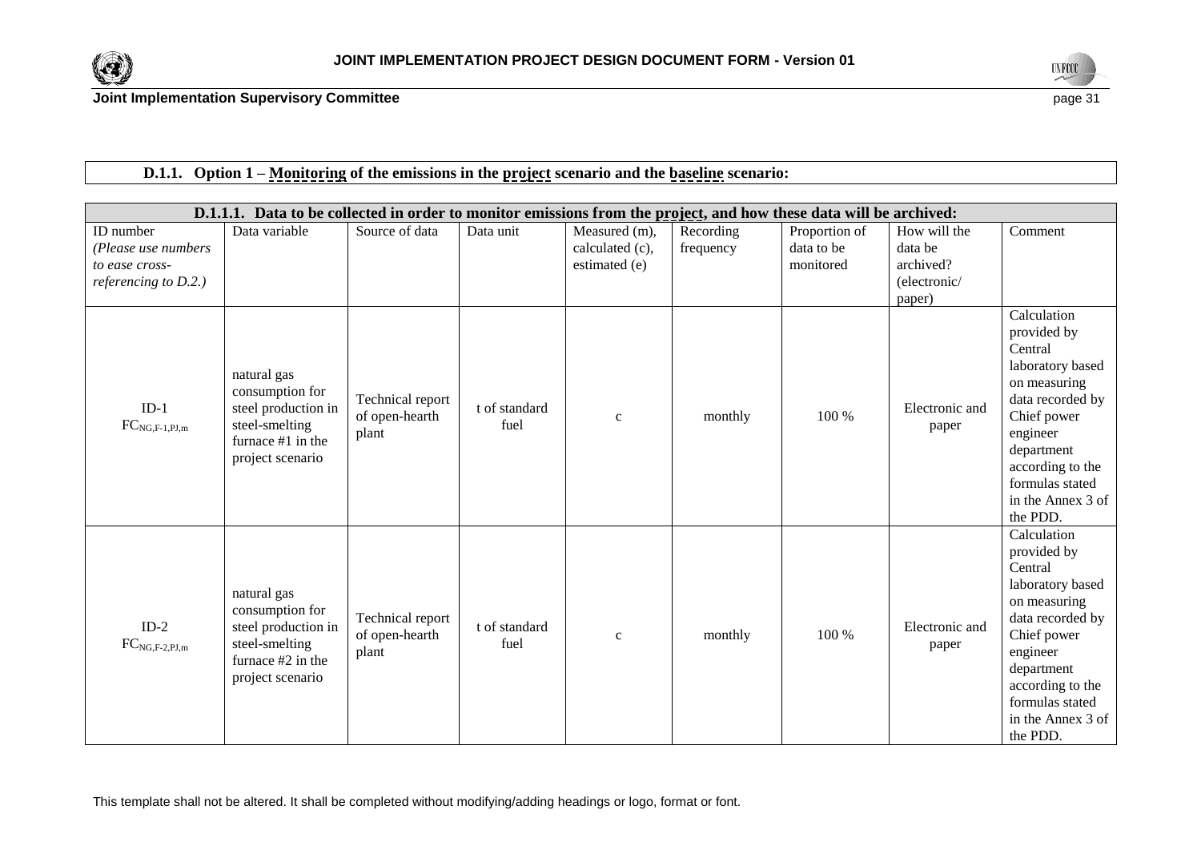**D.1.1. Option 1 – Monitoring of the emissions in the project scenario and the baseline scenario:**

| D.1.1.1. Data to be collected in order to monitor emissions from the project, and how these data will be archived: | | | | | | | | |
|---|---|---|---|---|---|---|---|---|
| ID number *(Please use numbers to ease cross-referencing to D.2.)* | Data variable | Source of data | Data unit | Measured (m), calculated (c), estimated (e) | Recording frequency | Proportion of data to be monitored | How will the data be archived? (electronic/ paper) | Comment |
| ID-1 $FC_{NG,F-1,PJ,m}$ | natural gas consumption for steel production in steel-smelting furnace #1 in the project scenario | Technical report of open-hearth plant | t of standard fuel | c | monthly | 100 % | Electronic and paper | Calculation provided by Central laboratory based on measuring data recorded by Chief power engineer department according to the formulas stated in the Annex 3 of the PDD. |
| ID-2 $FC_{NG,F-2,PJ,m}$ | natural gas consumption for steel production in steel-smelting furnace #2 in the project scenario | Technical report of open-hearth plant | t of standard fuel | c | monthly | 100 % | Electronic and paper | Calculation provided by Central laboratory based on measuring data recorded by Chief power engineer department according to the formulas stated in the Annex 3 of the PDD. |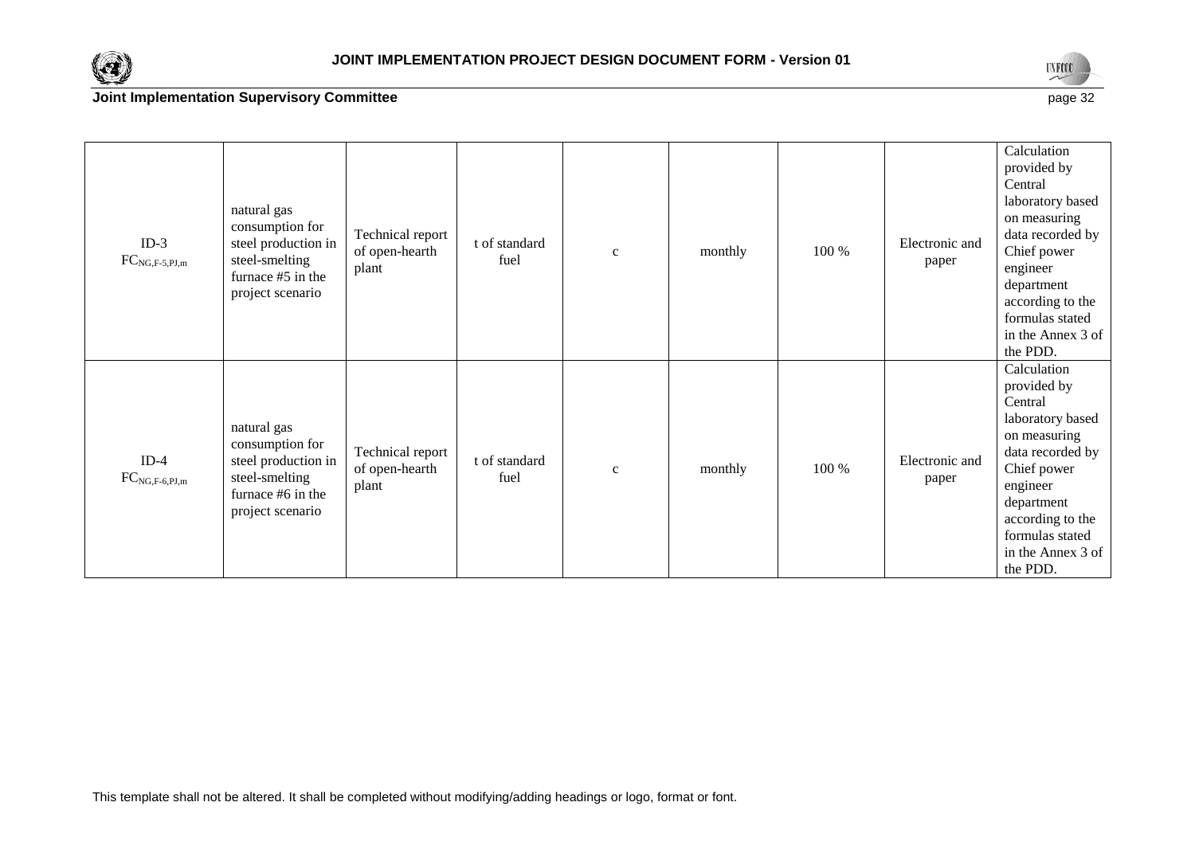| ID-3 $FC_{NG,F-5,PJ,m}$ | natural gas consumption for steel production in steel-smelting furnace #5 in the project scenario | Technical report of open-hearth plant | t of standard fuel | c | monthly | 100 % | Electronic and paper | Calculation provided by Central laboratory based on measuring data recorded by Chief power engineer department according to the formulas stated in the Annex 3 of the PDD. |
|---|---|---|---|---|---|---|---|---|
| ID-4 $FC_{NG,F-6,PJ,m}$ | natural gas consumption for steel production in steel-smelting furnace #6 in the project scenario | Technical report of open-hearth plant | t of standard fuel | c | monthly | 100 % | Electronic and paper | Calculation provided by Central laboratory based on measuring data recorded by Chief power engineer department according to the formulas stated in the Annex 3 of the PDD. |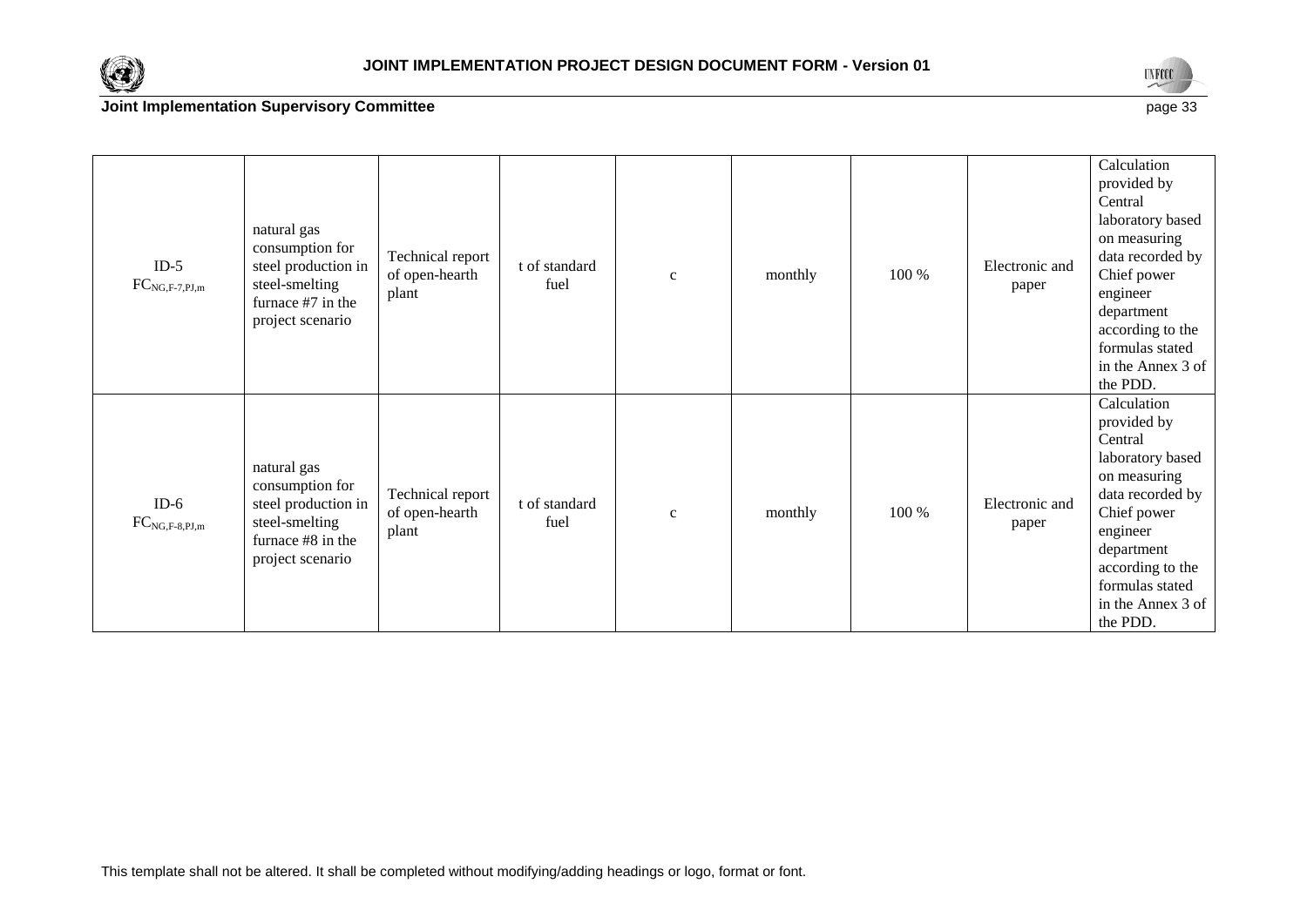| ID-5 $FC_{NG,F-7,PJ,m}$ | natural gas consumption for steel production in steel-smelting furnace #7 in the project scenario | Technical report of open-hearth plant | t of standard fuel | c | monthly | 100 % | Electronic and paper | Calculation provided by Central laboratory based on measuring data recorded by Chief power engineer department according to the formulas stated in the Annex 3 of the PDD. |
|---|---|---|---|---|---|---|---|---|
| ID-6 $FC_{NG,F-8,PJ,m}$ | natural gas consumption for steel production in steel-smelting furnace #8 in the project scenario | Technical report of open-hearth plant | t of standard fuel | c | monthly | 100 % | Electronic and paper | Calculation provided by Central laboratory based on measuring data recorded by Chief power engineer department according to the formulas stated in the Annex 3 of the PDD. |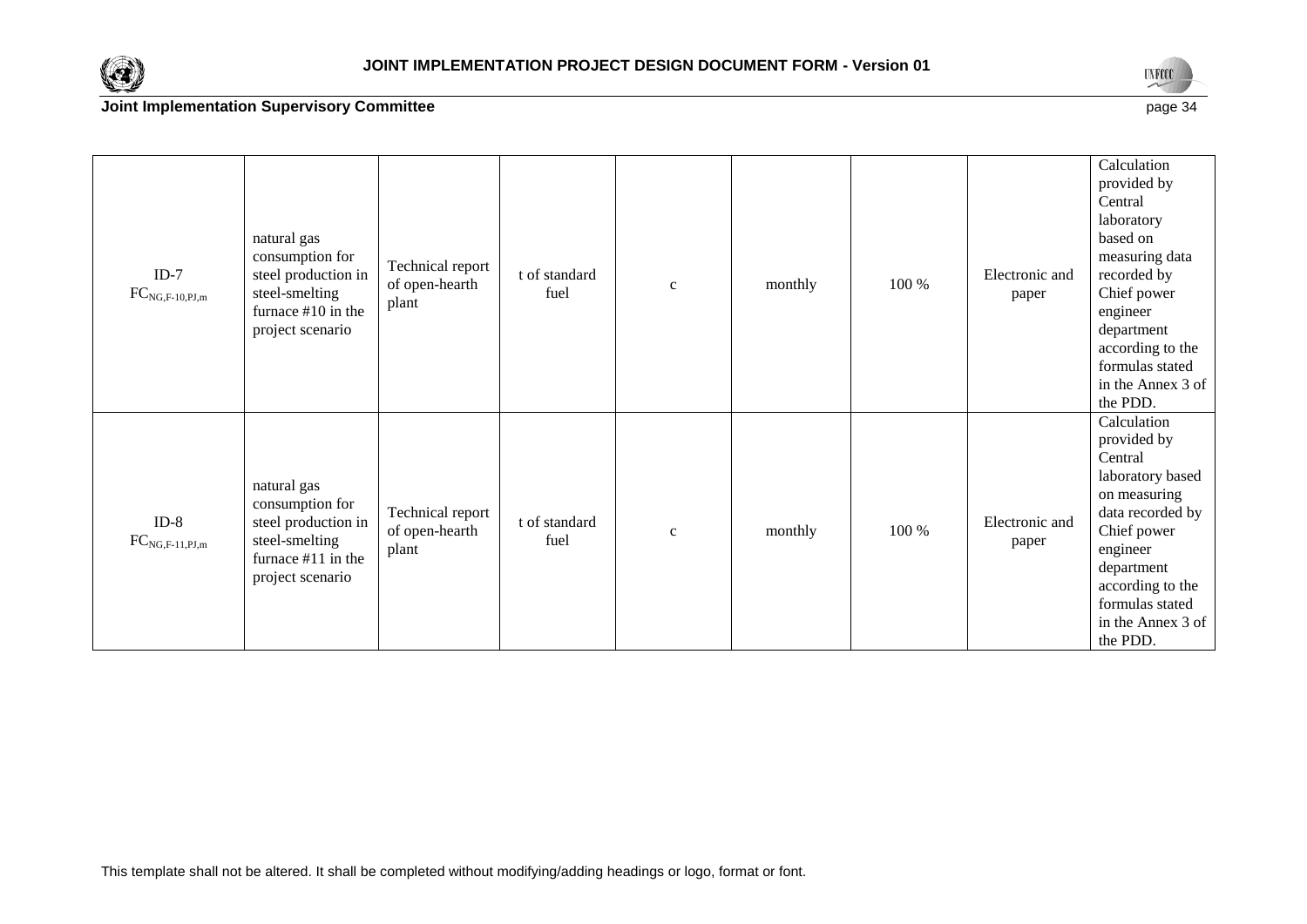| | | | | | | | | |
|---|---|---|---|---|---|---|---|---|
| ID-7 $FC_{NG,F\text{-}10,PJ,m}$ | natural gas consumption for steel production in steel-smelting furnace #10 in the project scenario | Technical report of open-hearth plant | t of standard fuel | c | monthly | 100 % | Electronic and paper | Calculation provided by Central laboratory based on measuring data recorded by Chief power engineer department according to the formulas stated in the Annex 3 of the PDD. |
| ID-8 $FC_{NG,F\text{-}11,PJ,m}$ | natural gas consumption for steel production in steel-smelting furnace #11 in the project scenario | Technical report of open-hearth plant | t of standard fuel | c | monthly | 100 % | Electronic and paper | Calculation provided by Central laboratory based on measuring data recorded by Chief power engineer department according to the formulas stated in the Annex 3 of the PDD. |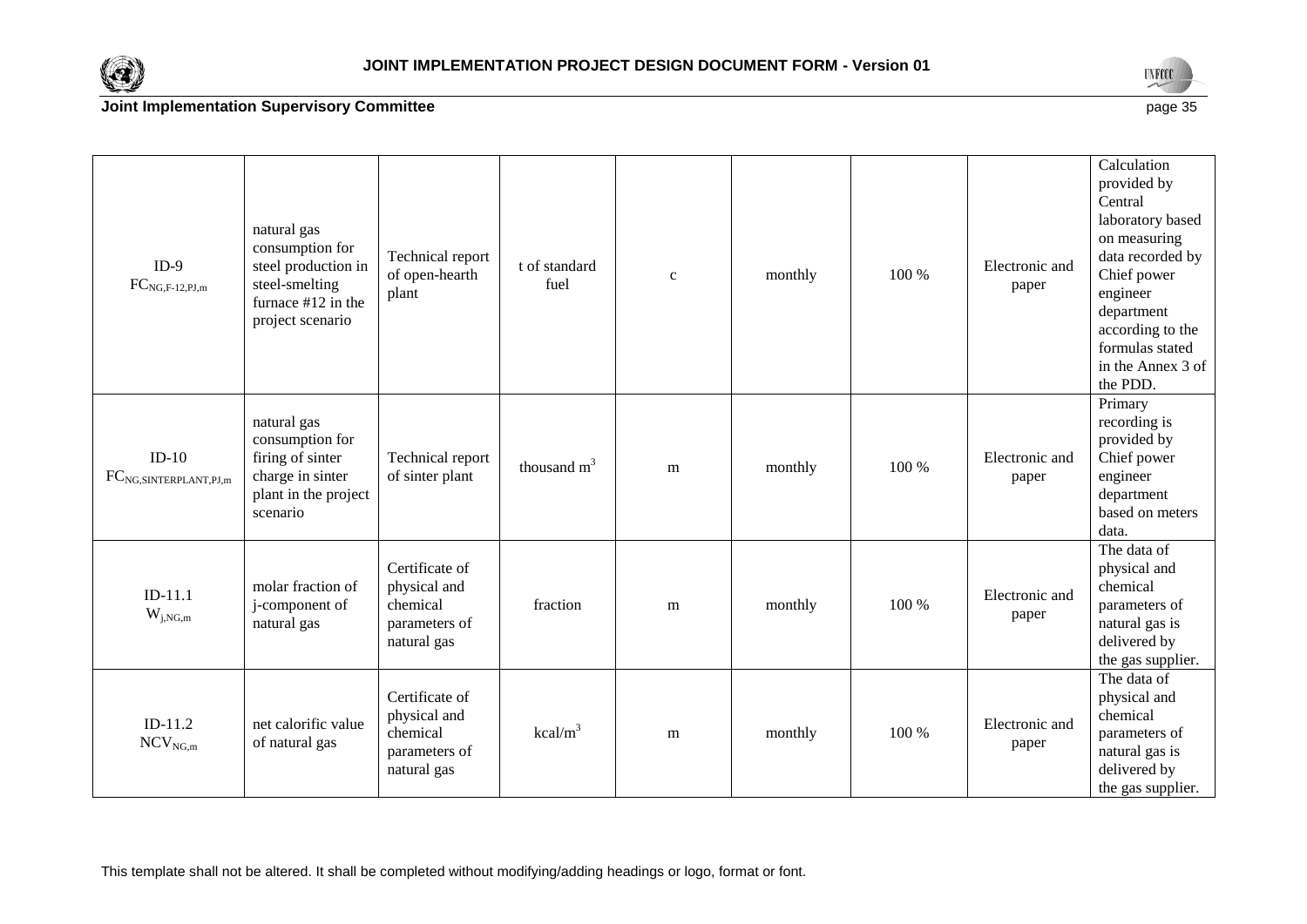| | | | | | | | | |
|---|---|---|---|---|---|---|---|---|
| ID-9 $FC_{NG,F\text{-}12,PJ,m}$ | natural gas consumption for steel production in steel-smelting furnace #12 in the project scenario | Technical report of open-hearth plant | t of standard fuel | c | monthly | 100 % | Electronic and paper | Calculation provided by Central laboratory based on measuring data recorded by Chief power engineer department according to the formulas stated in the Annex 3 of the PDD. |
| ID-10 $FC_{NG,SINTERPLANT,PJ,m}$ | natural gas consumption for firing of sinter charge in sinter plant in the project scenario | Technical report of sinter plant | thousand $m^3$ | m | monthly | 100 % | Electronic and paper | Primary recording is provided by Chief power engineer department based on meters data. |
| ID-11.1 $W_{j,NG,m}$ | molar fraction of j-component of natural gas | Certificate of physical and chemical parameters of natural gas | fraction | m | monthly | 100 % | Electronic and paper | The data of physical and chemical parameters of natural gas is delivered by the gas supplier. |
| ID-11.2 $NCV_{NG,m}$ | net calorific value of natural gas | Certificate of physical and chemical parameters of natural gas | $kcal/m^3$ | m | monthly | 100 % | Electronic and paper | The data of physical and chemical parameters of natural gas is delivered by the gas supplier. |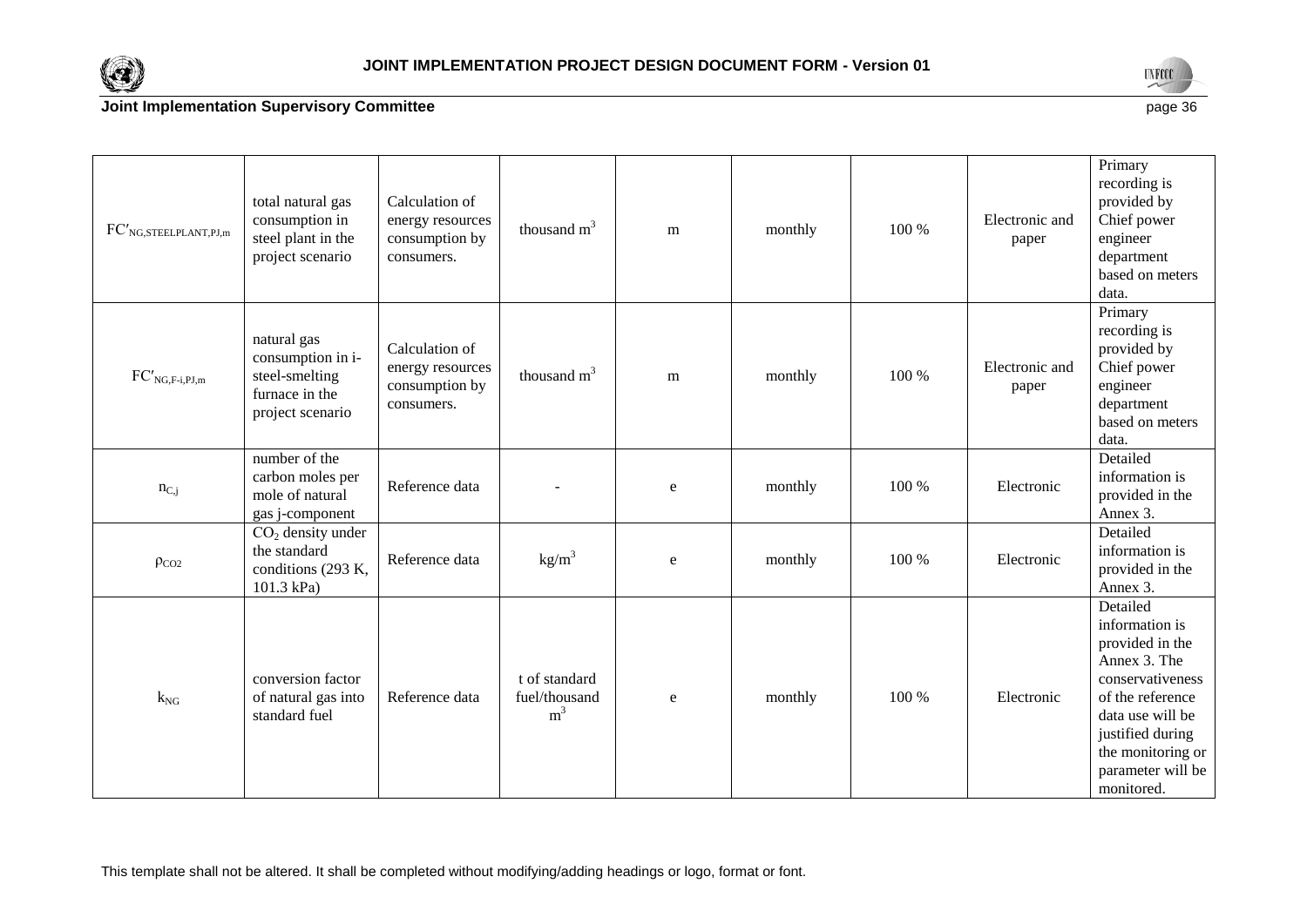| | | | | | | | | |
|---|---|---|---|---|---|---|---|---|
| $FC'_{NG,STEELPLANT,PJ,m}$ | total natural gas consumption in steel plant in the project scenario | Calculation of energy resources consumption by consumers. | thousand $m^3$ | m | monthly | 100 % | Electronic and paper | Primary recording is provided by Chief power engineer department based on meters data. |
| $FC'_{NG,F-i,PJ,m}$ | natural gas consumption in i-steel-smelting furnace in the project scenario | Calculation of energy resources consumption by consumers. | thousand $m^3$ | m | monthly | 100 % | Electronic and paper | Primary recording is provided by Chief power engineer department based on meters data. |
| $n_{C,j}$ | number of the carbon moles per mole of natural gas j-component | Reference data | - | e | monthly | 100 % | Electronic | Detailed information is provided in the Annex 3. |
| $\rho_{CO2}$ | $CO_2$ density under the standard conditions (293 K, 101.3 kPa) | Reference data | $kg/m^3$ | e | monthly | 100 % | Electronic | Detailed information is provided in the Annex 3. |
| $k_{NG}$ | conversion factor of natural gas into standard fuel | Reference data | t of standard fuel/thousand $m^3$ | e | monthly | 100 % | Electronic | Detailed information is provided in the Annex 3. The conservativeness of the reference data use will be justified during the monitoring or parameter will be monitored. |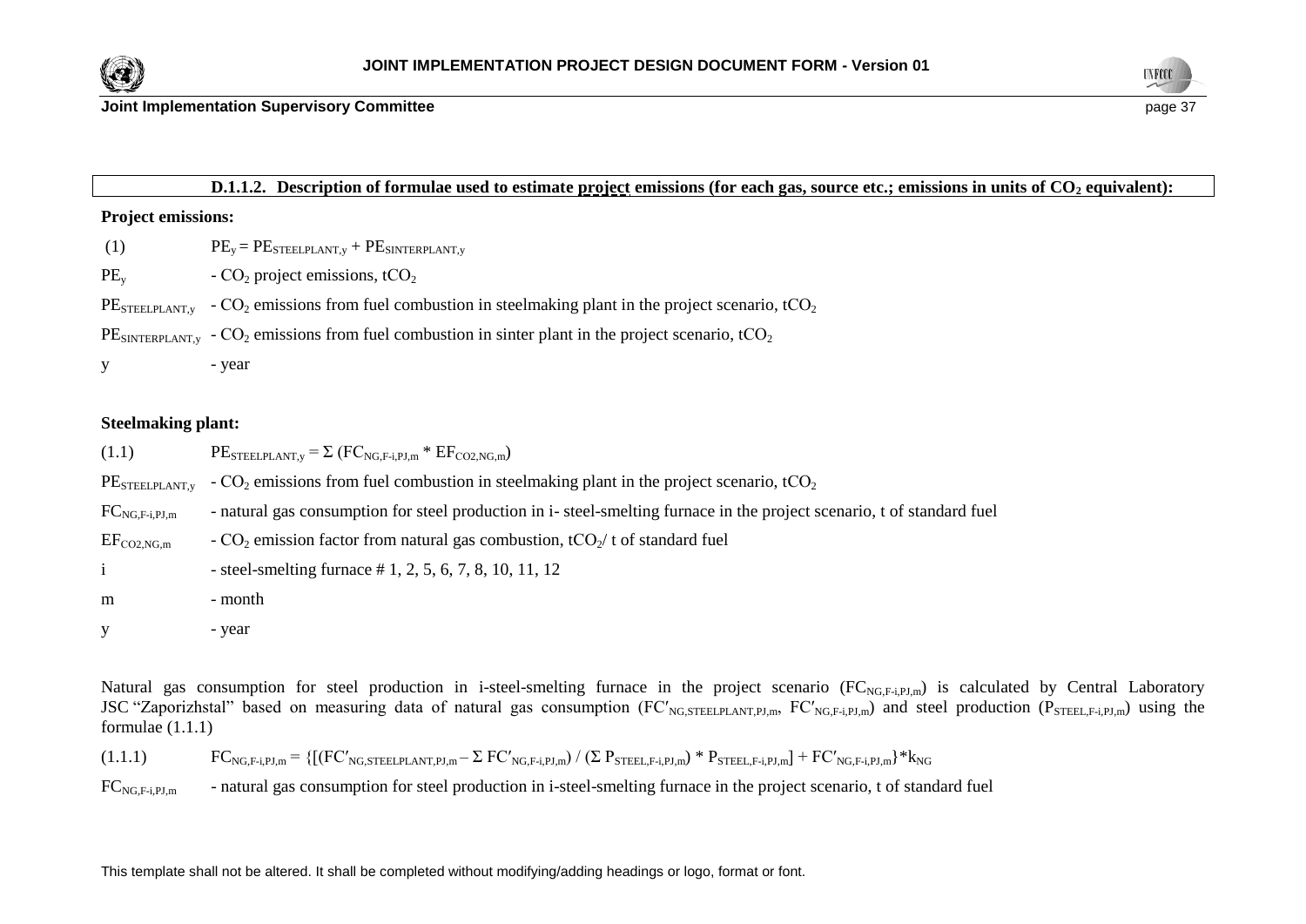**D.1.1.2. Description of formulae used to estimate project emissions (for each gas, source etc.; emissions in units of $CO_2$ equivalent):**

**Project emissions:**

(1) $PE_y = PE_{STEELPLANT,y} + PE_{SINTERPLANT,y}$

$PE_y$ - $CO_2$ project emissions, $tCO_2$

$PE_{STEELPLANT,y}$ - $CO_2$ emissions from fuel combustion in steelmaking plant in the project scenario, $tCO_2$

$PE_{SINTERPLANT,y}$ - $CO_2$ emissions from fuel combustion in sinter plant in the project scenario, $tCO_2$

y - year

**Steelmaking plant:**

(1.1) $PE_{STEELPLANT,y} = \Sigma (FC_{NG,F\text{-}i,PJ,m} * EF_{CO2,NG,m})$

$PE_{STEELPLANT,y}$ - $CO_2$ emissions from fuel combustion in steelmaking plant in the project scenario, $tCO_2$

$FC_{NG,F\text{-}i,PJ,m}$ - natural gas consumption for steel production in i- steel-smelting furnace in the project scenario, t of standard fuel

$EF_{CO2,NG,m}$ - $CO_2$ emission factor from natural gas combustion, $tCO_2$/ t of standard fuel

i - steel-smelting furnace # 1, 2, 5, 6, 7, 8, 10, 11, 12

m - month

y - year

Natural gas consumption for steel production in i-steel-smelting furnace in the project scenario ($FC_{NG,F\text{-}i,PJ,m}$) is calculated by Central Laboratory JSC "Zaporizhstal" based on measuring data of natural gas consumption ($FC'_{NG,STEELPLANT,PJ,m}$, $FC'_{NG,F\text{-}i,PJ,m}$) and steel production ($P_{STEEL,F\text{-}i,PJ,m}$) using the formulae (1.1.1)

(1.1.1) $FC_{NG,F\text{-}i,PJ,m} = \{[(FC'_{NG,STEELPLANT,PJ,m} - \Sigma FC'_{NG,F\text{-}i,PJ,m}) / (\Sigma P_{STEEL,F\text{-}i,PJ,m}) * P_{STEEL,F\text{-}i,PJ,m}] + FC'_{NG,F\text{-}i,PJ,m}\} * k_{NG}$

$FC_{NG,F\text{-}i,PJ,m}$ - natural gas consumption for steel production in i-steel-smelting furnace in the project scenario, t of standard fuel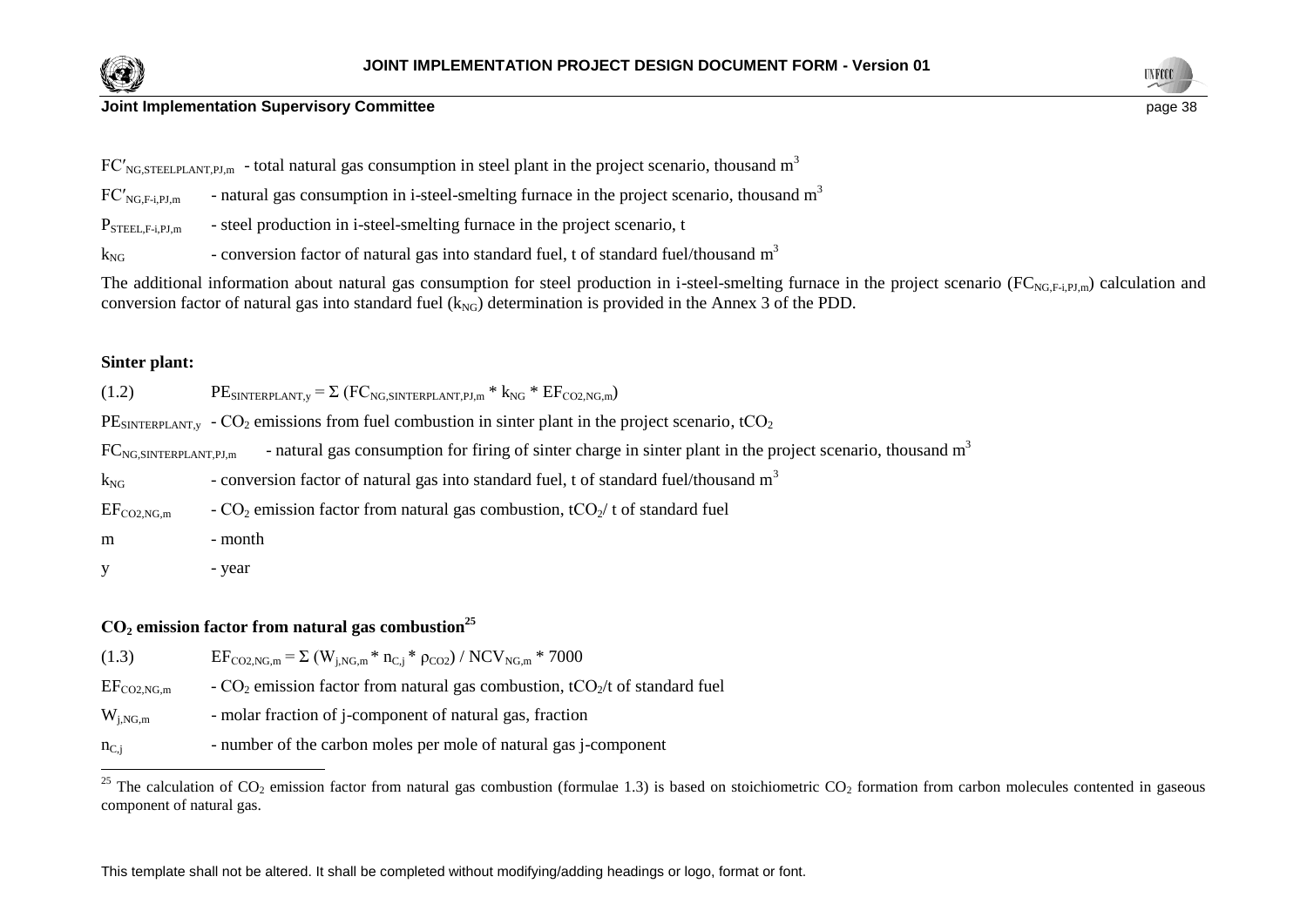$FC'_{NG,STEELPLANT,PJ,m}$ - total natural gas consumption in steel plant in the project scenario, thousand $m^3$

$FC'_{NG,F\text{-}i,PJ,m}$ - natural gas consumption in i-steel-smelting furnace in the project scenario, thousand $m^3$

$P_{STEEL,F\text{-}i,PJ,m}$ - steel production in i-steel-smelting furnace in the project scenario, t

$k_{NG}$ - conversion factor of natural gas into standard fuel, t of standard fuel/thousand $m^3$

The additional information about natural gas consumption for steel production in i-steel-smelting furnace in the project scenario ($FC_{NG,F\text{-}i,PJ,m}$) calculation and conversion factor of natural gas into standard fuel ($k_{NG}$) determination is provided in the Annex 3 of the PDD.

**Sinter plant:**

(1.2) $PE_{SINTERPLANT,y} = \Sigma\ (FC_{NG,SINTERPLANT,PJ,m} * k_{NG} * EF_{CO2,NG,m})$

$PE_{SINTERPLANT,y}$ - $CO_2$ emissions from fuel combustion in sinter plant in the project scenario, $tCO_2$

$FC_{NG,SINTERPLANT,PJ,m}$ - natural gas consumption for firing of sinter charge in sinter plant in the project scenario, thousand $m^3$

$k_{NG}$ - conversion factor of natural gas into standard fuel, t of standard fuel/thousand $m^3$

$EF_{CO2,NG,m}$ - $CO_2$ emission factor from natural gas combustion, $tCO_2$/ t of standard fuel

m - month

y - year

**$CO_2$ emission factor from natural gas combustion[25]**

(1.3) $EF_{CO2,NG,m} = \Sigma\ (W_{j,NG,m} * n_{C,j} * \rho_{CO2}) / NCV_{NG,m} * 7000$

$EF_{CO2,NG,m}$ - $CO_2$ emission factor from natural gas combustion, $tCO_2$/t of standard fuel

$W_{j,NG,m}$ - molar fraction of j-component of natural gas, fraction

$n_{C,j}$ - number of the carbon moles per mole of natural gas j-component

---

[25] The calculation of $CO_2$ emission factor from natural gas combustion (formulae 1.3) is based on stoichiometric $CO_2$ formation from carbon molecules contented in gaseous component of natural gas.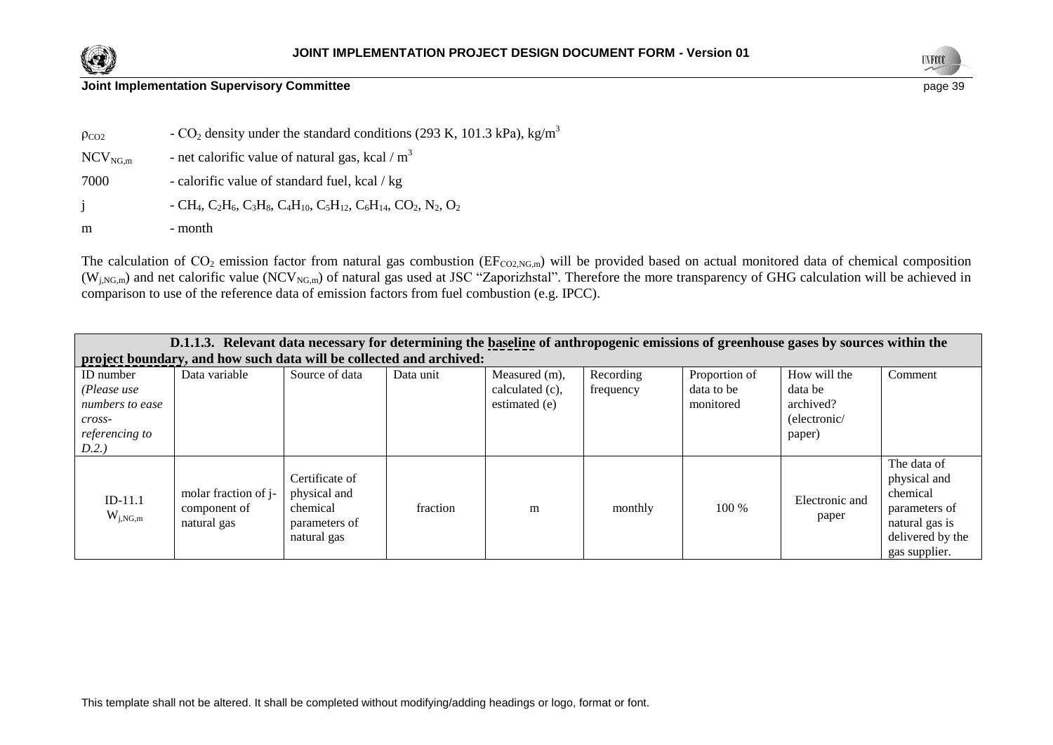$\rho_{CO2}$ - $CO_2$ density under the standard conditions (293 K, 101.3 kPa), kg/$m^3$

$NCV_{NG,m}$ - net calorific value of natural gas, kcal / $m^3$

7000 - calorific value of standard fuel, kcal / kg

j - $CH_4$, $C_2H_6$, $C_3H_8$, $C_4H_{10}$, $C_5H_{12}$, $C_6H_{14}$, $CO_2$, $N_2$, $O_2$

m - month

The calculation of $CO_2$ emission factor from natural gas combustion ($EF_{CO2,NG,m}$) will be provided based on actual monitored data of chemical composition ($W_{j,NG,m}$) and net calorific value ($NCV_{NG,m}$) of natural gas used at JSC "Zaporizhstal". Therefore the more transparency of GHG calculation will be achieved in comparison to use of the reference data of emission factors from fuel combustion (e.g. IPCC).

| **D.1.1.3. Relevant data necessary for determining the baseline of anthropogenic emissions of greenhouse gases by sources within the project boundary, and how such data will be collected and archived:** | | | | | | | | |
|---|---|---|---|---|---|---|---|---|
| ID number *(Please use numbers to ease cross-referencing to D.2.)* | Data variable | Source of data | Data unit | Measured (m), calculated (c), estimated (e) | Recording frequency | Proportion of data to be monitored | How will the data be archived? (electronic/ paper) | Comment |
| ID-11.1 $W_{j,NG,m}$ | molar fraction of j-component of natural gas | Certificate of physical and chemical parameters of natural gas | fraction | m | monthly | 100 % | Electronic and paper | The data of physical and chemical parameters of natural gas is delivered by the gas supplier. |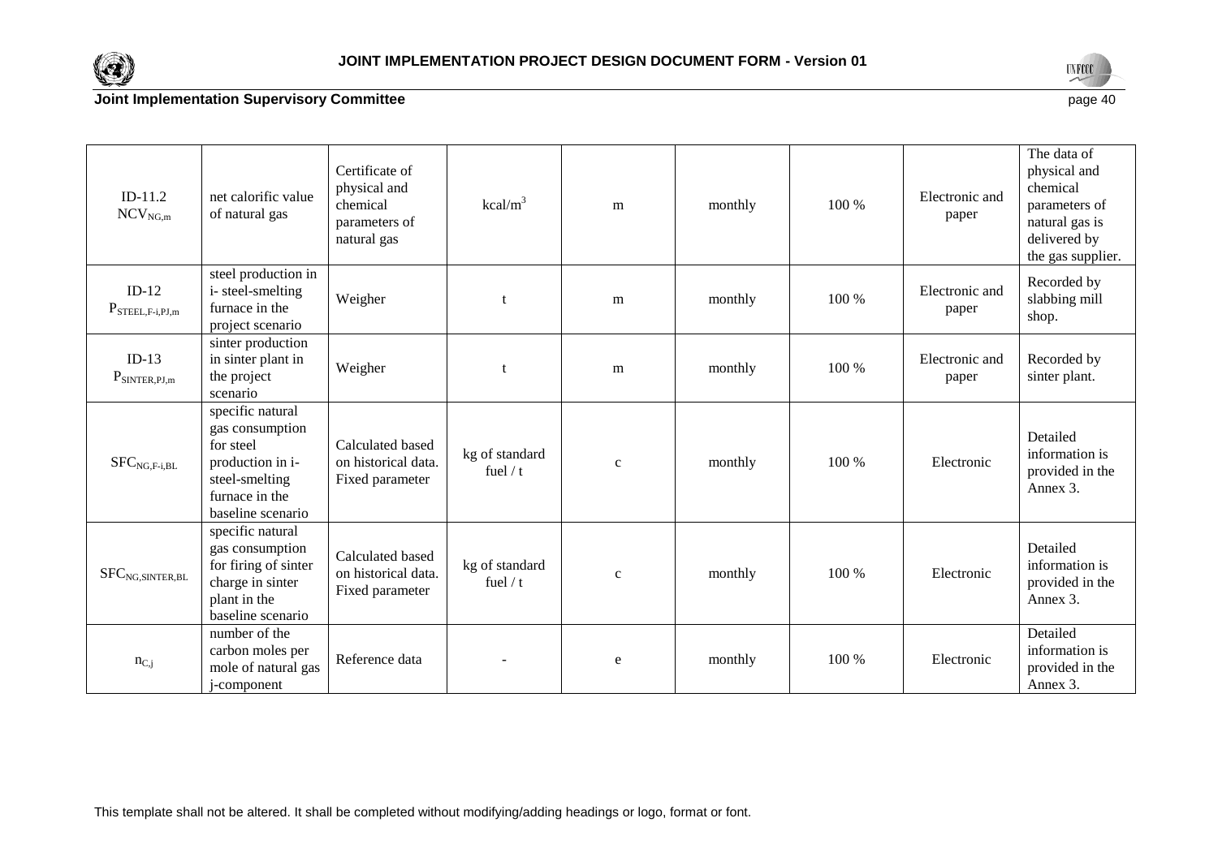| | | | | | | | | |
|---|---|---|---|---|---|---|---|---|
| ID-11.2 $NCV_{NG,m}$ | net calorific value of natural gas | Certificate of physical and chemical parameters of natural gas | $kcal/m^3$ | m | monthly | 100 % | Electronic and paper | The data of physical and chemical parameters of natural gas is delivered by the gas supplier. |
| ID-12 $P_{STEEL,F-i,PJ,m}$ | steel production in i- steel-smelting furnace in the project scenario | Weigher | t | m | monthly | 100 % | Electronic and paper | Recorded by slabbing mill shop. |
| ID-13 $P_{SINTER,PJ,m}$ | sinter production in sinter plant in the project scenario | Weigher | t | m | monthly | 100 % | Electronic and paper | Recorded by sinter plant. |
| $SFC_{NG,F-i,BL}$ | specific natural gas consumption for steel production in i- steel-smelting furnace in the baseline scenario | Calculated based on historical data. Fixed parameter | kg of standard fuel / t | c | monthly | 100 % | Electronic | Detailed information is provided in the Annex 3. |
| $SFC_{NG,SINTER,BL}$ | specific natural gas consumption for firing of sinter charge in sinter plant in the baseline scenario | Calculated based on historical data. Fixed parameter | kg of standard fuel / t | c | monthly | 100 % | Electronic | Detailed information is provided in the Annex 3. |
| $n_{C,j}$ | number of the carbon moles per mole of natural gas j-component | Reference data | - | e | monthly | 100 % | Electronic | Detailed information is provided in the Annex 3. |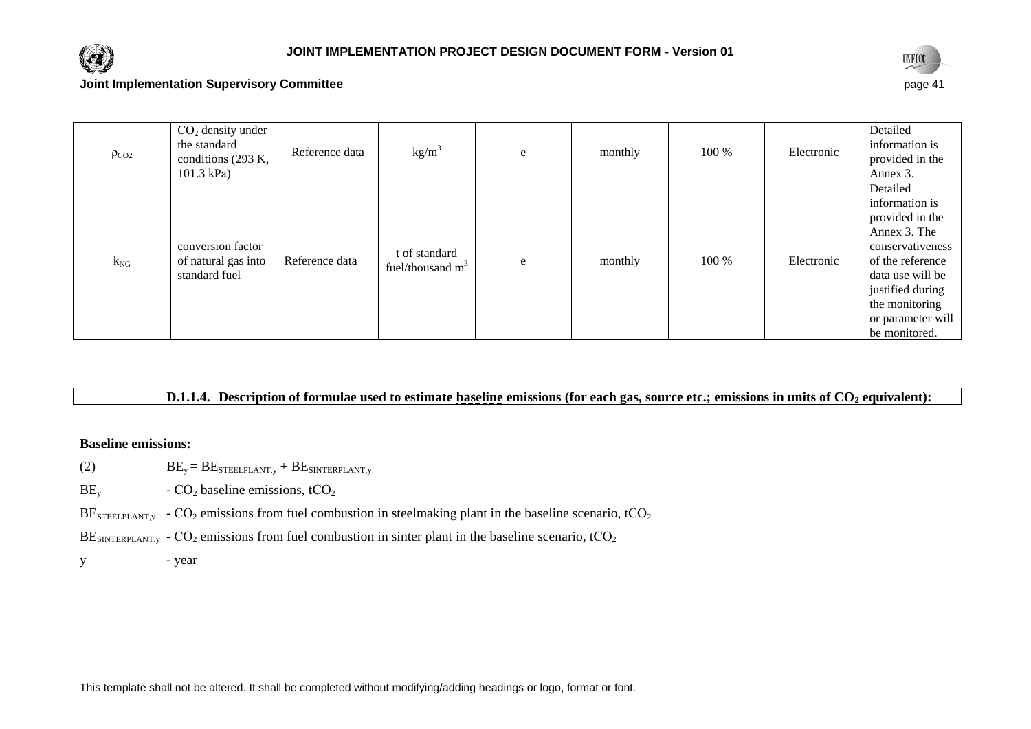| $\rho_{CO2}$ | $CO_2$ density under the standard conditions (293 K, 101.3 kPa) | Reference data | $kg/m^3$ | e | monthly | 100 % | Electronic | Detailed information is provided in the Annex 3. |
|---|---|---|---|---|---|---|---|---|
| $k_{NG}$ | conversion factor of natural gas into standard fuel | Reference data | t of standard fuel/thousand $m^3$ | e | monthly | 100 % | Electronic | Detailed information is provided in the Annex 3. The conservativeness of the reference data use will be justified during the monitoring or parameter will be monitored. |

**D.1.1.4. Description of formulae used to estimate baseline emissions (for each gas, source etc.; emissions in units of $CO_2$ equivalent):**

**Baseline emissions:**

(2) $BE_y = BE_{STEELPLANT,y} + BE_{SINTERPLANT,y}$

$BE_y$ - $CO_2$ baseline emissions, $tCO_2$

$BE_{STEELPLANT,y}$ - $CO_2$ emissions from fuel combustion in steelmaking plant in the baseline scenario, $tCO_2$

$BE_{SINTERPLANT,y}$ - $CO_2$ emissions from fuel combustion in sinter plant in the baseline scenario, $tCO_2$

y - year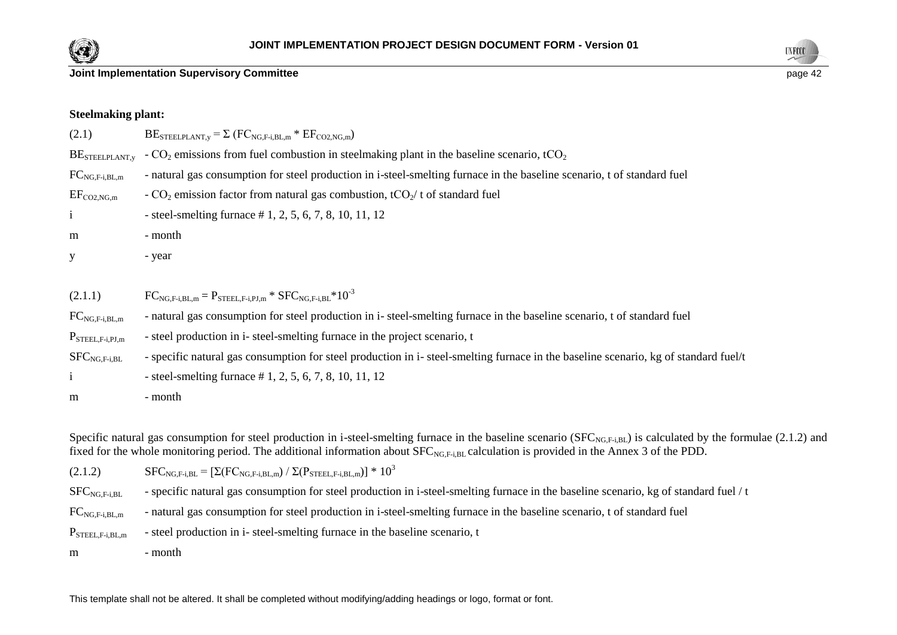**Steelmaking plant:**

(2.1) $BE_{STEELPLANT,y} = \Sigma (FC_{NG,F\text{-}i,BL,m} * EF_{CO2,NG,m})$

$BE_{STEELPLANT,y}$ - $CO_2$ emissions from fuel combustion in steelmaking plant in the baseline scenario, $tCO_2$

$FC_{NG,F\text{-}i,BL,m}$ - natural gas consumption for steel production in i-steel-smelting furnace in the baseline scenario, t of standard fuel

$EF_{CO2,NG,m}$ - $CO_2$ emission factor from natural gas combustion, $tCO_2$/ t of standard fuel

i - steel-smelting furnace # 1, 2, 5, 6, 7, 8, 10, 11, 12

m - month

y - year

(2.1.1) $FC_{NG,F\text{-}i,BL,m} = P_{STEEL,F\text{-}i,PJ,m} * SFC_{NG,F\text{-}i,BL} * 10^{-3}$

$FC_{NG,F\text{-}i,BL,m}$ - natural gas consumption for steel production in i- steel-smelting furnace in the baseline scenario, t of standard fuel

$P_{STEEL,F\text{-}i,PJ,m}$ - steel production in i- steel-smelting furnace in the project scenario, t

$SFC_{NG,F\text{-}i,BL}$ - specific natural gas consumption for steel production in i- steel-smelting furnace in the baseline scenario, kg of standard fuel/t

i - steel-smelting furnace # 1, 2, 5, 6, 7, 8, 10, 11, 12

m - month

Specific natural gas consumption for steel production in i-steel-smelting furnace in the baseline scenario ($SFC_{NG,F\text{-}i,BL}$) is calculated by the formulae (2.1.2) and fixed for the whole monitoring period. The additional information about $SFC_{NG,F\text{-}i,BL}$ calculation is provided in the Annex 3 of the PDD.

(2.1.2) $SFC_{NG,F\text{-}i,BL} = [\Sigma(FC_{NG,F\text{-}i,BL,m}) / \Sigma(P_{STEEL,F\text{-}i,BL,m})] * 10^{3}$

$SFC_{NG,F\text{-}i,BL}$ - specific natural gas consumption for steel production in i-steel-smelting furnace in the baseline scenario, kg of standard fuel / t

$FC_{NG,F\text{-}i,BL,m}$ - natural gas consumption for steel production in i-steel-smelting furnace in the baseline scenario, t of standard fuel

$P_{STEEL,F\text{-}i,BL,m}$ - steel production in i- steel-smelting furnace in the baseline scenario, t

m - month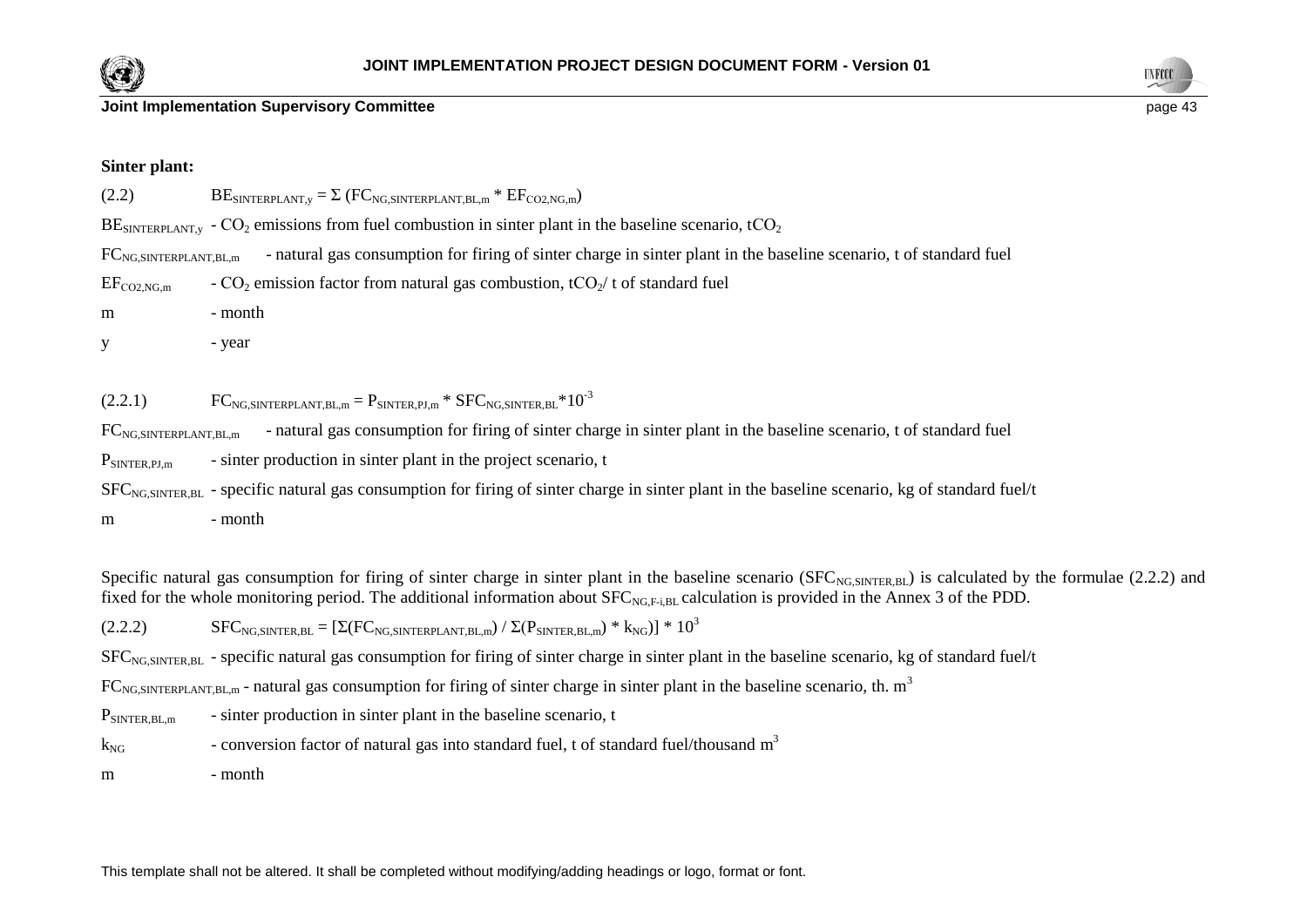**Sinter plant:**

(2.2) $BE_{SINTERPLANT,y} = \Sigma (FC_{NG,SINTERPLANT,BL,m} * EF_{CO2,NG,m})$

$BE_{SINTERPLANT,y}$ - $CO_2$ emissions from fuel combustion in sinter plant in the baseline scenario, $tCO_2$

$FC_{NG,SINTERPLANT,BL,m}$ - natural gas consumption for firing of sinter charge in sinter plant in the baseline scenario, t of standard fuel

$EF_{CO2,NG,m}$ - $CO_2$ emission factor from natural gas combustion, $tCO_2$/ t of standard fuel

m - month

y - year

(2.2.1) $FC_{NG,SINTERPLANT,BL,m} = P_{SINTER,PJ,m} * SFC_{NG,SINTER,BL} * 10^{-3}$

$FC_{NG,SINTERPLANT,BL,m}$ - natural gas consumption for firing of sinter charge in sinter plant in the baseline scenario, t of standard fuel

$P_{SINTER,PJ,m}$ - sinter production in sinter plant in the project scenario, t

$SFC_{NG,SINTER,BL}$ - specific natural gas consumption for firing of sinter charge in sinter plant in the baseline scenario, kg of standard fuel/t

m - month

Specific natural gas consumption for firing of sinter charge in sinter plant in the baseline scenario ($SFC_{NG,SINTER,BL}$) is calculated by the formulae (2.2.2) and fixed for the whole monitoring period. The additional information about $SFC_{NG,F\text{-}i,BL}$ calculation is provided in the Annex 3 of the PDD.

(2.2.2) $SFC_{NG,SINTER,BL} = [\Sigma(FC_{NG,SINTERPLANT,BL,m}) / \Sigma(P_{SINTER,BL,m}) * k_{NG})] * 10^3$

$SFC_{NG,SINTER,BL}$ - specific natural gas consumption for firing of sinter charge in sinter plant in the baseline scenario, kg of standard fuel/t

$FC_{NG,SINTERPLANT,BL,m}$ - natural gas consumption for firing of sinter charge in sinter plant in the baseline scenario, th. $m^3$

$P_{SINTER,BL,m}$ - sinter production in sinter plant in the baseline scenario, t

$k_{NG}$ - conversion factor of natural gas into standard fuel, t of standard fuel/thousand $m^3$

m - month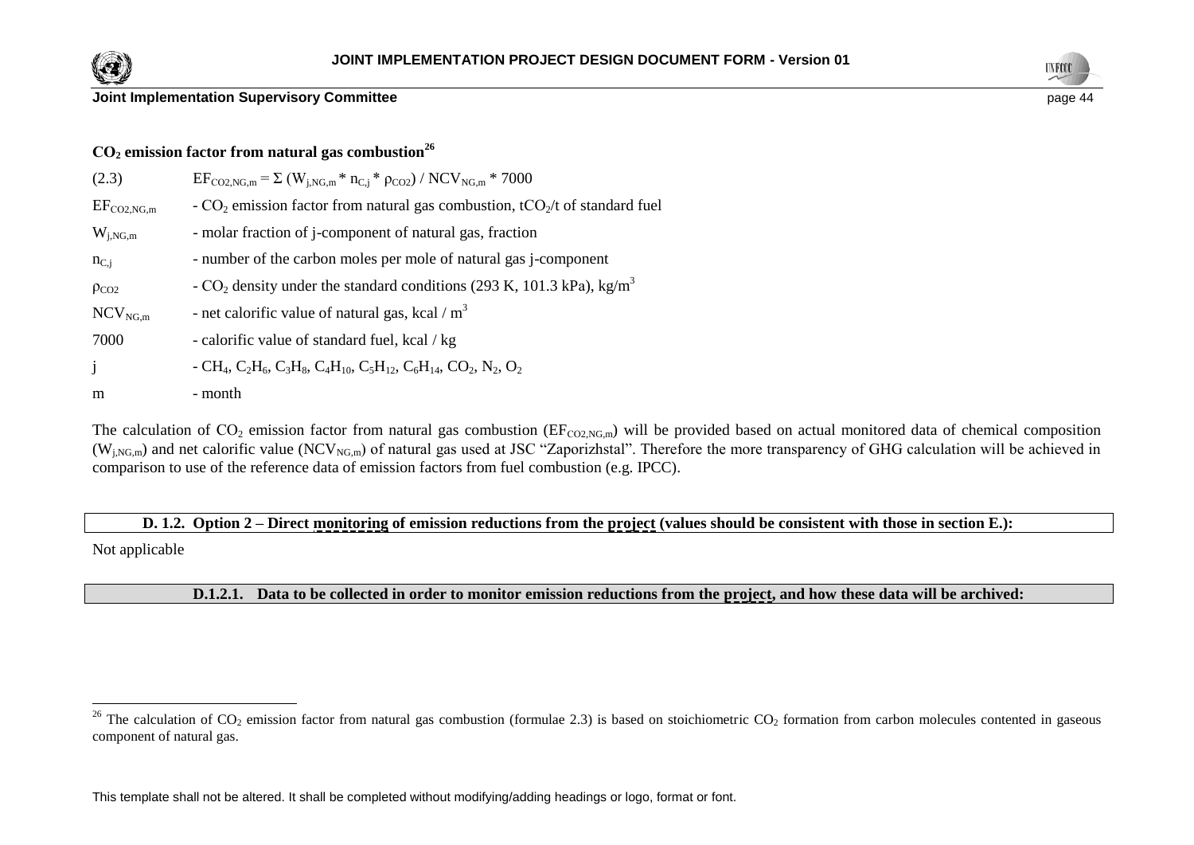**$CO_2$ emission factor from natural gas combustion**[26]

(2.3) $EF_{CO2,NG,m} = \Sigma (W_{j,NG,m} * n_{C,j} * \rho_{CO2}) / NCV_{NG,m} * 7000$

$EF_{CO2,NG,m}$ - $CO_2$ emission factor from natural gas combustion, $tCO_2$/t of standard fuel

$W_{j,NG,m}$ - molar fraction of j-component of natural gas, fraction

$n_{C,j}$ - number of the carbon moles per mole of natural gas j-component

$\rho_{CO2}$ - $CO_2$ density under the standard conditions (293 K, 101.3 kPa), kg/m$^3$

$NCV_{NG,m}$ - net calorific value of natural gas, kcal / m$^3$

7000 - calorific value of standard fuel, kcal / kg

j - $CH_4$, $C_2H_6$, $C_3H_8$, $C_4H_{10}$, $C_5H_{12}$, $C_6H_{14}$, $CO_2$, $N_2$, $O_2$

m - month

The calculation of $CO_2$ emission factor from natural gas combustion ($EF_{CO2,NG,m}$) will be provided based on actual monitored data of chemical composition ($W_{j,NG,m}$) and net calorific value ($NCV_{NG,m}$) of natural gas used at JSC "Zaporizhstal". Therefore the more transparency of GHG calculation will be achieved in comparison to use of the reference data of emission factors from fuel combustion (e.g. IPCC).

**D. 1.2. Option 2 – Direct monitoring of emission reductions from the project (values should be consistent with those in section E.):**

Not applicable

**D.1.2.1. Data to be collected in order to monitor emission reductions from the project, and how these data will be archived:**

[26] The calculation of $CO_2$ emission factor from natural gas combustion (formulae 2.3) is based on stoichiometric $CO_2$ formation from carbon molecules contented in gaseous component of natural gas.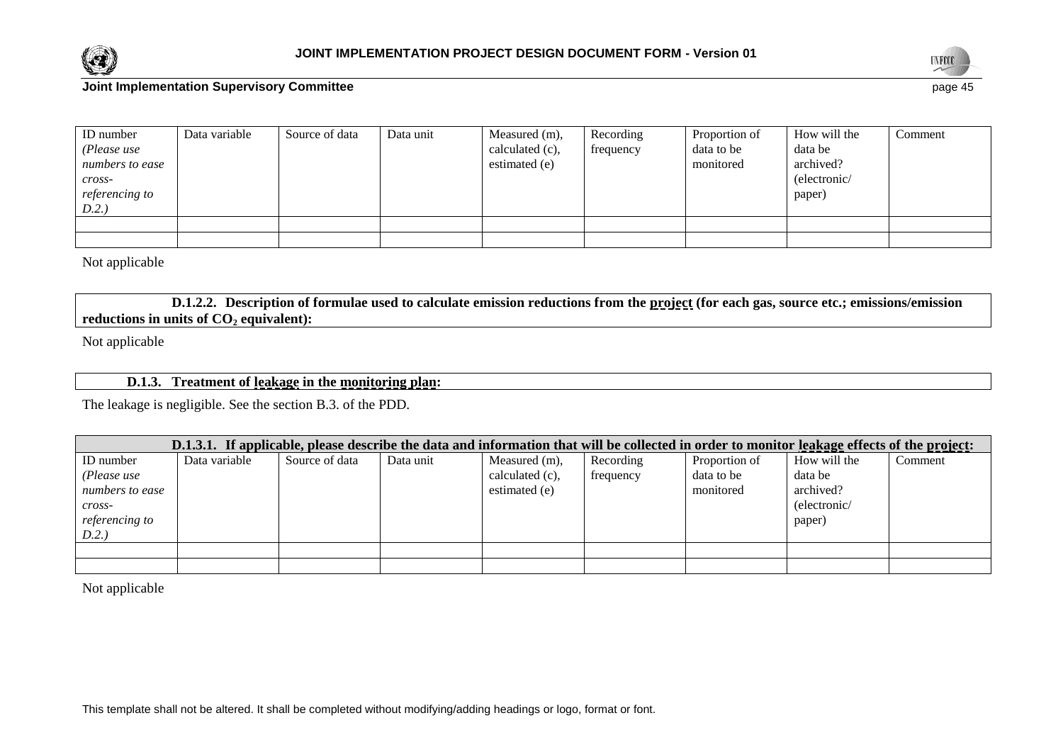| ID number *(Please use numbers to ease cross-referencing to D.2.)* | Data variable | Source of data | Data unit | Measured (m), calculated (c), estimated (e) | Recording frequency | Proportion of data to be monitored | How will the data be archived? (electronic/ paper) | Comment |
|---|---|---|---|---|---|---|---|---|
| | | | | | | | | |
| | | | | | | | | |

Not applicable

**D.1.2.2. Description of formulae used to calculate emission reductions from the project (for each gas, source etc.; emissions/emission reductions in units of $CO_2$ equivalent):**

Not applicable

**D.1.3. Treatment of leakage in the monitoring plan:**

The leakage is negligible. See the section B.3. of the PDD.

**D.1.3.1. If applicable, please describe the data and information that will be collected in order to monitor leakage effects of the project:**

| ID number *(Please use numbers to ease cross-referencing to D.2.)* | Data variable | Source of data | Data unit | Measured (m), calculated (c), estimated (e) | Recording frequency | Proportion of data to be monitored | How will the data be archived? (electronic/ paper) | Comment |
|---|---|---|---|---|---|---|---|---|
| | | | | | | | | |
| | | | | | | | | |

Not applicable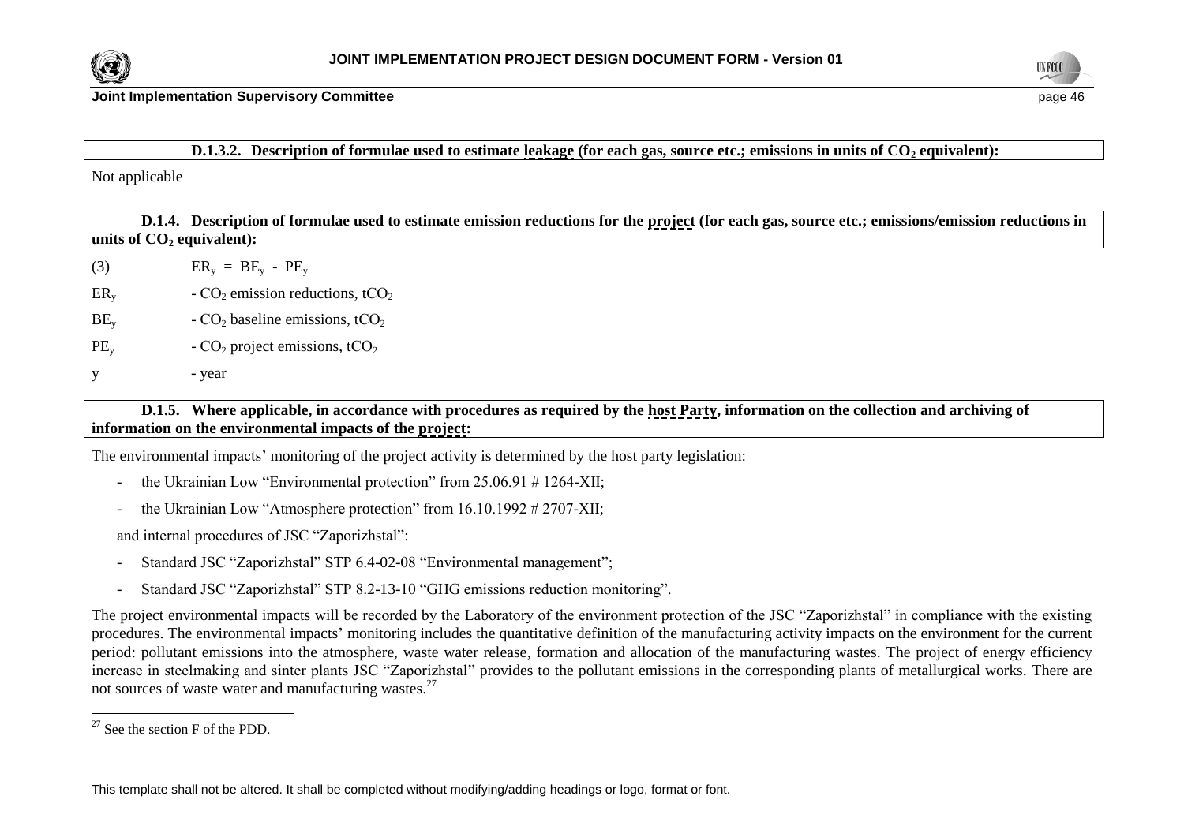**D.1.3.2. Description of formulae used to estimate leakage (for each gas, source etc.; emissions in units of $CO_2$ equivalent):**

Not applicable

**D.1.4. Description of formulae used to estimate emission reductions for the project (for each gas, source etc.; emissions/emission reductions in units of $CO_2$ equivalent):**

(3) $ER_y = BE_y - PE_y$

$ER_y$ - $CO_2$ emission reductions, $tCO_2$

$BE_y$ - $CO_2$ baseline emissions, $tCO_2$

$PE_y$ - $CO_2$ project emissions, $tCO_2$

y - year

**D.1.5. Where applicable, in accordance with procedures as required by the host Party, information on the collection and archiving of information on the environmental impacts of the project:**

The environmental impacts' monitoring of the project activity is determined by the host party legislation:

- the Ukrainian Low "Environmental protection" from 25.06.91 # 1264-XII;
- the Ukrainian Low "Atmosphere protection" from 16.10.1992 # 2707-XII;

and internal procedures of JSC "Zaporizhstal":

- Standard JSC "Zaporizhstal" STP 6.4-02-08 "Environmental management";
- Standard JSC "Zaporizhstal" STP 8.2-13-10 "GHG emissions reduction monitoring".

The project environmental impacts will be recorded by the Laboratory of the environment protection of the JSC "Zaporizhstal" in compliance with the existing procedures. The environmental impacts' monitoring includes the quantitative definition of the manufacturing activity impacts on the environment for the current period: pollutant emissions into the atmosphere, waste water release, formation and allocation of the manufacturing wastes. The project of energy efficiency increase in steelmaking and sinter plants JSC "Zaporizhstal" provides to the pollutant emissions in the corresponding plants of metallurgical works. There are not sources of waste water and manufacturing wastes.[27]

[27] See the section F of the PDD.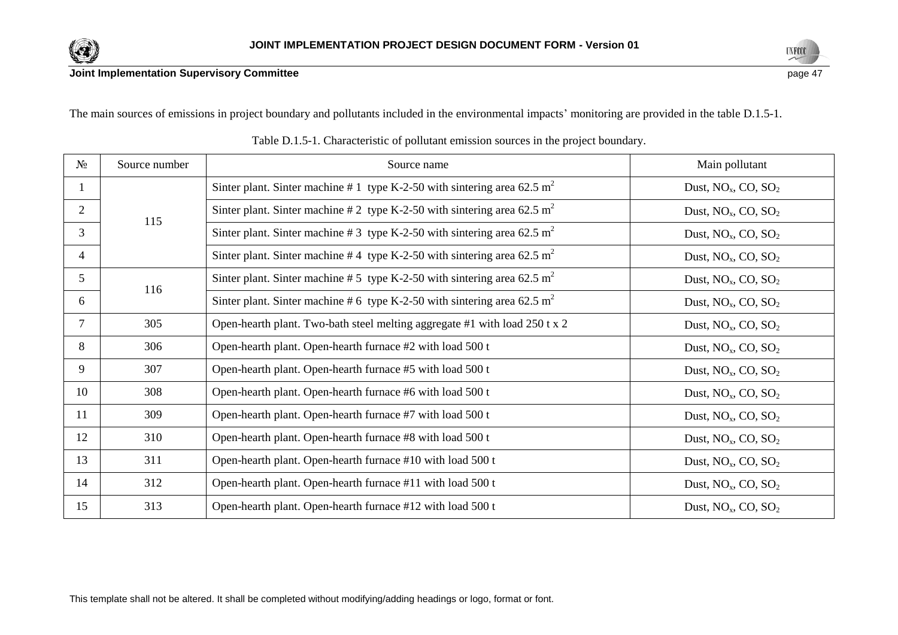The main sources of emissions in project boundary and pollutants included in the environmental impacts' monitoring are provided in the table D.1.5-1.

Table D.1.5-1. Characteristic of pollutant emission sources in the project boundary.

| № | Source number | Source name | Main pollutant |
|---|---|---|---|
| 1 | 115 | Sinter plant. Sinter machine # 1 type K-2-50 with sintering area 62.5 $m^2$ | Dust, $NO_x$, CO, $SO_2$ |
| 2 | | Sinter plant. Sinter machine # 2 type K-2-50 with sintering area 62.5 $m^2$ | Dust, $NO_x$, CO, $SO_2$ |
| 3 | | Sinter plant. Sinter machine # 3 type K-2-50 with sintering area 62.5 $m^2$ | Dust, $NO_x$, CO, $SO_2$ |
| 4 | | Sinter plant. Sinter machine # 4 type K-2-50 with sintering area 62.5 $m^2$ | Dust, $NO_x$, CO, $SO_2$ |
| 5 | 116 | Sinter plant. Sinter machine # 5 type K-2-50 with sintering area 62.5 $m^2$ | Dust, $NO_x$, CO, $SO_2$ |
| 6 | | Sinter plant. Sinter machine # 6 type K-2-50 with sintering area 62.5 $m^2$ | Dust, $NO_x$, CO, $SO_2$ |
| 7 | 305 | Open-hearth plant. Two-bath steel melting aggregate #1 with load 250 t x 2 | Dust, $NO_x$, CO, $SO_2$ |
| 8 | 306 | Open-hearth plant. Open-hearth furnace #2 with load 500 t | Dust, $NO_x$, CO, $SO_2$ |
| 9 | 307 | Open-hearth plant. Open-hearth furnace #5 with load 500 t | Dust, $NO_x$, CO, $SO_2$ |
| 10 | 308 | Open-hearth plant. Open-hearth furnace #6 with load 500 t | Dust, $NO_x$, CO, $SO_2$ |
| 11 | 309 | Open-hearth plant. Open-hearth furnace #7 with load 500 t | Dust, $NO_x$, CO, $SO_2$ |
| 12 | 310 | Open-hearth plant. Open-hearth furnace #8 with load 500 t | Dust, $NO_x$, CO, $SO_2$ |
| 13 | 311 | Open-hearth plant. Open-hearth furnace #10 with load 500 t | Dust, $NO_x$, CO, $SO_2$ |
| 14 | 312 | Open-hearth plant. Open-hearth furnace #11 with load 500 t | Dust, $NO_x$, CO, $SO_2$ |
| 15 | 313 | Open-hearth plant. Open-hearth furnace #12 with load 500 t | Dust, $NO_x$, CO, $SO_2$ |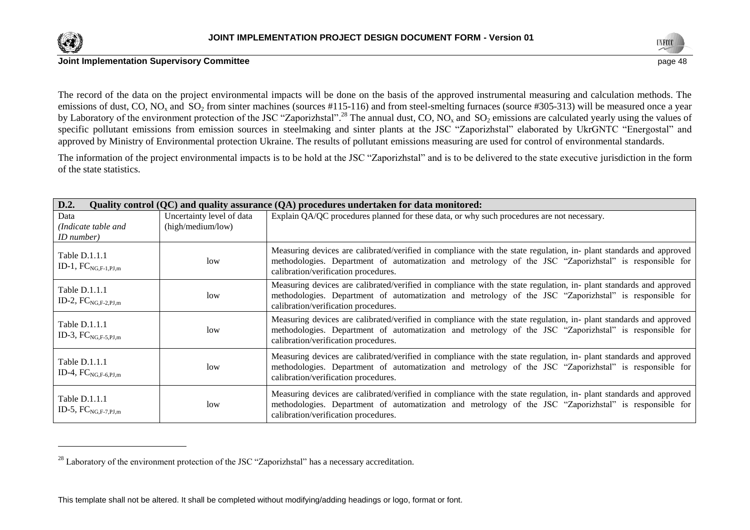The record of the data on the project environmental impacts will be done on the basis of the approved instrumental measuring and calculation methods. The emissions of dust, CO, $NO_x$ and $SO_2$ from sinter machines (sources #115-116) and from steel-smelting furnaces (source #305-313) will be measured once a year by Laboratory of the environment protection of the JSC "Zaporizhstal".[28] The annual dust, CO, $NO_x$ and $SO_2$ emissions are calculated yearly using the values of specific pollutant emissions from emission sources in steelmaking and sinter plants at the JSC "Zaporizhstal" elaborated by UkrGNTC "Energostal" and approved by Ministry of Environmental protection Ukraine. The results of pollutant emissions measuring are used for control of environmental standards.

The information of the project environmental impacts is to be hold at the JSC "Zaporizhstal" and is to be delivered to the state executive jurisdiction in the form of the state statistics.

| **D.2. Quality control (QC) and quality assurance (QA) procedures undertaken for data monitored:** | | |
|---|---|---|
| Data *(Indicate table and ID number)* | Uncertainty level of data (high/medium/low) | Explain QA/QC procedures planned for these data, or why such procedures are not necessary. |
| Table D.1.1.1 ID-1, $FC_{NG,F\text{-}1,PJ,m}$ | low | Measuring devices are calibrated/verified in compliance with the state regulation, in- plant standards and approved methodologies. Department of automatization and metrology of the JSC "Zaporizhstal" is responsible for calibration/verification procedures. |
| Table D.1.1.1 ID-2, $FC_{NG,F\text{-}2,PJ,m}$ | low | Measuring devices are calibrated/verified in compliance with the state regulation, in- plant standards and approved methodologies. Department of automatization and metrology of the JSC "Zaporizhstal" is responsible for calibration/verification procedures. |
| Table D.1.1.1 ID-3, $FC_{NG,F\text{-}5,PJ,m}$ | low | Measuring devices are calibrated/verified in compliance with the state regulation, in- plant standards and approved methodologies. Department of automatization and metrology of the JSC "Zaporizhstal" is responsible for calibration/verification procedures. |
| Table D.1.1.1 ID-4, $FC_{NG,F\text{-}6,PJ,m}$ | low | Measuring devices are calibrated/verified in compliance with the state regulation, in- plant standards and approved methodologies. Department of automatization and metrology of the JSC "Zaporizhstal" is responsible for calibration/verification procedures. |
| Table D.1.1.1 ID-5, $FC_{NG,F\text{-}7,PJ,m}$ | low | Measuring devices are calibrated/verified in compliance with the state regulation, in- plant standards and approved methodologies. Department of automatization and metrology of the JSC "Zaporizhstal" is responsible for calibration/verification procedures. |

[28] Laboratory of the environment protection of the JSC "Zaporizhstal" has a necessary accreditation.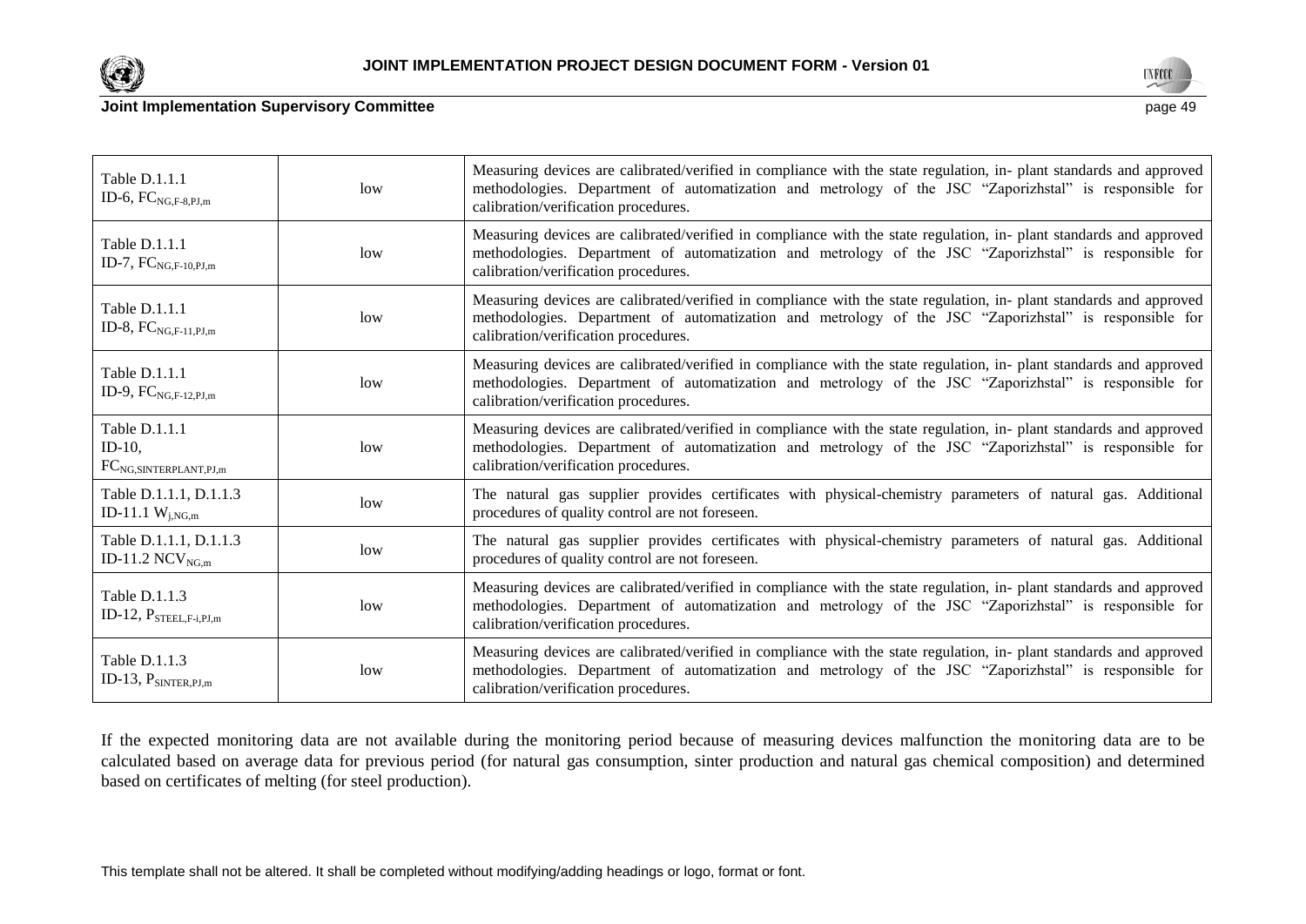| | | |
|---|---|---|
| Table D.1.1.1<br>ID-6, $FC_{NG,F-8,PJ,m}$ | low | Measuring devices are calibrated/verified in compliance with the state regulation, in- plant standards and approved methodologies. Department of automatization and metrology of the JSC "Zaporizhstal" is responsible for calibration/verification procedures. |
| Table D.1.1.1<br>ID-7, $FC_{NG,F-10,PJ,m}$ | low | Measuring devices are calibrated/verified in compliance with the state regulation, in- plant standards and approved methodologies. Department of automatization and metrology of the JSC "Zaporizhstal" is responsible for calibration/verification procedures. |
| Table D.1.1.1<br>ID-8, $FC_{NG,F-11,PJ,m}$ | low | Measuring devices are calibrated/verified in compliance with the state regulation, in- plant standards and approved methodologies. Department of automatization and metrology of the JSC "Zaporizhstal" is responsible for calibration/verification procedures. |
| Table D.1.1.1<br>ID-9, $FC_{NG,F-12,PJ,m}$ | low | Measuring devices are calibrated/verified in compliance with the state regulation, in- plant standards and approved methodologies. Department of automatization and metrology of the JSC "Zaporizhstal" is responsible for calibration/verification procedures. |
| Table D.1.1.1<br>ID-10,<br>$FC_{NG,SINTERPLANT,PJ,m}$ | low | Measuring devices are calibrated/verified in compliance with the state regulation, in- plant standards and approved methodologies. Department of automatization and metrology of the JSC "Zaporizhstal" is responsible for calibration/verification procedures. |
| Table D.1.1.1, D.1.1.3<br>ID-11.1 $W_{j,NG,m}$ | low | The natural gas supplier provides certificates with physical-chemistry parameters of natural gas. Additional procedures of quality control are not foreseen. |
| Table D.1.1.1, D.1.1.3<br>ID-11.2 $NCV_{NG,m}$ | low | The natural gas supplier provides certificates with physical-chemistry parameters of natural gas. Additional procedures of quality control are not foreseen. |
| Table D.1.1.3<br>ID-12, $P_{STEEL,F-i,PJ,m}$ | low | Measuring devices are calibrated/verified in compliance with the state regulation, in- plant standards and approved methodologies. Department of automatization and metrology of the JSC "Zaporizhstal" is responsible for calibration/verification procedures. |
| Table D.1.1.3<br>ID-13, $P_{SINTER,PJ,m}$ | low | Measuring devices are calibrated/verified in compliance with the state regulation, in- plant standards and approved methodologies. Department of automatization and metrology of the JSC "Zaporizhstal" is responsible for calibration/verification procedures. |

If the expected monitoring data are not available during the monitoring period because of measuring devices malfunction the monitoring data are to be calculated based on average data for previous period (for natural gas consumption, sinter production and natural gas chemical composition) and determined based on certificates of melting (for steel production).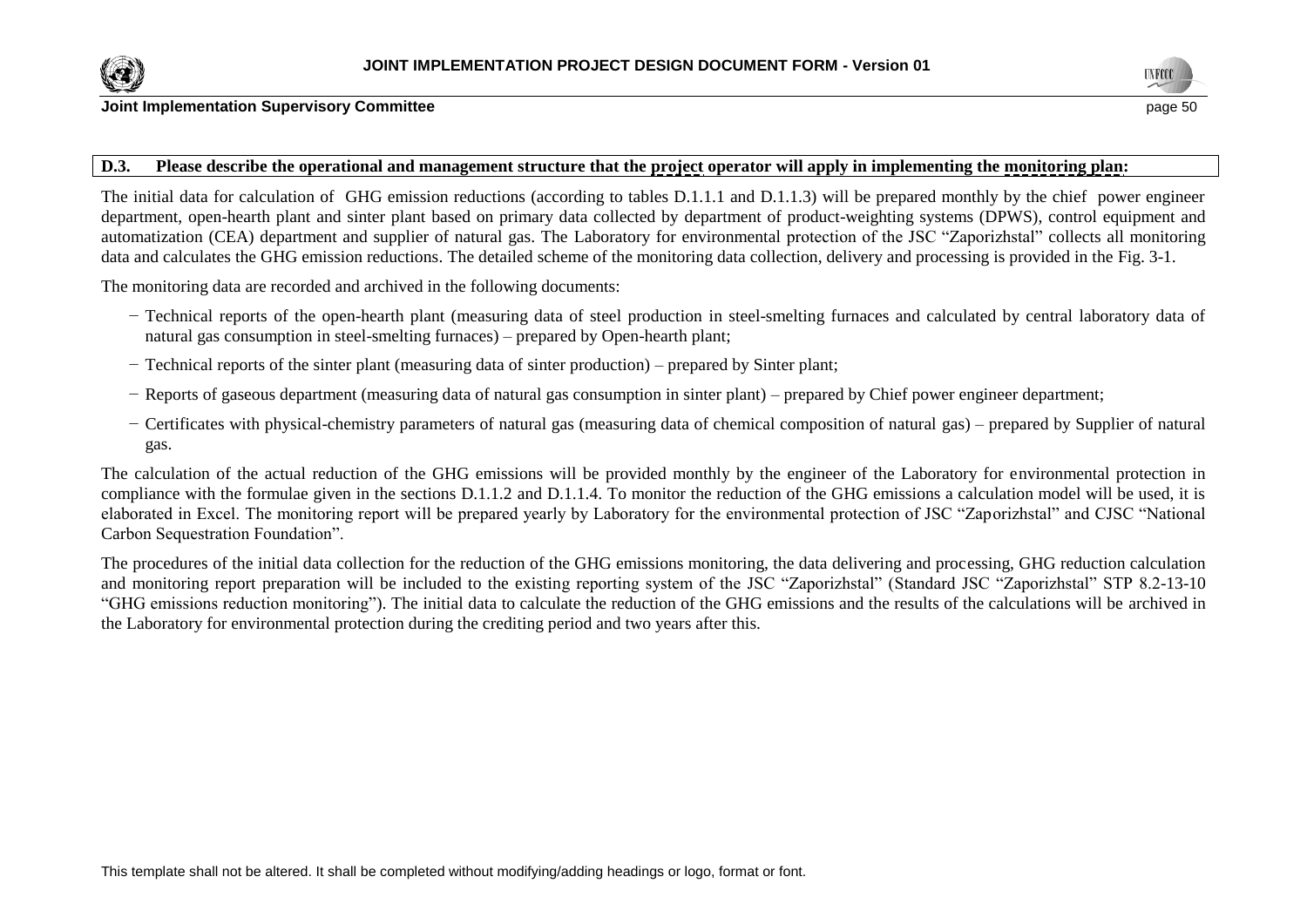**D.3. Please describe the operational and management structure that the project operator will apply in implementing the monitoring plan:**

The initial data for calculation of GHG emission reductions (according to tables D.1.1.1 and D.1.1.3) will be prepared monthly by the chief power engineer department, open-hearth plant and sinter plant based on primary data collected by department of product-weighting systems (DPWS), control equipment and automatization (CEA) department and supplier of natural gas. The Laboratory for environmental protection of the JSC "Zaporizhstal" collects all monitoring data and calculates the GHG emission reductions. The detailed scheme of the monitoring data collection, delivery and processing is provided in the Fig. 3-1.

The monitoring data are recorded and archived in the following documents:

- Technical reports of the open-hearth plant (measuring data of steel production in steel-smelting furnaces and calculated by central laboratory data of natural gas consumption in steel-smelting furnaces) – prepared by Open-hearth plant;
- Technical reports of the sinter plant (measuring data of sinter production) – prepared by Sinter plant;
- Reports of gaseous department (measuring data of natural gas consumption in sinter plant) – prepared by Chief power engineer department;
- Certificates with physical-chemistry parameters of natural gas (measuring data of chemical composition of natural gas) – prepared by Supplier of natural gas.

The calculation of the actual reduction of the GHG emissions will be provided monthly by the engineer of the Laboratory for environmental protection in compliance with the formulae given in the sections D.1.1.2 and D.1.1.4. To monitor the reduction of the GHG emissions a calculation model will be used, it is elaborated in Excel. The monitoring report will be prepared yearly by Laboratory for the environmental protection of JSC "Zaporizhstal" and CJSC "National Carbon Sequestration Foundation".

The procedures of the initial data collection for the reduction of the GHG emissions monitoring, the data delivering and processing, GHG reduction calculation and monitoring report preparation will be included to the existing reporting system of the JSC "Zaporizhstal" (Standard JSC "Zaporizhstal" STP 8.2-13-10 "GHG emissions reduction monitoring"). The initial data to calculate the reduction of the GHG emissions and the results of the calculations will be archived in the Laboratory for environmental protection during the crediting period and two years after this.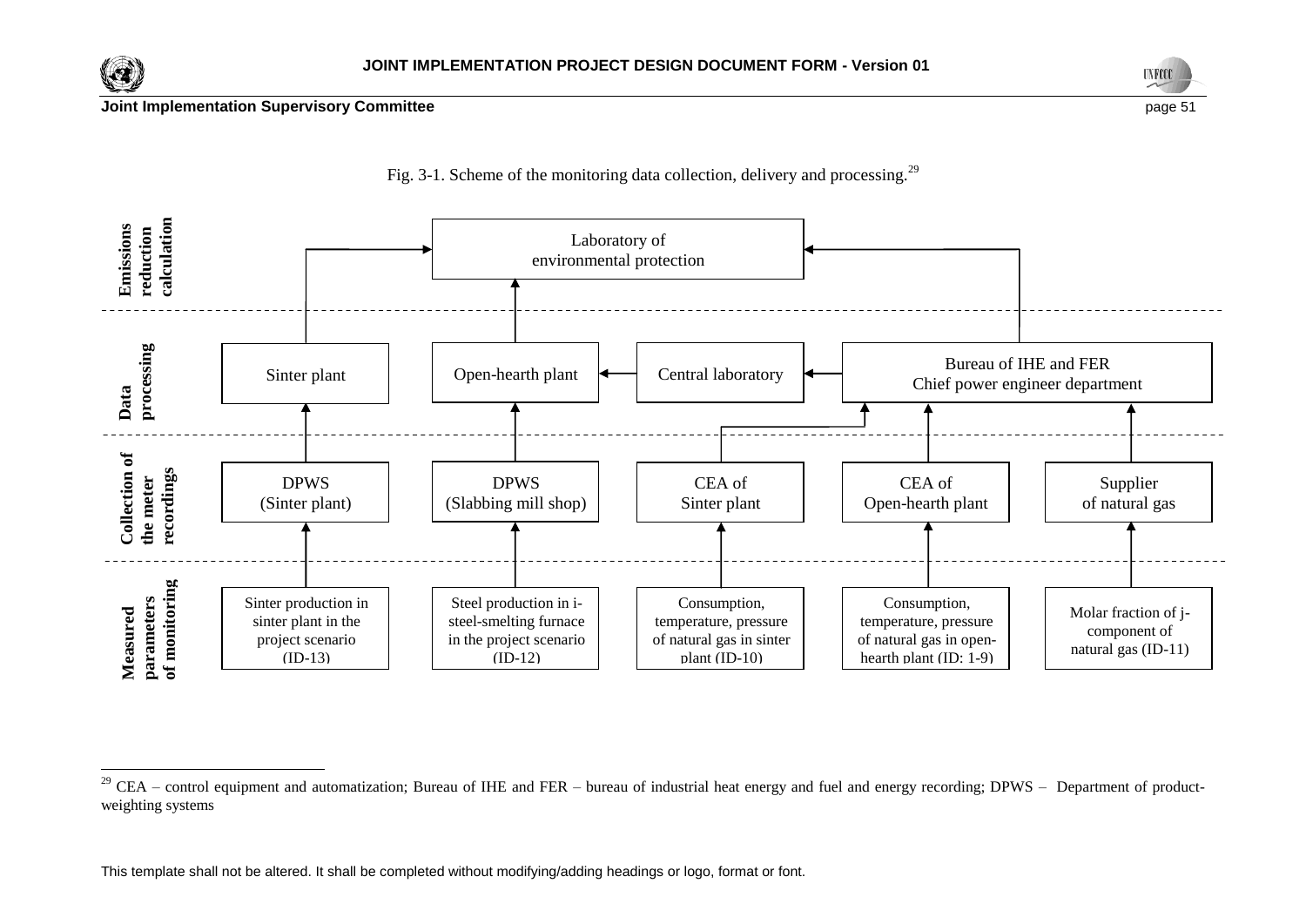Fig. 3-1. Scheme of the monitoring data collection, delivery and processing.[29]

| Level | | | | | |
|---|---|---|---|---|---|
| **Emissions reduction calculation** | Laboratory of environmental protection | | | | |
| **Data processing** | Sinter plant | Open-hearth plant | Central laboratory | Bureau of IHE and FER Chief power engineer department | |
| **Collection of the meter recordings** | DPWS (Sinter plant) | DPWS (Slabbing mill shop) | CEA of Sinter plant | CEA of Open-hearth plant | Supplier of natural gas |
| **Measured parameters of monitoring** | Sinter production in sinter plant in the project scenario (ID-13) | Steel production in i-steel-smelting furnace in the project scenario (ID-12) | Consumption, temperature, pressure of natural gas in sinter plant (ID-10) | Consumption, temperature, pressure of natural gas in open-hearth plant (ID: 1-9) | Molar fraction of j-component of natural gas (ID-11) |

[29] CEA – control equipment and automatization; Bureau of IHE and FER – bureau of industrial heat energy and fuel and energy recording; DPWS – Department of product-weighting systems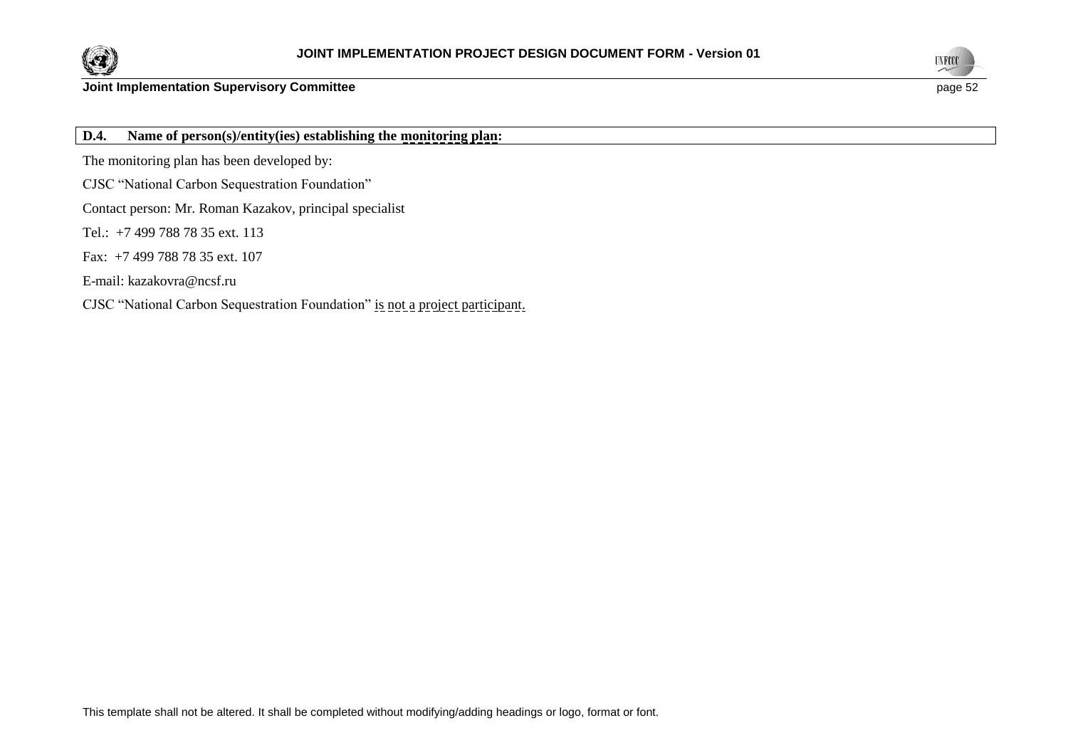## D.4. Name of person(s)/entity(ies) establishing the monitoring plan:

The monitoring plan has been developed by:

CJSC "National Carbon Sequestration Foundation"

Contact person: Mr. Roman Kazakov, principal specialist

Tel.: +7 499 788 78 35 ext. 113

Fax: +7 499 788 78 35 ext. 107

E-mail: kazakovra@ncsf.ru

CJSC "National Carbon Sequestration Foundation" is not a project participant.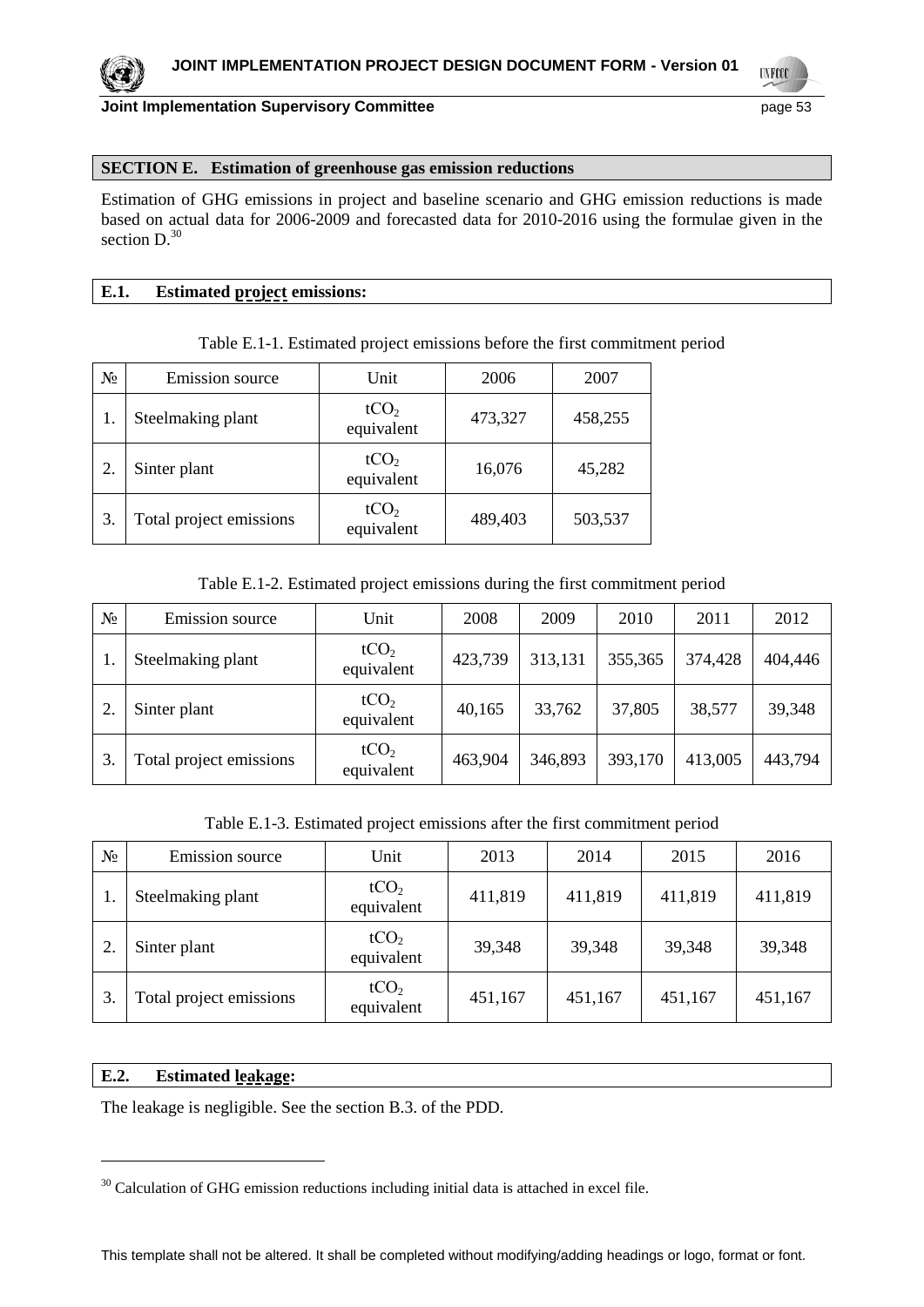## SECTION E. Estimation of greenhouse gas emission reductions

Estimation of GHG emissions in project and baseline scenario and GHG emission reductions is made based on actual data for 2006-2009 and forecasted data for 2010-2016 using the formulae given in the section D.[30]

### E.1. Estimated project emissions:

Table E.1-1. Estimated project emissions before the first commitment period

| № | Emission source | Unit | 2006 | 2007 |
|---|---|---|---|---|
| 1. | Steelmaking plant | $tCO_2$ equivalent | 473,327 | 458,255 |
| 2. | Sinter plant | $tCO_2$ equivalent | 16,076 | 45,282 |
| 3. | Total project emissions | $tCO_2$ equivalent | 489,403 | 503,537 |

Table E.1-2. Estimated project emissions during the first commitment period

| № | Emission source | Unit | 2008 | 2009 | 2010 | 2011 | 2012 |
|---|---|---|---|---|---|---|---|
| 1. | Steelmaking plant | $tCO_2$ equivalent | 423,739 | 313,131 | 355,365 | 374,428 | 404,446 |
| 2. | Sinter plant | $tCO_2$ equivalent | 40,165 | 33,762 | 37,805 | 38,577 | 39,348 |
| 3. | Total project emissions | $tCO_2$ equivalent | 463,904 | 346,893 | 393,170 | 413,005 | 443,794 |

Table E.1-3. Estimated project emissions after the first commitment period

| № | Emission source | Unit | 2013 | 2014 | 2015 | 2016 |
|---|---|---|---|---|---|---|
| 1. | Steelmaking plant | $tCO_2$ equivalent | 411,819 | 411,819 | 411,819 | 411,819 |
| 2. | Sinter plant | $tCO_2$ equivalent | 39,348 | 39,348 | 39,348 | 39,348 |
| 3. | Total project emissions | $tCO_2$ equivalent | 451,167 | 451,167 | 451,167 | 451,167 |

### E.2. Estimated leakage:

The leakage is negligible. See the section B.3. of the PDD.

[30] Calculation of GHG emission reductions including initial data is attached in excel file.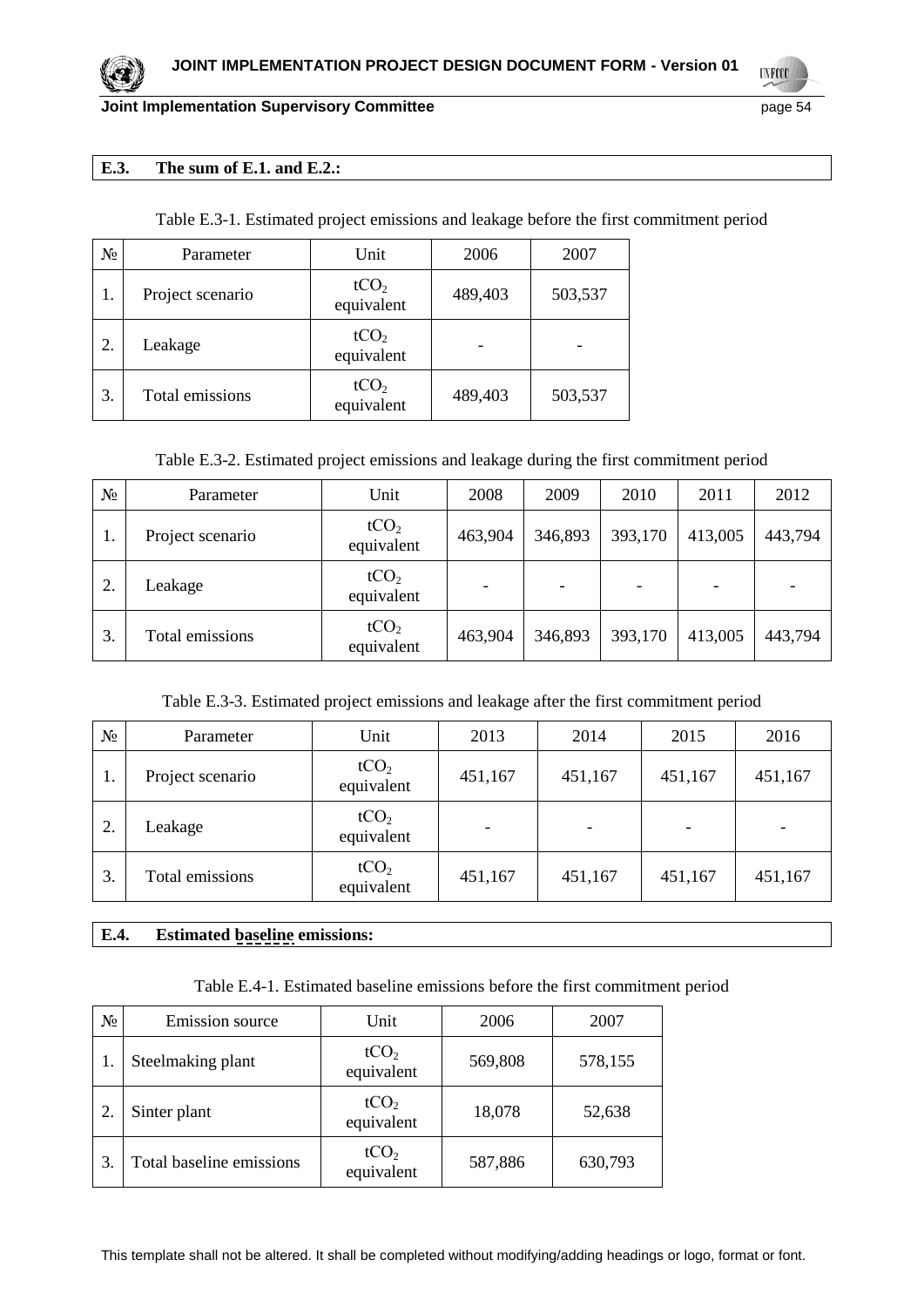### E.3. The sum of E.1. and E.2.:

Table E.3-1. Estimated project emissions and leakage before the first commitment period

| № | Parameter | Unit | 2006 | 2007 |
|---|---|---|---|---|
| 1. | Project scenario | $tCO_2$ equivalent | 489,403 | 503,537 |
| 2. | Leakage | $tCO_2$ equivalent | - | - |
| 3. | Total emissions | $tCO_2$ equivalent | 489,403 | 503,537 |

Table E.3-2. Estimated project emissions and leakage during the first commitment period

| № | Parameter | Unit | 2008 | 2009 | 2010 | 2011 | 2012 |
|---|---|---|---|---|---|---|---|
| 1. | Project scenario | $tCO_2$ equivalent | 463,904 | 346,893 | 393,170 | 413,005 | 443,794 |
| 2. | Leakage | $tCO_2$ equivalent | - | - | - | - | - |
| 3. | Total emissions | $tCO_2$ equivalent | 463,904 | 346,893 | 393,170 | 413,005 | 443,794 |

Table E.3-3. Estimated project emissions and leakage after the first commitment period

| № | Parameter | Unit | 2013 | 2014 | 2015 | 2016 |
|---|---|---|---|---|---|---|
| 1. | Project scenario | $tCO_2$ equivalent | 451,167 | 451,167 | 451,167 | 451,167 |
| 2. | Leakage | $tCO_2$ equivalent | - | - | - | - |
| 3. | Total emissions | $tCO_2$ equivalent | 451,167 | 451,167 | 451,167 | 451,167 |

### E.4. Estimated baseline emissions:

Table E.4-1. Estimated baseline emissions before the first commitment period

| № | Emission source | Unit | 2006 | 2007 |
|---|---|---|---|---|
| 1. | Steelmaking plant | $tCO_2$ equivalent | 569,808 | 578,155 |
| 2. | Sinter plant | $tCO_2$ equivalent | 18,078 | 52,638 |
| 3. | Total baseline emissions | $tCO_2$ equivalent | 587,886 | 630,793 |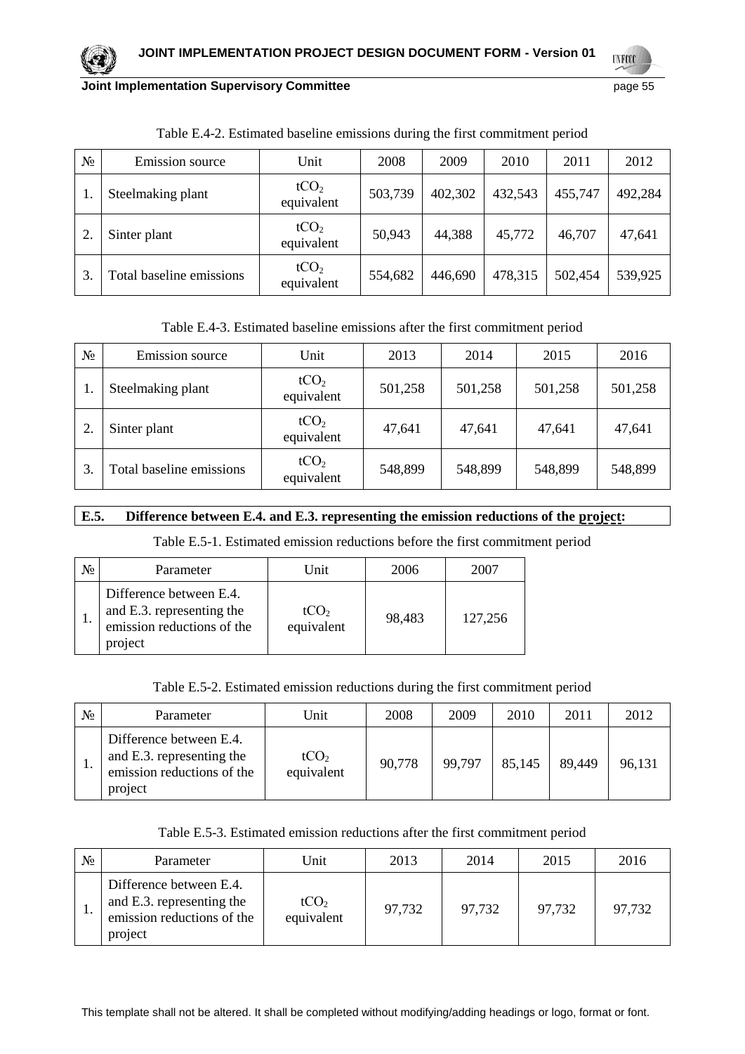Table E.4-2. Estimated baseline emissions during the first commitment period

| № | Emission source | Unit | 2008 | 2009 | 2010 | 2011 | 2012 |
|---|---|---|---|---|---|---|---|
| 1. | Steelmaking plant | $tCO_2$ equivalent | 503,739 | 402,302 | 432,543 | 455,747 | 492,284 |
| 2. | Sinter plant | $tCO_2$ equivalent | 50,943 | 44,388 | 45,772 | 46,707 | 47,641 |
| 3. | Total baseline emissions | $tCO_2$ equivalent | 554,682 | 446,690 | 478,315 | 502,454 | 539,925 |

Table E.4-3. Estimated baseline emissions after the first commitment period

| № | Emission source | Unit | 2013 | 2014 | 2015 | 2016 |
|---|---|---|---|---|---|---|
| 1. | Steelmaking plant | $tCO_2$ equivalent | 501,258 | 501,258 | 501,258 | 501,258 |
| 2. | Sinter plant | $tCO_2$ equivalent | 47,641 | 47,641 | 47,641 | 47,641 |
| 3. | Total baseline emissions | $tCO_2$ equivalent | 548,899 | 548,899 | 548,899 | 548,899 |

### E.5. Difference between E.4. and E.3. representing the emission reductions of the project:

Table E.5-1. Estimated emission reductions before the first commitment period

| № | Parameter | Unit | 2006 | 2007 |
|---|---|---|---|---|
| 1. | Difference between E.4. and E.3. representing the emission reductions of the project | $tCO_2$ equivalent | 98,483 | 127,256 |

Table E.5-2. Estimated emission reductions during the first commitment period

| № | Parameter | Unit | 2008 | 2009 | 2010 | 2011 | 2012 |
|---|---|---|---|---|---|---|---|
| 1. | Difference between E.4. and E.3. representing the emission reductions of the project | $tCO_2$ equivalent | 90,778 | 99,797 | 85,145 | 89,449 | 96,131 |

Table E.5-3. Estimated emission reductions after the first commitment period

| № | Parameter | Unit | 2013 | 2014 | 2015 | 2016 |
|---|---|---|---|---|---|---|
| 1. | Difference between E.4. and E.3. representing the emission reductions of the project | $tCO_2$ equivalent | 97,732 | 97,732 | 97,732 | 97,732 |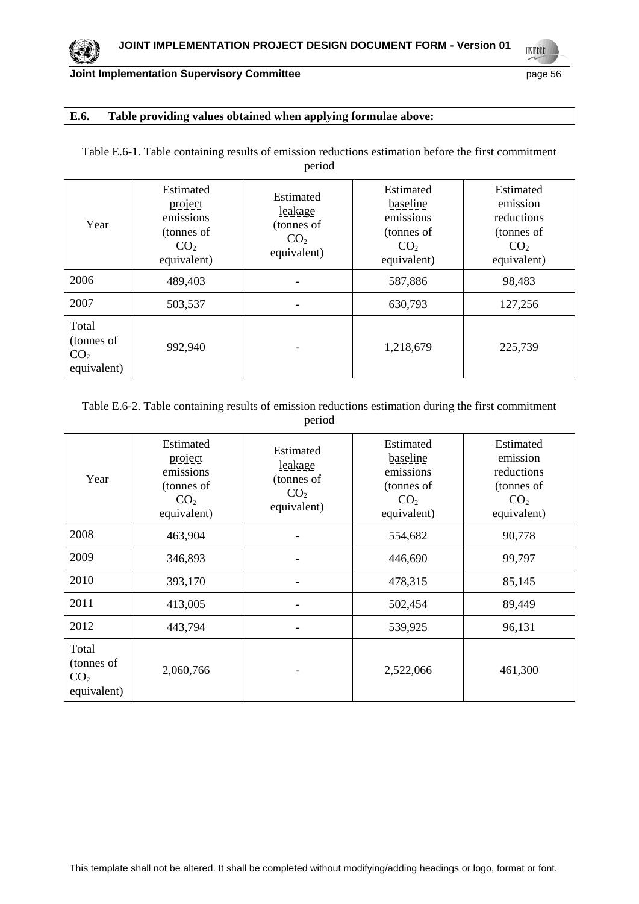## E.6. Table providing values obtained when applying formulae above:

Table E.6-1. Table containing results of emission reductions estimation before the first commitment period

| Year | Estimated project emissions (tonnes of $CO_2$ equivalent) | Estimated leakage (tonnes of $CO_2$ equivalent) | Estimated baseline emissions (tonnes of $CO_2$ equivalent) | Estimated emission reductions (tonnes of $CO_2$ equivalent) |
|---|---|---|---|---|
| 2006 | 489,403 | - | 587,886 | 98,483 |
| 2007 | 503,537 | - | 630,793 | 127,256 |
| Total (tonnes of $CO_2$ equivalent) | 992,940 | - | 1,218,679 | 225,739 |

Table E.6-2. Table containing results of emission reductions estimation during the first commitment period

| Year | Estimated project emissions (tonnes of $CO_2$ equivalent) | Estimated leakage (tonnes of $CO_2$ equivalent) | Estimated baseline emissions (tonnes of $CO_2$ equivalent) | Estimated emission reductions (tonnes of $CO_2$ equivalent) |
|---|---|---|---|---|
| 2008 | 463,904 | - | 554,682 | 90,778 |
| 2009 | 346,893 | - | 446,690 | 99,797 |
| 2010 | 393,170 | - | 478,315 | 85,145 |
| 2011 | 413,005 | - | 502,454 | 89,449 |
| 2012 | 443,794 | - | 539,925 | 96,131 |
| Total (tonnes of $CO_2$ equivalent) | 2,060,766 | - | 2,522,066 | 461,300 |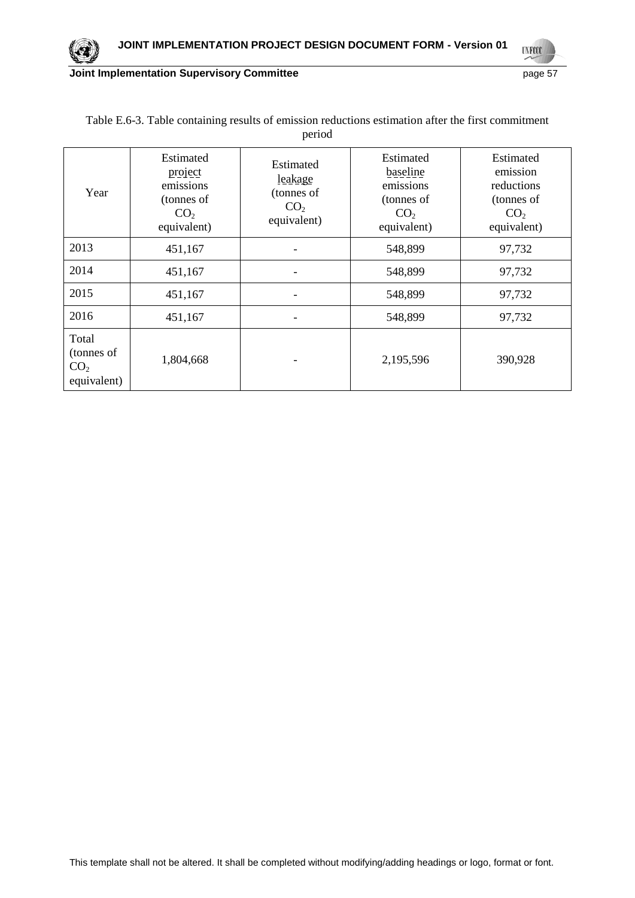Table E.6-3. Table containing results of emission reductions estimation after the first commitment period

| Year | Estimated project emissions (tonnes of $CO_2$ equivalent) | Estimated leakage (tonnes of $CO_2$ equivalent) | Estimated baseline emissions (tonnes of $CO_2$ equivalent) | Estimated emission reductions (tonnes of $CO_2$ equivalent) |
|---|---|---|---|---|
| 2013 | 451,167 | - | 548,899 | 97,732 |
| 2014 | 451,167 | - | 548,899 | 97,732 |
| 2015 | 451,167 | - | 548,899 | 97,732 |
| 2016 | 451,167 | - | 548,899 | 97,732 |
| Total (tonnes of $CO_2$ equivalent) | 1,804,668 | - | 2,195,596 | 390,928 |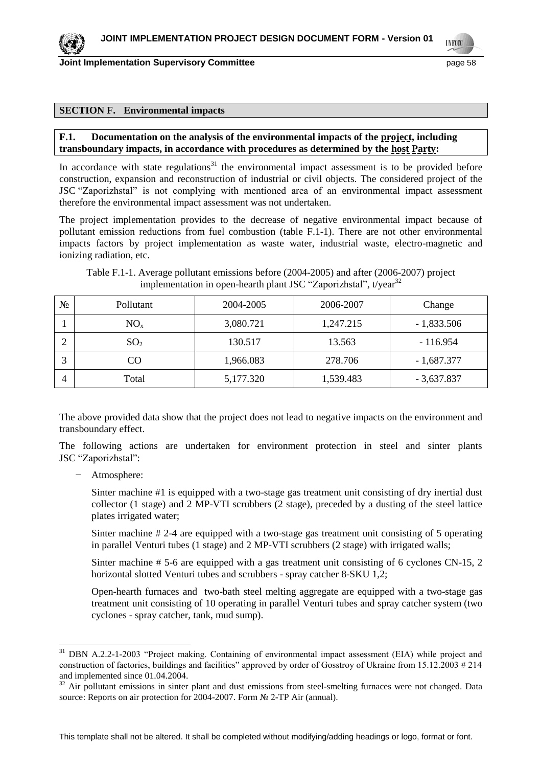**SECTION F. Environmental impacts**

**F.1. Documentation on the analysis of the environmental impacts of the project, including transboundary impacts, in accordance with procedures as determined by the host Party:**

In accordance with state regulations[31] the environmental impact assessment is to be provided before construction, expansion and reconstruction of industrial or civil objects. The considered project of the JSC "Zaporizhstal" is not complying with mentioned area of an environmental impact assessment therefore the environmental impact assessment was not undertaken.

The project implementation provides to the decrease of negative environmental impact because of pollutant emission reductions from fuel combustion (table F.1-1). There are not other environmental impacts factors by project implementation as waste water, industrial waste, electro-magnetic and ionizing radiation, etc.

Table F.1-1. Average pollutant emissions before (2004-2005) and after (2006-2007) project implementation in open-hearth plant JSC "Zaporizhstal", t/year[32]

| № | Pollutant | 2004-2005 | 2006-2007 | Change |
|---|---|---|---|---|
| 1 | $NO_x$ | 3,080.721 | 1,247.215 | - 1,833.506 |
| 2 | $SO_2$ | 130.517 | 13.563 | - 116.954 |
| 3 | CO | 1,966.083 | 278.706 | - 1,687.377 |
| 4 | Total | 5,177.320 | 1,539.483 | - 3,637.837 |

The above provided data show that the project does not lead to negative impacts on the environment and transboundary effect.

The following actions are undertaken for environment protection in steel and sinter plants JSC "Zaporizhstal":

- Atmosphere:

  Sinter machine #1 is equipped with a two-stage gas treatment unit consisting of dry inertial dust collector (1 stage) and 2 MP-VTI scrubbers (2 stage), preceded by a dusting of the steel lattice plates irrigated water;

  Sinter machine # 2-4 are equipped with a two-stage gas treatment unit consisting of 5 operating in parallel Venturi tubes (1 stage) and 2 MP-VTI scrubbers (2 stage) with irrigated walls;

  Sinter machine # 5-6 are equipped with a gas treatment unit consisting of 6 cyclones CN-15, 2 horizontal slotted Venturi tubes and scrubbers - spray catcher 8-SKU 1,2;

  Open-hearth furnaces and two-bath steel melting aggregate are equipped with a two-stage gas treatment unit consisting of 10 operating in parallel Venturi tubes and spray catcher system (two cyclones - spray catcher, tank, mud sump).

---

[31] DBN A.2.2-1-2003 "Project making. Containing of environmental impact assessment (EIA) while project and construction of factories, buildings and facilities" approved by order of Gosstroy of Ukraine from 15.12.2003 # 214 and implemented since 01.04.2004.

[32] Air pollutant emissions in sinter plant and dust emissions from steel-smelting furnaces were not changed. Data source: Reports on air protection for 2004-2007. Form № 2-TP Air (annual).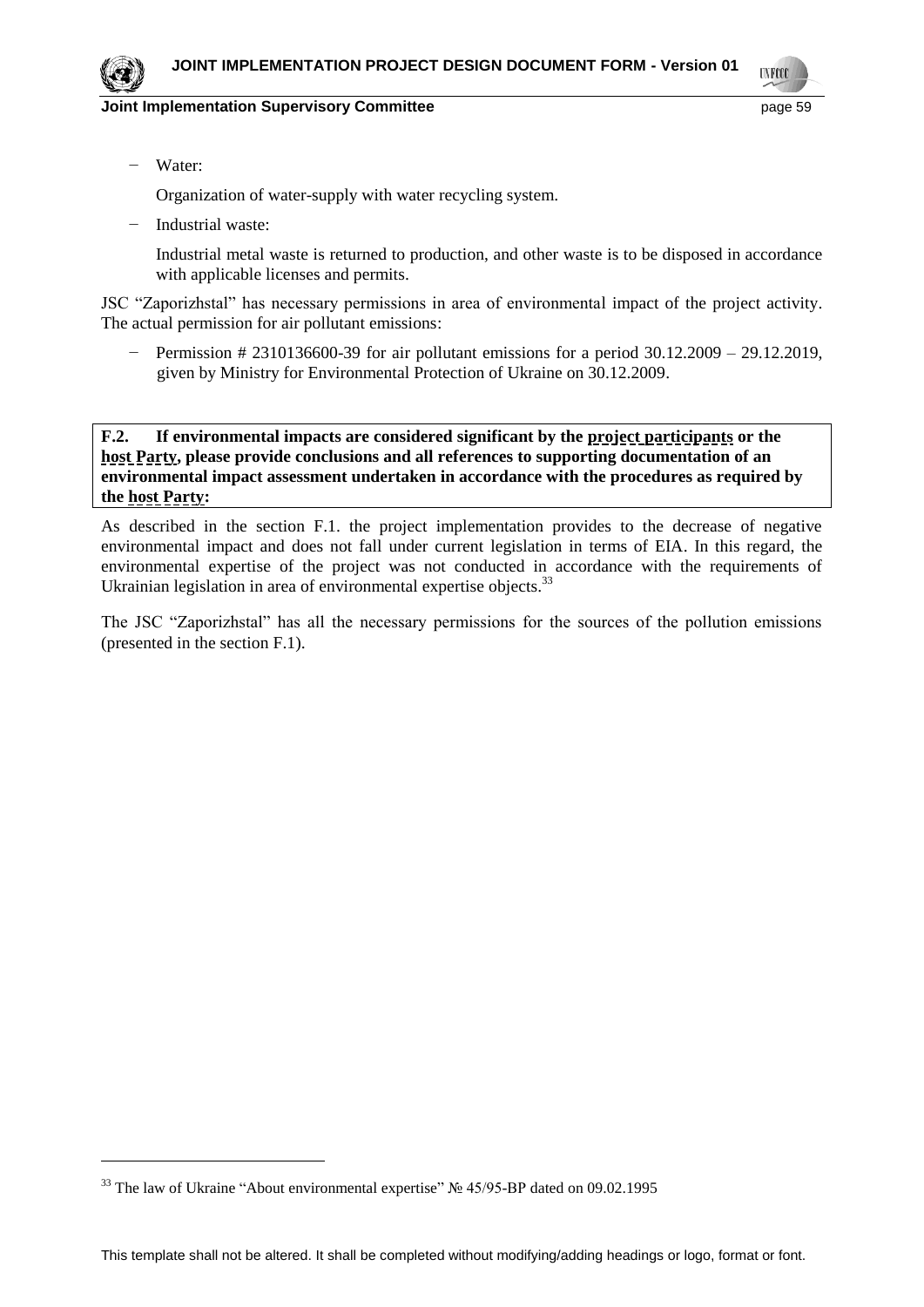- Water:

  Organization of water-supply with water recycling system.

- Industrial waste:

  Industrial metal waste is returned to production, and other waste is to be disposed in accordance with applicable licenses and permits.

JSC "Zaporizhstal" has necessary permissions in area of environmental impact of the project activity. The actual permission for air pollutant emissions:

- Permission # 2310136600-39 for air pollutant emissions for a period 30.12.2009 – 29.12.2019, given by Ministry for Environmental Protection of Ukraine on 30.12.2009.

**F.2. If environmental impacts are considered significant by the project participants or the host Party, please provide conclusions and all references to supporting documentation of an environmental impact assessment undertaken in accordance with the procedures as required by the host Party:**

As described in the section F.1. the project implementation provides to the decrease of negative environmental impact and does not fall under current legislation in terms of EIA. In this regard, the environmental expertise of the project was not conducted in accordance with the requirements of Ukrainian legislation in area of environmental expertise objects.[33]

The JSC "Zaporizhstal" has all the necessary permissions for the sources of the pollution emissions (presented in the section F.1).

[33] The law of Ukraine "About environmental expertise" № 45/95-BP dated on 09.02.1995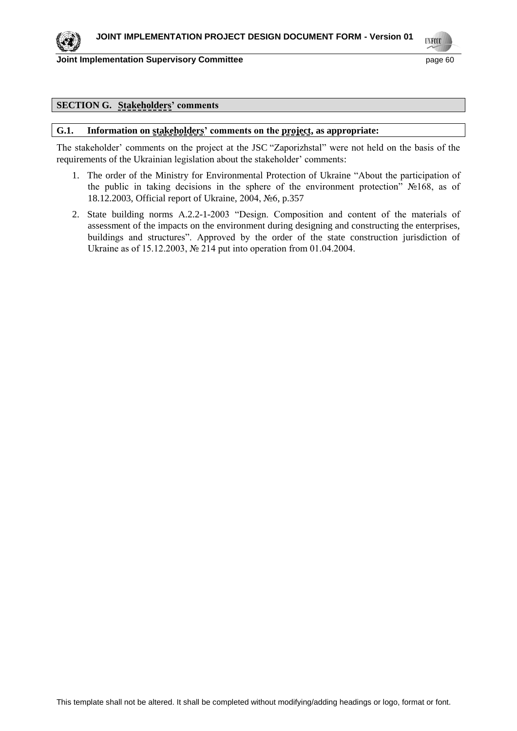## SECTION G. Stakeholders' comments

### G.1. Information on stakeholders' comments on the project, as appropriate:

The stakeholder' comments on the project at the JSC "Zaporizhstal" were not held on the basis of the requirements of the Ukrainian legislation about the stakeholder' comments:

1. The order of the Ministry for Environmental Protection of Ukraine "About the participation of the public in taking decisions in the sphere of the environment protection" №168, as of 18.12.2003, Official report of Ukraine, 2004, №6, p.357
2. State building norms A.2.2-1-2003 "Design. Composition and content of the materials of assessment of the impacts on the environment during designing and constructing the enterprises, buildings and structures". Approved by the order of the state construction jurisdiction of Ukraine as of 15.12.2003, № 214 put into operation from 01.04.2004.

This template shall not be altered. It shall be completed without modifying/adding headings or logo, format or font.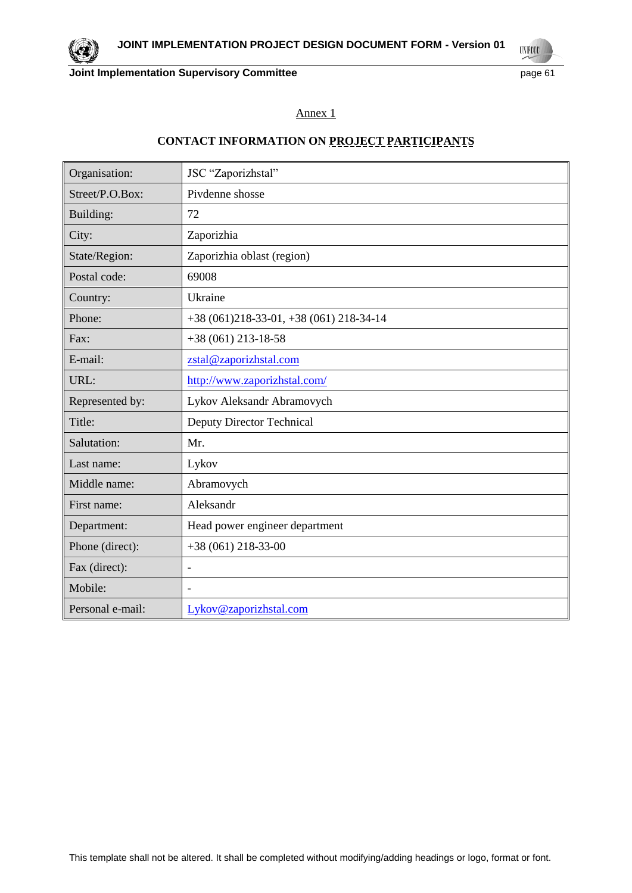Annex 1

## CONTACT INFORMATION ON PROJECT PARTICIPANTS

| Organisation: | JSC "Zaporizhstal" |
|---|---|
| Street/P.O.Box: | Pivdenne shosse |
| Building: | 72 |
| City: | Zaporizhia |
| State/Region: | Zaporizhia oblast (region) |
| Postal code: | 69008 |
| Country: | Ukraine |
| Phone: | +38 (061)218-33-01, +38 (061) 218-34-14 |
| Fax: | +38 (061) 213-18-58 |
| E-mail: | zstal@zaporizhstal.com |
| URL: | http://www.zaporizhstal.com/ |
| Represented by: | Lykov Aleksandr Abramovych |
| Title: | Deputy Director Technical |
| Salutation: | Mr. |
| Last name: | Lykov |
| Middle name: | Abramovych |
| First name: | Aleksandr |
| Department: | Head power engineer department |
| Phone (direct): | +38 (061) 218-33-00 |
| Fax (direct): | - |
| Mobile: | - |
| Personal e-mail: | Lykov@zaporizhstal.com |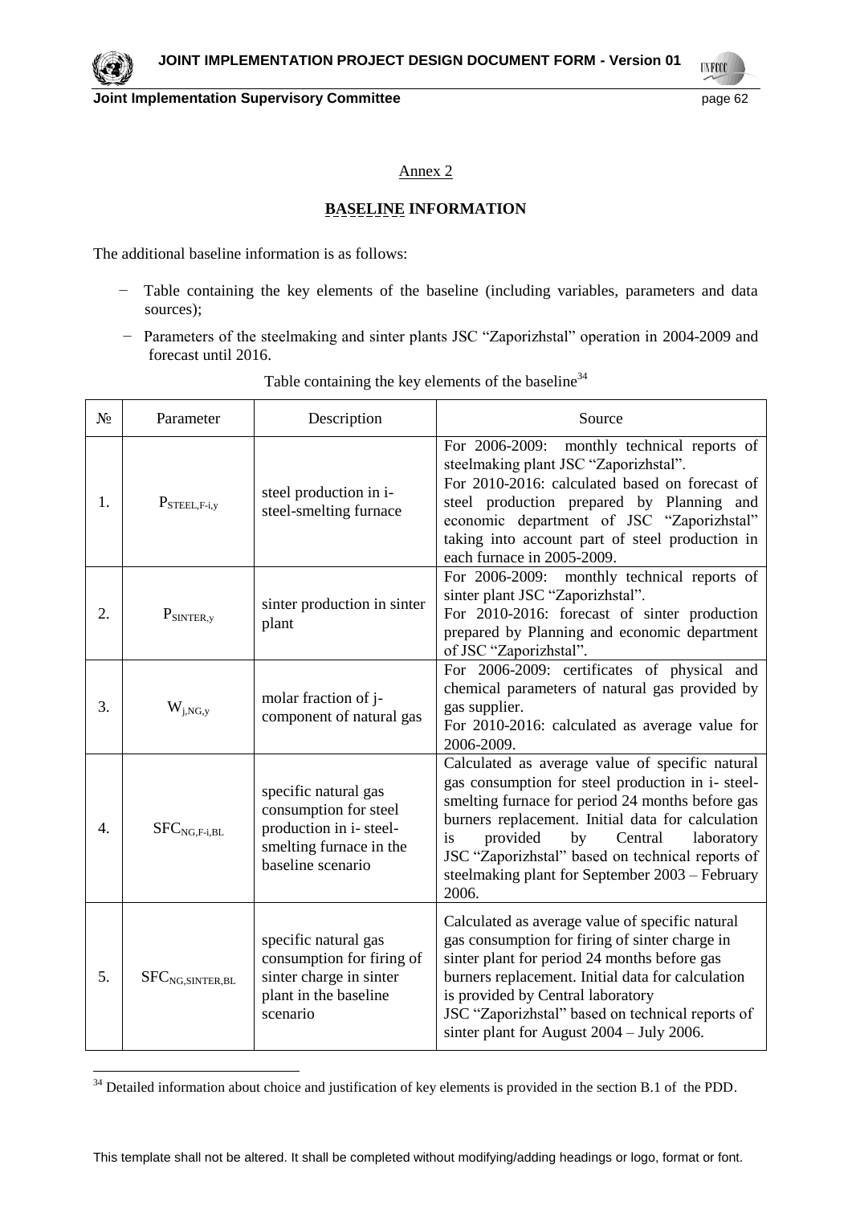Annex 2

## BASELINE INFORMATION

The additional baseline information is as follows:

- Table containing the key elements of the baseline (including variables, parameters and data sources);
- Parameters of the steelmaking and sinter plants JSC "Zaporizhstal" operation in 2004-2009 and forecast until 2016.

Table containing the key elements of the baseline[34]

| № | Parameter | Description | Source |
|---|---|---|---|
| 1. | $P_{STEEL,F\text{-}i,y}$ | steel production in i-steel-smelting furnace | For 2006-2009: monthly technical reports of steelmaking plant JSC "Zaporizhstal". For 2010-2016: calculated based on forecast of steel production prepared by Planning and economic department of JSC "Zaporizhstal" taking into account part of steel production in each furnace in 2005-2009. |
| 2. | $P_{SINTER,y}$ | sinter production in sinter plant | For 2006-2009: monthly technical reports of sinter plant JSC "Zaporizhstal". For 2010-2016: forecast of sinter production prepared by Planning and economic department of JSC "Zaporizhstal". |
| 3. | $W_{j,NG,y}$ | molar fraction of j-component of natural gas | For 2006-2009: certificates of physical and chemical parameters of natural gas provided by gas supplier. For 2010-2016: calculated as average value for 2006-2009. |
| 4. | $SFC_{NG,F\text{-}i,BL}$ | specific natural gas consumption for steel production in i- steel-smelting furnace in the baseline scenario | Calculated as average value of specific natural gas consumption for steel production in i- steel-smelting furnace for period 24 months before gas burners replacement. Initial data for calculation is provided by Central laboratory JSC "Zaporizhstal" based on technical reports of steelmaking plant for September 2003 – February 2006. |
| 5. | $SFC_{NG,SINTER,BL}$ | specific natural gas consumption for firing of sinter charge in sinter plant in the baseline scenario | Calculated as average value of specific natural gas consumption for firing of sinter charge in sinter plant for period 24 months before gas burners replacement. Initial data for calculation is provided by Central laboratory JSC "Zaporizhstal" based on technical reports of sinter plant for August 2004 – July 2006. |

[34] Detailed information about choice and justification of key elements is provided in the section B.1 of the PDD.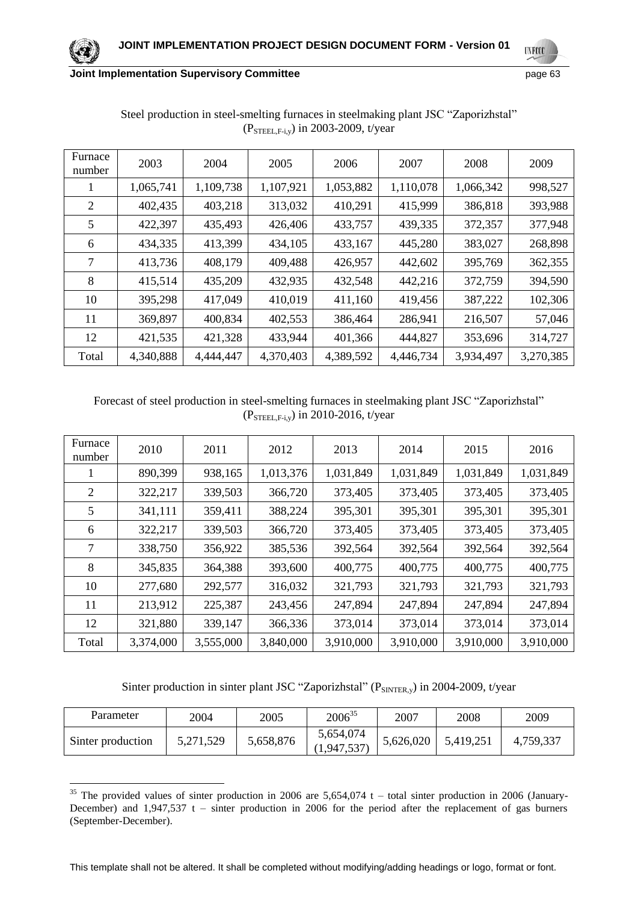Steel production in steel-smelting furnaces in steelmaking plant JSC "Zaporizhstal" ($P_{STEEL,F-i,y}$) in 2003-2009, t/year

| Furnace number | 2003 | 2004 | 2005 | 2006 | 2007 | 2008 | 2009 |
|---|---|---|---|---|---|---|---|
| 1 | 1,065,741 | 1,109,738 | 1,107,921 | 1,053,882 | 1,110,078 | 1,066,342 | 998,527 |
| 2 | 402,435 | 403,218 | 313,032 | 410,291 | 415,999 | 386,818 | 393,988 |
| 5 | 422,397 | 435,493 | 426,406 | 433,757 | 439,335 | 372,357 | 377,948 |
| 6 | 434,335 | 413,399 | 434,105 | 433,167 | 445,280 | 383,027 | 268,898 |
| 7 | 413,736 | 408,179 | 409,488 | 426,957 | 442,602 | 395,769 | 362,355 |
| 8 | 415,514 | 435,209 | 432,935 | 432,548 | 442,216 | 372,759 | 394,590 |
| 10 | 395,298 | 417,049 | 410,019 | 411,160 | 419,456 | 387,222 | 102,306 |
| 11 | 369,897 | 400,834 | 402,553 | 386,464 | 286,941 | 216,507 | 57,046 |
| 12 | 421,535 | 421,328 | 433,944 | 401,366 | 444,827 | 353,696 | 314,727 |
| Total | 4,340,888 | 4,444,447 | 4,370,403 | 4,389,592 | 4,446,734 | 3,934,497 | 3,270,385 |

Forecast of steel production in steel-smelting furnaces in steelmaking plant JSC "Zaporizhstal" ($P_{STEEL,F-i,y}$) in 2010-2016, t/year

| Furnace number | 2010 | 2011 | 2012 | 2013 | 2014 | 2015 | 2016 |
|---|---|---|---|---|---|---|---|
| 1 | 890,399 | 938,165 | 1,013,376 | 1,031,849 | 1,031,849 | 1,031,849 | 1,031,849 |
| 2 | 322,217 | 339,503 | 366,720 | 373,405 | 373,405 | 373,405 | 373,405 |
| 5 | 341,111 | 359,411 | 388,224 | 395,301 | 395,301 | 395,301 | 395,301 |
| 6 | 322,217 | 339,503 | 366,720 | 373,405 | 373,405 | 373,405 | 373,405 |
| 7 | 338,750 | 356,922 | 385,536 | 392,564 | 392,564 | 392,564 | 392,564 |
| 8 | 345,835 | 364,388 | 393,600 | 400,775 | 400,775 | 400,775 | 400,775 |
| 10 | 277,680 | 292,577 | 316,032 | 321,793 | 321,793 | 321,793 | 321,793 |
| 11 | 213,912 | 225,387 | 243,456 | 247,894 | 247,894 | 247,894 | 247,894 |
| 12 | 321,880 | 339,147 | 366,336 | 373,014 | 373,014 | 373,014 | 373,014 |
| Total | 3,374,000 | 3,555,000 | 3,840,000 | 3,910,000 | 3,910,000 | 3,910,000 | 3,910,000 |

Sinter production in sinter plant JSC "Zaporizhstal" ($P_{SINTER,y}$) in 2004-2009, t/year

| Parameter | 2004 | 2005 | 2006[35] | 2007 | 2008 | 2009 |
|---|---|---|---|---|---|---|
| Sinter production | 5,271,529 | 5,658,876 | 5,654,074 (1,947,537) | 5,626,020 | 5,419,251 | 4,759,337 |

[35] The provided values of sinter production in 2006 are 5,654,074 t – total sinter production in 2006 (January-December) and 1,947,537 t – sinter production in 2006 for the period after the replacement of gas burners (September-December).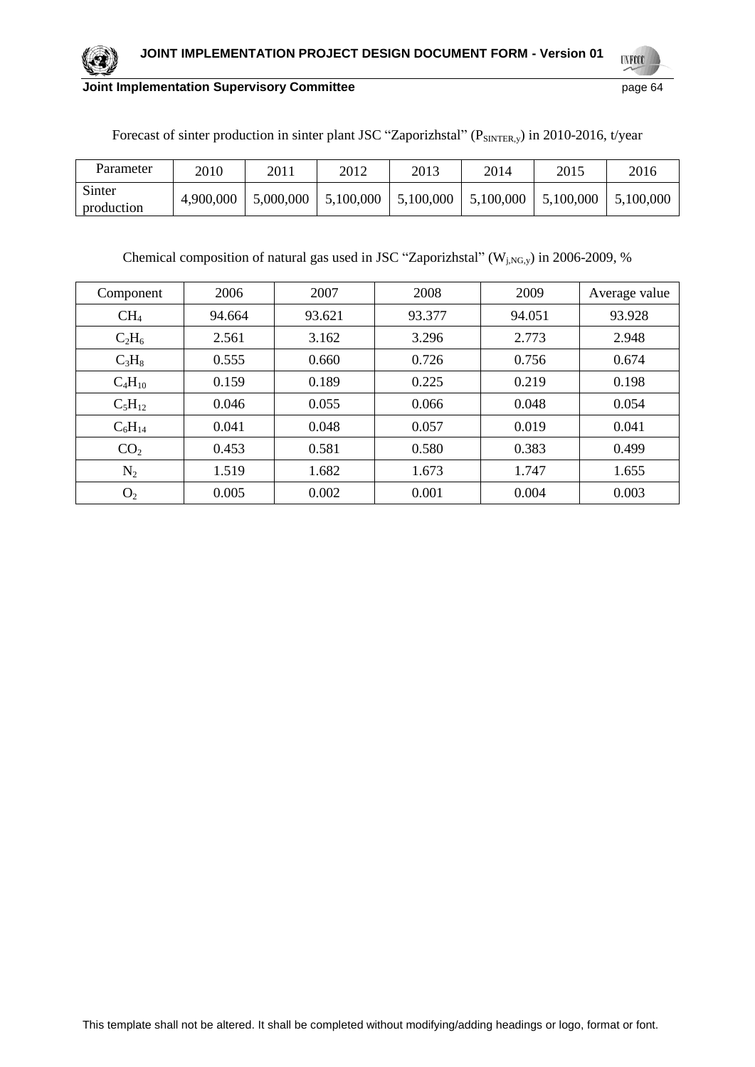Forecast of sinter production in sinter plant JSC "Zaporizhstal" ($P_{SINTER,y}$) in 2010-2016, t/year

| Parameter | 2010 | 2011 | 2012 | 2013 | 2014 | 2015 | 2016 |
|---|---|---|---|---|---|---|---|
| Sinter production | 4,900,000 | 5,000,000 | 5,100,000 | 5,100,000 | 5,100,000 | 5,100,000 | 5,100,000 |

Chemical composition of natural gas used in JSC "Zaporizhstal" ($W_{j,NG,y}$) in 2006-2009, %

| Component | 2006 | 2007 | 2008 | 2009 | Average value |
|---|---|---|---|---|---|
| $CH_4$ | 94.664 | 93.621 | 93.377 | 94.051 | 93.928 |
| $C_2H_6$ | 2.561 | 3.162 | 3.296 | 2.773 | 2.948 |
| $C_3H_8$ | 0.555 | 0.660 | 0.726 | 0.756 | 0.674 |
| $C_4H_{10}$ | 0.159 | 0.189 | 0.225 | 0.219 | 0.198 |
| $C_5H_{12}$ | 0.046 | 0.055 | 0.066 | 0.048 | 0.054 |
| $C_6H_{14}$ | 0.041 | 0.048 | 0.057 | 0.019 | 0.041 |
| $CO_2$ | 0.453 | 0.581 | 0.580 | 0.383 | 0.499 |
| $N_2$ | 1.519 | 1.682 | 1.673 | 1.747 | 1.655 |
| $O_2$ | 0.005 | 0.002 | 0.001 | 0.004 | 0.003 |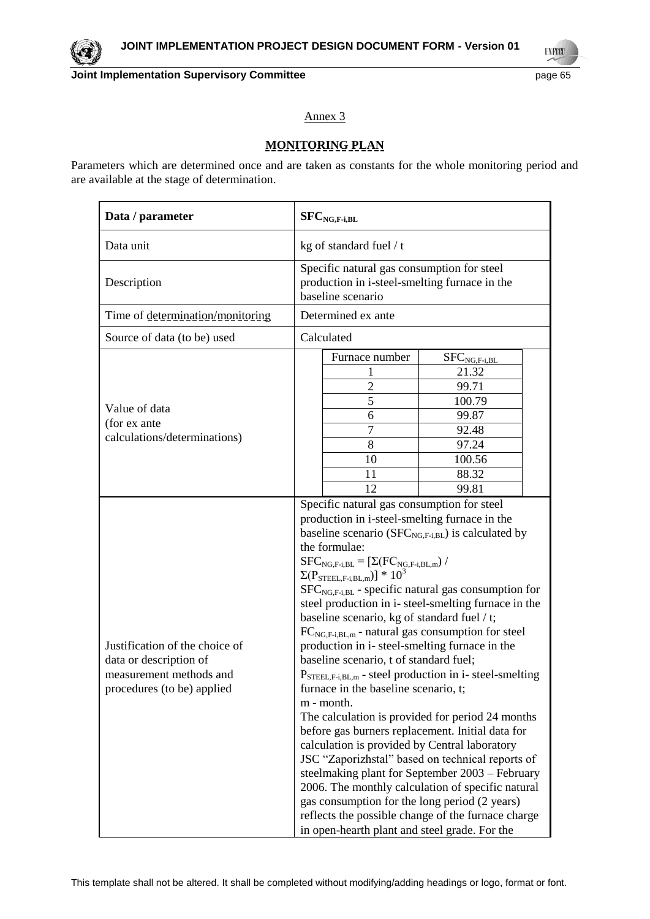Annex 3

# MONITORING PLAN

Parameters which are determined once and are taken as constants for the whole monitoring period and are available at the stage of determination.

| Data / parameter | $SFC_{NG,F\text{-}i,BL}$ |
|---|---|
| Data unit | kg of standard fuel / t |
| Description | Specific natural gas consumption for steel production in i-steel-smelting furnace in the baseline scenario |
| Time of determination/monitoring | Determined ex ante |
| Source of data (to be) used | Calculated |
| Value of data (for ex ante calculations/determinations) | Furnace number: $SFC_{NG,F\text{-}i,BL}$ — 1: 21.32; 2: 99.71; 5: 100.79; 6: 99.87; 7: 92.48; 8: 97.24; 10: 100.56; 11: 88.32; 12: 99.81 |
| Justification of the choice of data or description of measurement methods and procedures (to be) applied | Specific natural gas consumption for steel production in i-steel-smelting furnace in the baseline scenario ($SFC_{NG,F\text{-}i,BL}$) is calculated by the formulae: $SFC_{NG,F\text{-}i,BL} = [\Sigma(FC_{NG,F\text{-}i,BL,m}) / \Sigma(P_{STEEL,F\text{-}i,BL,m})] * 10^3$ <br> $SFC_{NG,F\text{-}i,BL}$ - specific natural gas consumption for steel production in i- steel-smelting furnace in the baseline scenario, kg of standard fuel / t; <br> $FC_{NG,F\text{-}i,BL,m}$ - natural gas consumption for steel production in i- steel-smelting furnace in the baseline scenario, t of standard fuel; <br> $P_{STEEL,F\text{-}i,BL,m}$ - steel production in i- steel-smelting furnace in the baseline scenario, t; <br> m - month. <br> The calculation is provided for period 24 months before gas burners replacement. Initial data for calculation is provided by Central laboratory JSC "Zaporizhstal" based on technical reports of steelmaking plant for September 2003 – February 2006. The monthly calculation of specific natural gas consumption for the long period (2 years) reflects the possible change of the furnace charge in open-hearth plant and steel grade. For the |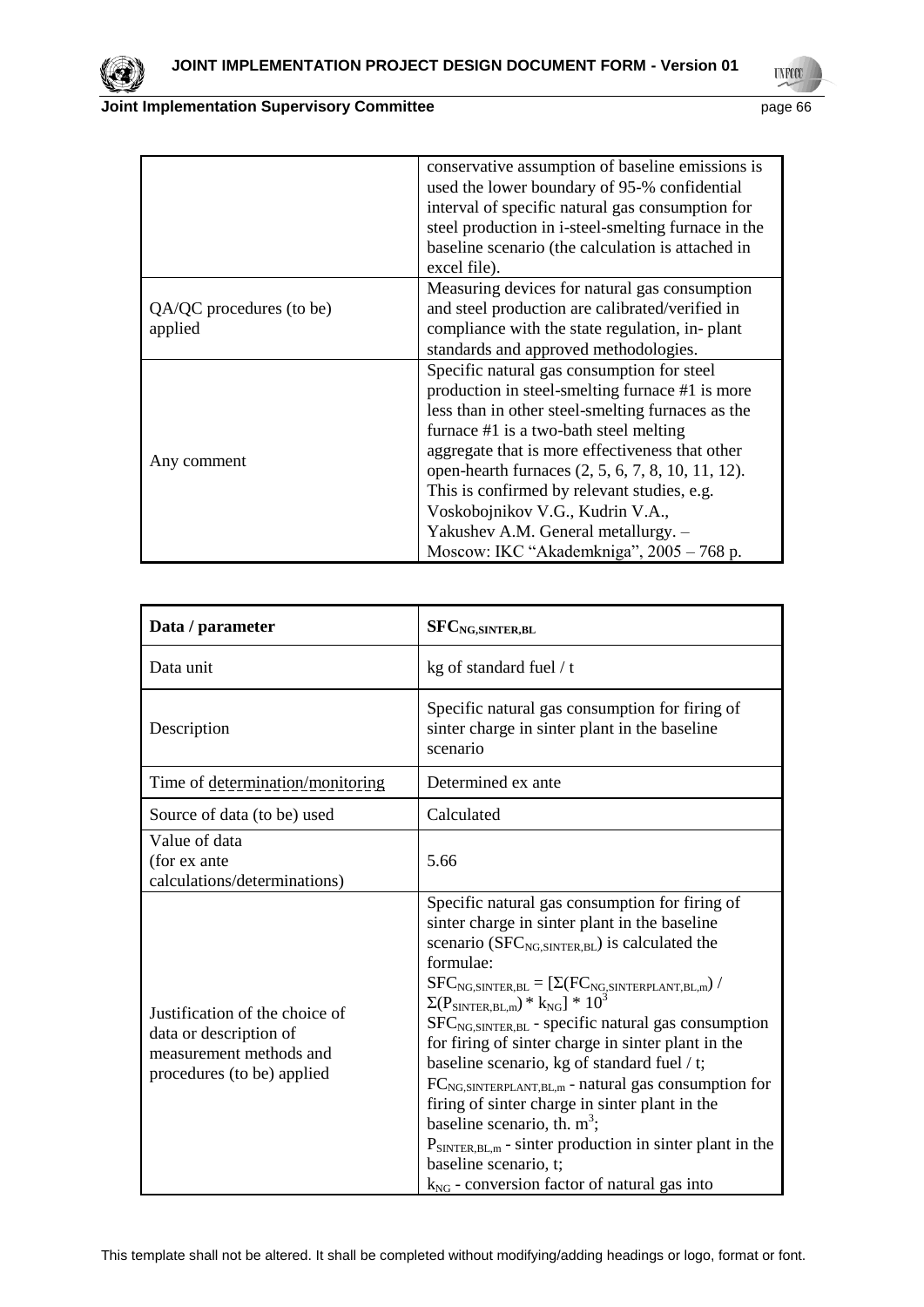| | |
|---|---|
| | conservative assumption of baseline emissions is used the lower boundary of 95-% confidential interval of specific natural gas consumption for steel production in i-steel-smelting furnace in the baseline scenario (the calculation is attached in excel file). |
| QA/QC procedures (to be) applied | Measuring devices for natural gas consumption and steel production are calibrated/verified in compliance with the state regulation, in- plant standards and approved methodologies. |
| Any comment | Specific natural gas consumption for steel production in steel-smelting furnace #1 is more less than in other steel-smelting furnaces as the furnace #1 is a two-bath steel melting aggregate that is more effectiveness that other open-hearth furnaces (2, 5, 6, 7, 8, 10, 11, 12). This is confirmed by relevant studies, e.g. Voskobojnikov V.G., Kudrin V.A., Yakushev A.M. General metallurgy. – Moscow: IKC "Akademkniga", 2005 – 768 p. |

| **Data / parameter** | $\mathbf{SFC_{NG,SINTER,BL}}$ |
|---|---|
| Data unit | kg of standard fuel / t |
| Description | Specific natural gas consumption for firing of sinter charge in sinter plant in the baseline scenario |
| Time of determination/monitoring | Determined ex ante |
| Source of data (to be) used | Calculated |
| Value of data (for ex ante calculations/determinations) | 5.66 |
| Justification of the choice of data or description of measurement methods and procedures (to be) applied | Specific natural gas consumption for firing of sinter charge in sinter plant in the baseline scenario ($SFC_{NG,SINTER,BL}$) is calculated the formulae: $SFC_{NG,SINTER,BL} = [\Sigma(FC_{NG,SINTERPLANT,BL,m}) / \Sigma(P_{SINTER,BL,m}) * k_{NG}] * 10^3$ <br> $SFC_{NG,SINTER,BL}$ - specific natural gas consumption for firing of sinter charge in sinter plant in the baseline scenario, kg of standard fuel / t; <br> $FC_{NG,SINTERPLANT,BL,m}$ - natural gas consumption for firing of sinter charge in sinter plant in the baseline scenario, th. $m^3$; <br> $P_{SINTER,BL,m}$ - sinter production in sinter plant in the baseline scenario, t; <br> $k_{NG}$ - conversion factor of natural gas into |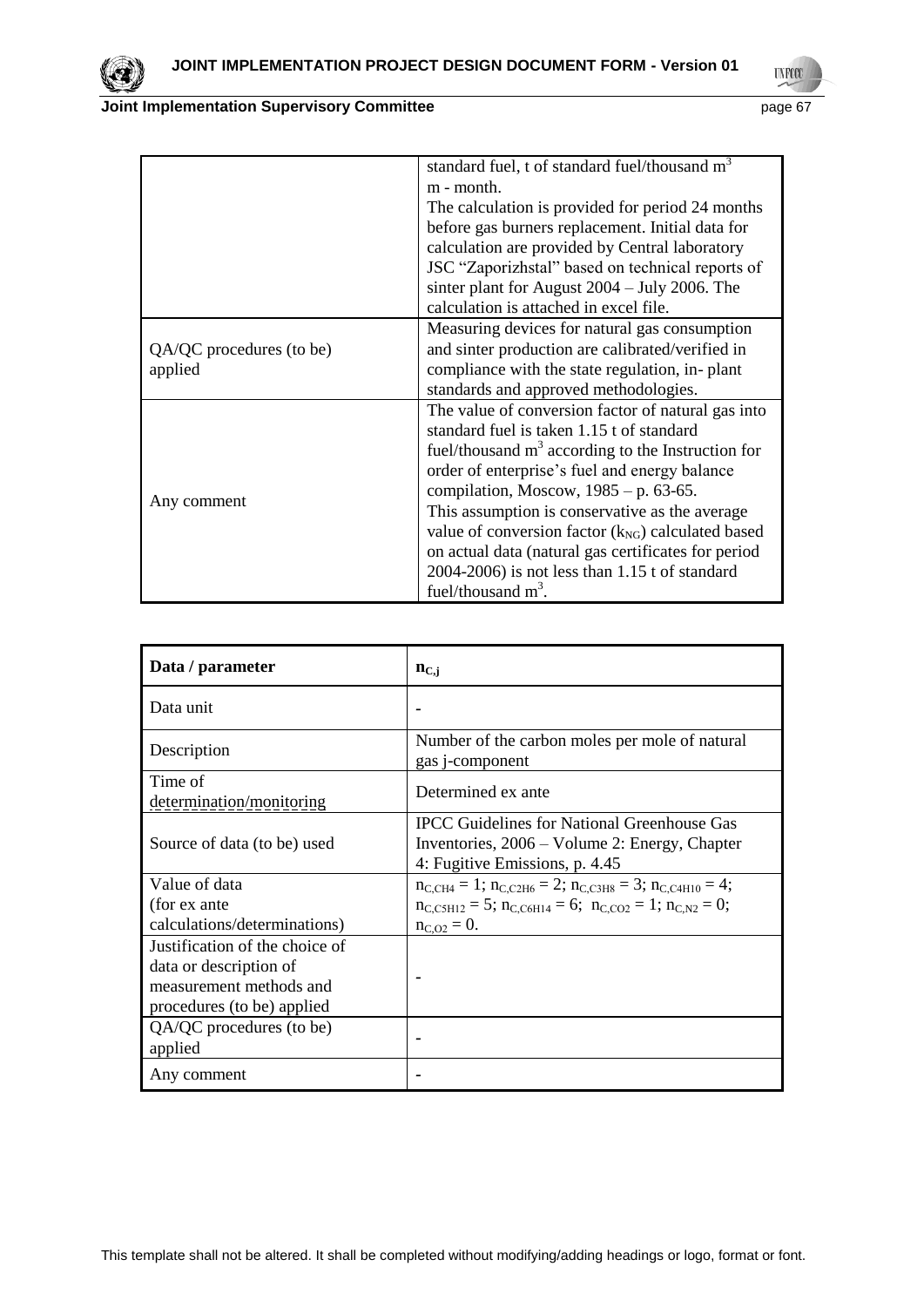| | |
|---|---|
| | standard fuel, t of standard fuel/thousand $m^3$<br>m - month.<br>The calculation is provided for period 24 months before gas burners replacement. Initial data for calculation are provided by Central laboratory JSC "Zaporizhstal" based on technical reports of sinter plant for August 2004 – July 2006. The calculation is attached in excel file. |
| QA/QC procedures (to be) applied | Measuring devices for natural gas consumption and sinter production are calibrated/verified in compliance with the state regulation, in- plant standards and approved methodologies. |
| Any comment | The value of conversion factor of natural gas into standard fuel is taken 1.15 t of standard fuel/thousand $m^3$ according to the Instruction for order of enterprise's fuel and energy balance compilation, Moscow, 1985 – p. 63-65.<br>This assumption is conservative as the average value of conversion factor ($k_{NG}$) calculated based on actual data (natural gas certificates for period 2004-2006) is not less than 1.15 t of standard fuel/thousand $m^3$. |

| Data / parameter | $n_{C,j}$ |
|---|---|
| Data unit | - |
| Description | Number of the carbon moles per mole of natural gas j-component |
| Time of determination/monitoring | Determined ex ante |
| Source of data (to be) used | IPCC Guidelines for National Greenhouse Gas Inventories, 2006 – Volume 2: Energy, Chapter 4: Fugitive Emissions, p. 4.45 |
| Value of data (for ex ante calculations/determinations) | $n_{C,CH4} = 1$; $n_{C,C2H6} = 2$; $n_{C,C3H8} = 3$; $n_{C,C4H10} = 4$; $n_{C,C5H12} = 5$; $n_{C,C6H14} = 6$; $n_{C,CO2} = 1$; $n_{C,N2} = 0$; $n_{C,O2} = 0$. |
| Justification of the choice of data or description of measurement methods and procedures (to be) applied | - |
| QA/QC procedures (to be) applied | - |
| Any comment | - |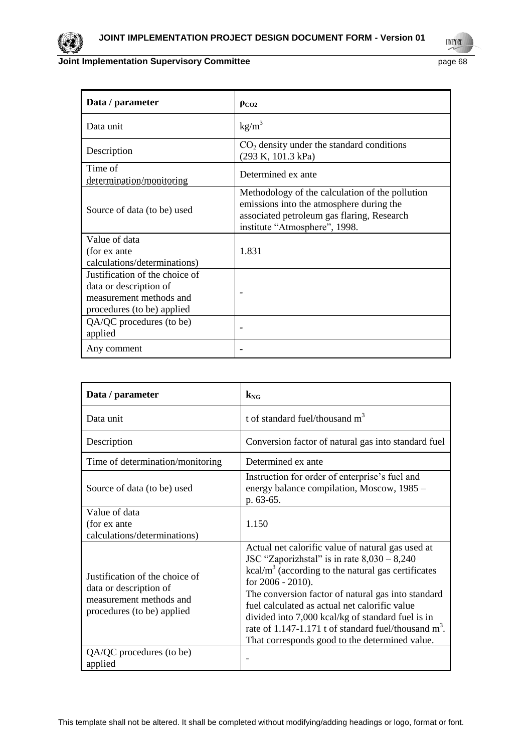| Data / parameter | $\rho_{CO2}$ |
|---|---|
| Data unit | $kg/m^3$ |
| Description | $CO_2$ density under the standard conditions (293 K, 101.3 kPa) |
| Time of determination/monitoring | Determined ex ante |
| Source of data (to be) used | Methodology of the calculation of the pollution emissions into the atmosphere during the associated petroleum gas flaring, Research institute "Atmosphere", 1998. |
| Value of data (for ex ante calculations/determinations) | 1.831 |
| Justification of the choice of data or description of measurement methods and procedures (to be) applied | - |
| QA/QC procedures (to be) applied | - |
| Any comment | - |

| Data / parameter | $k_{NG}$ |
|---|---|
| Data unit | t of standard fuel/thousand $m^3$ |
| Description | Conversion factor of natural gas into standard fuel |
| Time of determination/monitoring | Determined ex ante |
| Source of data (to be) used | Instruction for order of enterprise's fuel and energy balance compilation, Moscow, 1985 – p. 63-65. |
| Value of data (for ex ante calculations/determinations) | 1.150 |
| Justification of the choice of data or description of measurement methods and procedures (to be) applied | Actual net calorific value of natural gas used at JSC "Zaporizhstal" is in rate 8,030 – 8,240 $kcal/m^3$ (according to the natural gas certificates for 2006 - 2010). The conversion factor of natural gas into standard fuel calculated as actual net calorific value divided into 7,000 kcal/kg of standard fuel is in rate of 1.147-1.171 t of standard fuel/thousand $m^3$. That corresponds good to the determined value. |
| QA/QC procedures (to be) applied | - |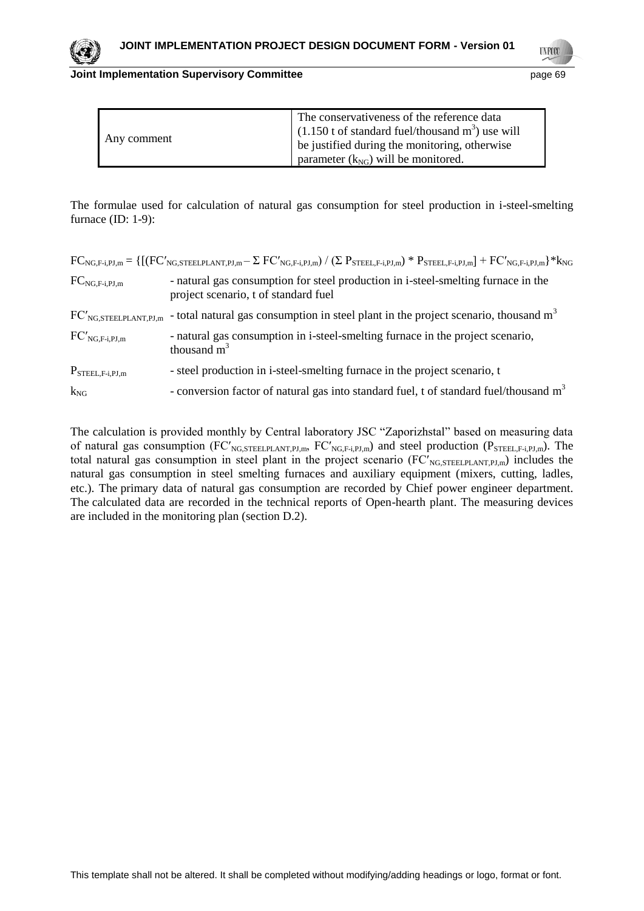| | |
|---|---|
| Any comment | The conservativeness of the reference data (1.150 t of standard fuel/thousand $m^3$) use will be justified during the monitoring, otherwise parameter ($k_{NG}$) will be monitored. |

The formulae used for calculation of natural gas consumption for steel production in i-steel-smelting furnace (ID: 1-9):

$$FC_{NG,F\text{-}i,PJ,m} = \{[(FC'_{NG,STEELPLANT,PJ,m} - \Sigma\, FC'_{NG,F\text{-}i,PJ,m}) / (\Sigma\, P_{STEEL,F\text{-}i,PJ,m}) * P_{STEEL,F\text{-}i,PJ,m}] + FC'_{NG,F\text{-}i,PJ,m}\}*k_{NG}$$

| | |
|---|---|
| $FC_{NG,F\text{-}i,PJ,m}$ | - natural gas consumption for steel production in i-steel-smelting furnace in the project scenario, t of standard fuel |
| $FC'_{NG,STEELPLANT,PJ,m}$ | - total natural gas consumption in steel plant in the project scenario, thousand $m^3$ |
| $FC'_{NG,F\text{-}i,PJ,m}$ | - natural gas consumption in i-steel-smelting furnace in the project scenario, thousand $m^3$ |
| $P_{STEEL,F\text{-}i,PJ,m}$ | - steel production in i-steel-smelting furnace in the project scenario, t |
| $k_{NG}$ | - conversion factor of natural gas into standard fuel, t of standard fuel/thousand $m^3$ |

The calculation is provided monthly by Central laboratory JSC "Zaporizhstal" based on measuring data of natural gas consumption ($FC'_{NG,STEELPLANT,PJ,m}$, $FC'_{NG,F\text{-}i,PJ,m}$) and steel production ($P_{STEEL,F\text{-}i,PJ,m}$). The total natural gas consumption in steel plant in the project scenario ($FC'_{NG,STEELPLANT,PJ,m}$) includes the natural gas consumption in steel smelting furnaces and auxiliary equipment (mixers, cutting, ladles, etc.). The primary data of natural gas consumption are recorded by Chief power engineer department. The calculated data are recorded in the technical reports of Open-hearth plant. The measuring devices are included in the monitoring plan (section D.2).